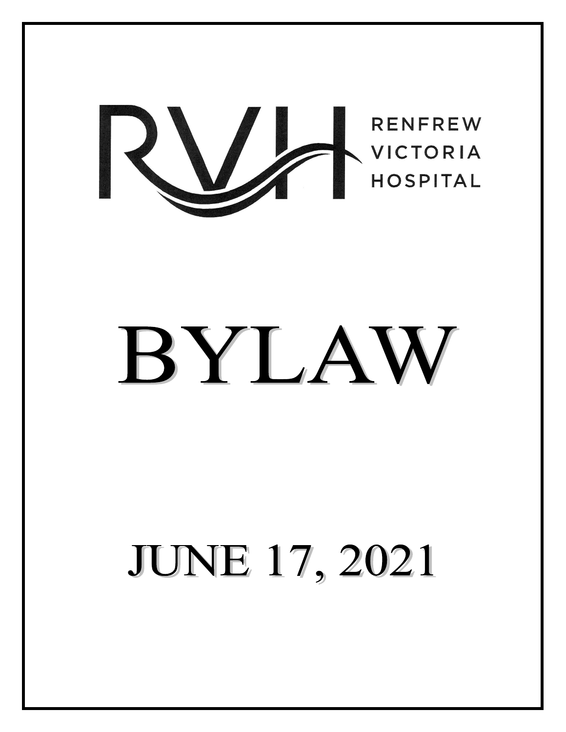RVH RENFREW VICTORIA HOSPITAL

# BYLAW

## JUNE 17, 2021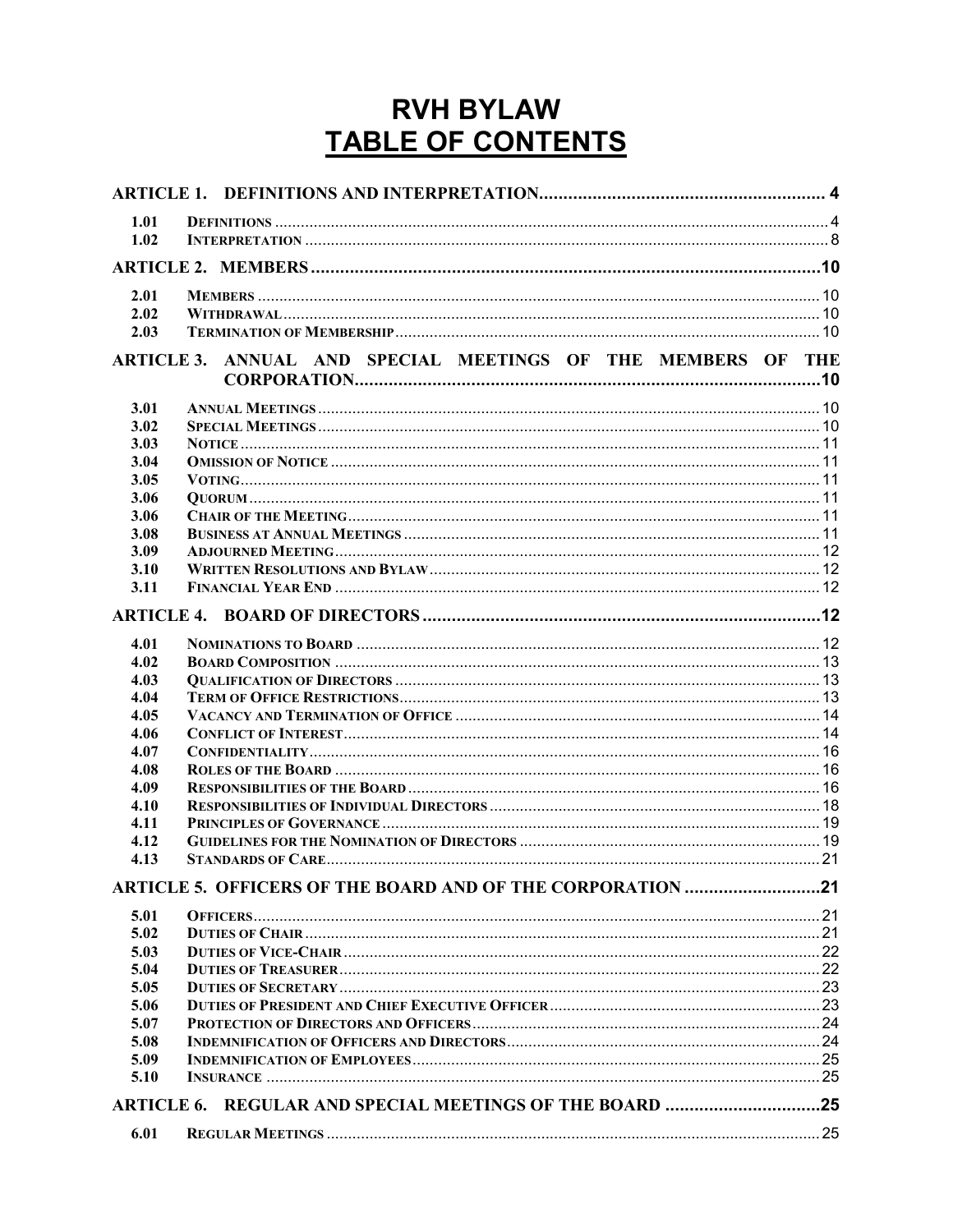# RVH BYLAW
# TABLE OF CONTENTS

**ARTICLE 1. DEFINITIONS AND INTERPRETATION** .......... 4

- 1.01 DEFINITIONS .......... 4
- 1.02 INTERPRETATION .......... 8

**ARTICLE 2. MEMBERS** .......... 10

- 2.01 MEMBERS .......... 10
- 2.02 WITHDRAWAL .......... 10
- 2.03 TERMINATION OF MEMBERSHIP .......... 10

**ARTICLE 3. ANNUAL AND SPECIAL MEETINGS OF THE MEMBERS OF THE CORPORATION** .......... 10

- 3.01 ANNUAL MEETINGS .......... 10
- 3.02 SPECIAL MEETINGS .......... 10
- 3.03 NOTICE .......... 11
- 3.04 OMISSION OF NOTICE .......... 11
- 3.05 VOTING .......... 11
- 3.06 QUORUM .......... 11
- 3.06 CHAIR OF THE MEETING .......... 11
- 3.08 BUSINESS AT ANNUAL MEETINGS .......... 11
- 3.09 ADJOURNED MEETING .......... 12
- 3.10 WRITTEN RESOLUTIONS AND BYLAW .......... 12
- 3.11 FINANCIAL YEAR END .......... 12

**ARTICLE 4. BOARD OF DIRECTORS** .......... 12

- 4.01 NOMINATIONS TO BOARD .......... 12
- 4.02 BOARD COMPOSITION .......... 13
- 4.03 QUALIFICATION OF DIRECTORS .......... 13
- 4.04 TERM OF OFFICE RESTRICTIONS .......... 13
- 4.05 VACANCY AND TERMINATION OF OFFICE .......... 14
- 4.06 CONFLICT OF INTEREST .......... 14
- 4.07 CONFIDENTIALITY .......... 16
- 4.08 ROLES OF THE BOARD .......... 16
- 4.09 RESPONSIBILITIES OF THE BOARD .......... 16
- 4.10 RESPONSIBILITIES OF INDIVIDUAL DIRECTORS .......... 18
- 4.11 PRINCIPLES OF GOVERNANCE .......... 19
- 4.12 GUIDELINES FOR THE NOMINATION OF DIRECTORS .......... 19
- 4.13 STANDARDS OF CARE .......... 21

**ARTICLE 5. OFFICERS OF THE BOARD AND OF THE CORPORATION** .......... 21

- 5.01 OFFICERS .......... 21
- 5.02 DUTIES OF CHAIR .......... 21
- 5.03 DUTIES OF VICE-CHAIR .......... 22
- 5.04 DUTIES OF TREASURER .......... 22
- 5.05 DUTIES OF SECRETARY .......... 23
- 5.06 DUTIES OF PRESIDENT AND CHIEF EXECUTIVE OFFICER .......... 23
- 5.07 PROTECTION OF DIRECTORS AND OFFICERS .......... 24
- 5.08 INDEMNIFICATION OF OFFICERS AND DIRECTORS .......... 24
- 5.09 INDEMNIFICATION OF EMPLOYEES .......... 25
- 5.10 INSURANCE .......... 25

**ARTICLE 6. REGULAR AND SPECIAL MEETINGS OF THE BOARD** .......... 25

- 6.01 REGULAR MEETINGS .......... 25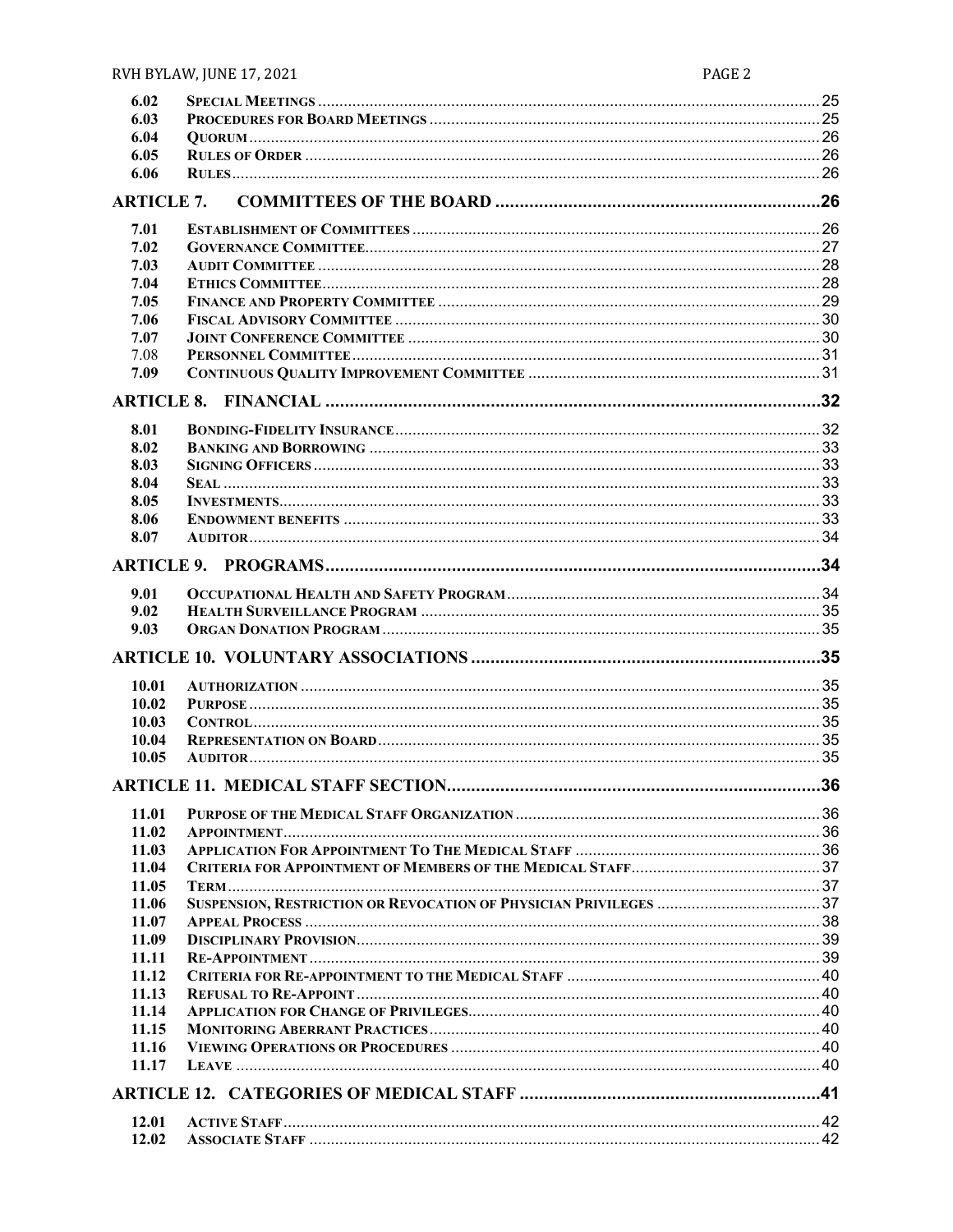| | | |
|---|---|---|
| 6.02 | **Special Meetings** | 25 |
| 6.03 | **Procedures for Board Meetings** | 25 |
| 6.04 | **Quorum** | 26 |
| 6.05 | **Rules of Order** | 26 |
| 6.06 | **Rules** | 26 |
| **ARTICLE 7.** | **COMMITTEES OF THE BOARD** | **26** |
| 7.01 | **Establishment of Committees** | 26 |
| 7.02 | **Governance Committee** | 27 |
| 7.03 | **Audit Committee** | 28 |
| 7.04 | **Ethics Committee** | 28 |
| 7.05 | **Finance and Property Committee** | 29 |
| 7.06 | **Fiscal Advisory Committee** | 30 |
| 7.07 | **Joint Conference Committee** | 30 |
| 7.08 | **Personnel Committee** | 31 |
| 7.09 | **Continuous Quality Improvement Committee** | 31 |
| **ARTICLE 8.** | **FINANCIAL** | **32** |
| 8.01 | **Bonding-Fidelity Insurance** | 32 |
| 8.02 | **Banking and Borrowing** | 33 |
| 8.03 | **Signing Officers** | 33 |
| 8.04 | **Seal** | 33 |
| 8.05 | **Investments** | 33 |
| 8.06 | **Endowment benefits** | 33 |
| 8.07 | **Auditor** | 34 |
| **ARTICLE 9.** | **PROGRAMS** | **34** |
| 9.01 | **Occupational Health and Safety Program** | 34 |
| 9.02 | **Health Surveillance Program** | 35 |
| 9.03 | **Organ Donation Program** | 35 |
| **ARTICLE 10.** | **VOLUNTARY ASSOCIATIONS** | **35** |
| 10.01 | **Authorization** | 35 |
| 10.02 | **Purpose** | 35 |
| 10.03 | **Control** | 35 |
| 10.04 | **Representation on Board** | 35 |
| 10.05 | **Auditor** | 35 |
| **ARTICLE 11.** | **MEDICAL STAFF SECTION** | **36** |
| 11.01 | **Purpose of the Medical Staff Organization** | 36 |
| 11.02 | **Appointment** | 36 |
| 11.03 | **Application For Appointment To The Medical Staff** | 36 |
| 11.04 | **Criteria for Appointment of Members of the Medical Staff** | 37 |
| 11.05 | **Term** | 37 |
| 11.06 | **Suspension, Restriction or Revocation of Physician Privileges** | 37 |
| 11.07 | **Appeal Process** | 38 |
| 11.09 | **Disciplinary Provision** | 39 |
| 11.11 | **Re-Appointment** | 39 |
| 11.12 | **Criteria for Re-appointment to the Medical Staff** | 40 |
| 11.13 | **Refusal to Re-Appoint** | 40 |
| 11.14 | **Application for Change of Privileges** | 40 |
| 11.15 | **Monitoring Aberrant Practices** | 40 |
| 11.16 | **Viewing Operations or Procedures** | 40 |
| 11.17 | **Leave** | 40 |
| **ARTICLE 12.** | **CATEGORIES OF MEDICAL STAFF** | **41** |
| 12.01 | **Active Staff** | 42 |
| 12.02 | **Associate Staff** | 42 |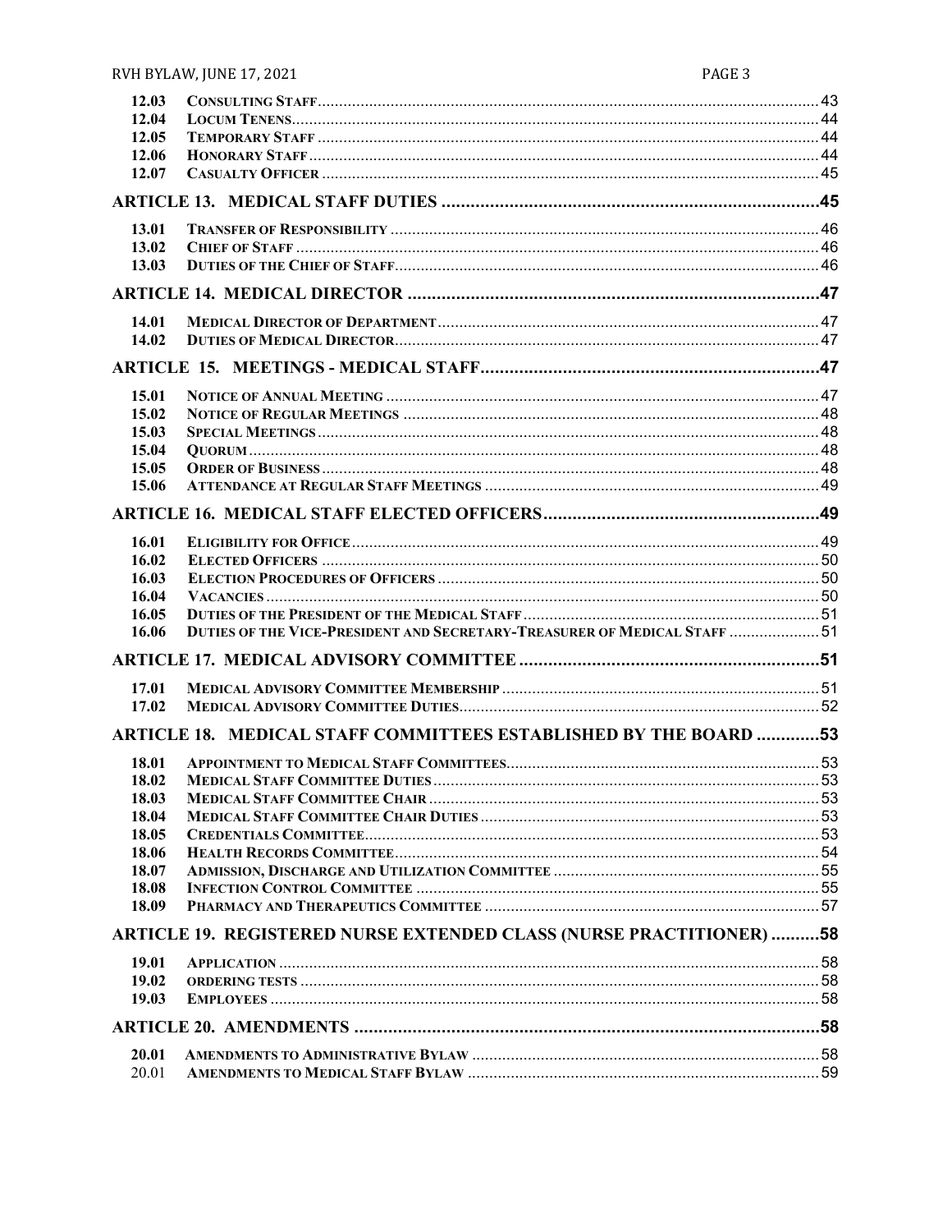| | | |
|---|---|---|
| 12.03 | **CONSULTING STAFF** | 43 |
| 12.04 | **LOCUM TENENS** | 44 |
| 12.05 | **TEMPORARY STAFF** | 44 |
| 12.06 | **HONORARY STAFF** | 44 |
| 12.07 | **CASUALTY OFFICER** | 45 |
| **ARTICLE 13. MEDICAL STAFF DUTIES** | | **45** |
| 13.01 | **TRANSFER OF RESPONSIBILITY** | 46 |
| 13.02 | **CHIEF OF STAFF** | 46 |
| 13.03 | **DUTIES OF THE CHIEF OF STAFF** | 46 |
| **ARTICLE 14. MEDICAL DIRECTOR** | | **47** |
| 14.01 | **MEDICAL DIRECTOR OF DEPARTMENT** | 47 |
| 14.02 | **DUTIES OF MEDICAL DIRECTOR** | 47 |
| **ARTICLE 15. MEETINGS - MEDICAL STAFF** | | **47** |
| 15.01 | **NOTICE OF ANNUAL MEETING** | 47 |
| 15.02 | **NOTICE OF REGULAR MEETINGS** | 48 |
| 15.03 | **SPECIAL MEETINGS** | 48 |
| 15.04 | **QUORUM** | 48 |
| 15.05 | **ORDER OF BUSINESS** | 48 |
| 15.06 | **ATTENDANCE AT REGULAR STAFF MEETINGS** | 49 |
| **ARTICLE 16. MEDICAL STAFF ELECTED OFFICERS** | | **49** |
| 16.01 | **ELIGIBILITY FOR OFFICE** | 49 |
| 16.02 | **ELECTED OFFICERS** | 50 |
| 16.03 | **ELECTION PROCEDURES OF OFFICERS** | 50 |
| 16.04 | **VACANCIES** | 50 |
| 16.05 | **DUTIES OF THE PRESIDENT OF THE MEDICAL STAFF** | 51 |
| 16.06 | **DUTIES OF THE VICE-PRESIDENT AND SECRETARY-TREASURER OF MEDICAL STAFF** | 51 |
| **ARTICLE 17. MEDICAL ADVISORY COMMITTEE** | | **51** |
| 17.01 | **MEDICAL ADVISORY COMMITTEE MEMBERSHIP** | 51 |
| 17.02 | **MEDICAL ADVISORY COMMITTEE DUTIES** | 52 |
| **ARTICLE 18. MEDICAL STAFF COMMITTEES ESTABLISHED BY THE BOARD** | | **53** |
| 18.01 | **APPOINTMENT TO MEDICAL STAFF COMMITTEES** | 53 |
| 18.02 | **MEDICAL STAFF COMMITTEE DUTIES** | 53 |
| 18.03 | **MEDICAL STAFF COMMITTEE CHAIR** | 53 |
| 18.04 | **MEDICAL STAFF COMMITTEE CHAIR DUTIES** | 53 |
| 18.05 | **CREDENTIALS COMMITTEE** | 53 |
| 18.06 | **HEALTH RECORDS COMMITTEE** | 54 |
| 18.07 | **ADMISSION, DISCHARGE AND UTILIZATION COMMITTEE** | 55 |
| 18.08 | **INFECTION CONTROL COMMITTEE** | 55 |
| 18.09 | **PHARMACY AND THERAPEUTICS COMMITTEE** | 57 |
| **ARTICLE 19. REGISTERED NURSE EXTENDED CLASS (NURSE PRACTITIONER)** | | **58** |
| 19.01 | **APPLICATION** | 58 |
| 19.02 | **ORDERING TESTS** | 58 |
| 19.03 | **EMPLOYEES** | 58 |
| **ARTICLE 20. AMENDMENTS** | | **58** |
| 20.01 | **AMENDMENTS TO ADMINISTRATIVE BYLAW** | 58 |
| 20.01 | **AMENDMENTS TO MEDICAL STAFF BYLAW** | 59 |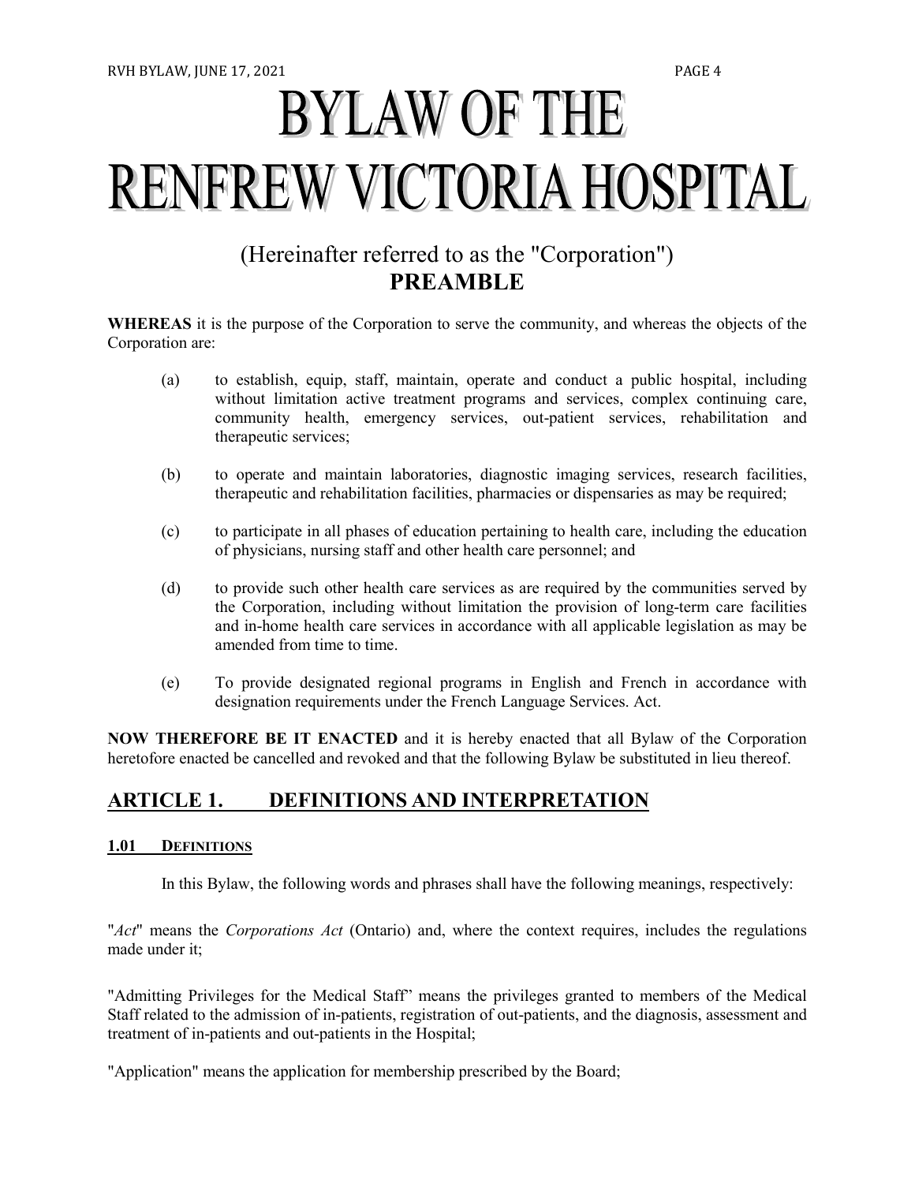# BYLAW OF THE RENFREW VICTORIA HOSPITAL

## (Hereinafter referred to as the "Corporation")

## PREAMBLE

**WHEREAS** it is the purpose of the Corporation to serve the community, and whereas the objects of the Corporation are:

(a) to establish, equip, staff, maintain, operate and conduct a public hospital, including without limitation active treatment programs and services, complex continuing care, community health, emergency services, out-patient services, rehabilitation and therapeutic services;

(b) to operate and maintain laboratories, diagnostic imaging services, research facilities, therapeutic and rehabilitation facilities, pharmacies or dispensaries as may be required;

(c) to participate in all phases of education pertaining to health care, including the education of physicians, nursing staff and other health care personnel; and

(d) to provide such other health care services as are required by the communities served by the Corporation, including without limitation the provision of long-term care facilities and in-home health care services in accordance with all applicable legislation as may be amended from time to time.

(e) To provide designated regional programs in English and French in accordance with designation requirements under the French Language Services. Act.

**NOW THEREFORE BE IT ENACTED** and it is hereby enacted that all Bylaw of the Corporation heretofore enacted be cancelled and revoked and that the following Bylaw be substituted in lieu thereof.

## ARTICLE 1. DEFINITIONS AND INTERPRETATION

### 1.01 DEFINITIONS

In this Bylaw, the following words and phrases shall have the following meanings, respectively:

"*Act*" means the *Corporations Act* (Ontario) and, where the context requires, includes the regulations made under it;

"Admitting Privileges for the Medical Staff" means the privileges granted to members of the Medical Staff related to the admission of in-patients, registration of out-patients, and the diagnosis, assessment and treatment of in-patients and out-patients in the Hospital;

"Application" means the application for membership prescribed by the Board;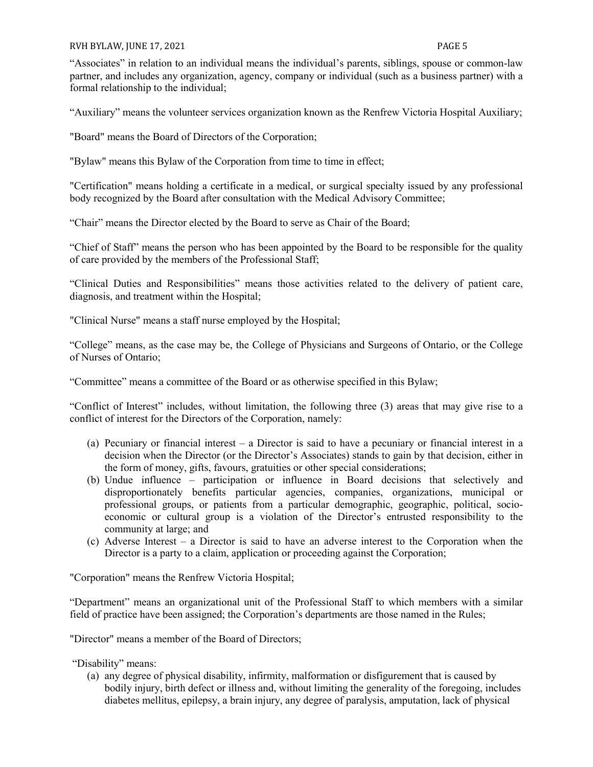"Associates" in relation to an individual means the individual's parents, siblings, spouse or common-law partner, and includes any organization, agency, company or individual (such as a business partner) with a formal relationship to the individual;

"Auxiliary" means the volunteer services organization known as the Renfrew Victoria Hospital Auxiliary;

"Board" means the Board of Directors of the Corporation;

"Bylaw" means this Bylaw of the Corporation from time to time in effect;

"Certification" means holding a certificate in a medical, or surgical specialty issued by any professional body recognized by the Board after consultation with the Medical Advisory Committee;

"Chair" means the Director elected by the Board to serve as Chair of the Board;

"Chief of Staff" means the person who has been appointed by the Board to be responsible for the quality of care provided by the members of the Professional Staff;

"Clinical Duties and Responsibilities" means those activities related to the delivery of patient care, diagnosis, and treatment within the Hospital;

"Clinical Nurse" means a staff nurse employed by the Hospital;

"College" means, as the case may be, the College of Physicians and Surgeons of Ontario, or the College of Nurses of Ontario;

"Committee" means a committee of the Board or as otherwise specified in this Bylaw;

"Conflict of Interest" includes, without limitation, the following three (3) areas that may give rise to a conflict of interest for the Directors of the Corporation, namely:

(a) Pecuniary or financial interest – a Director is said to have a pecuniary or financial interest in a decision when the Director (or the Director's Associates) stands to gain by that decision, either in the form of money, gifts, favours, gratuities or other special considerations;
(b) Undue influence – participation or influence in Board decisions that selectively and disproportionately benefits particular agencies, companies, organizations, municipal or professional groups, or patients from a particular demographic, geographic, political, socio-economic or cultural group is a violation of the Director's entrusted responsibility to the community at large; and
(c) Adverse Interest – a Director is said to have an adverse interest to the Corporation when the Director is a party to a claim, application or proceeding against the Corporation;

"Corporation" means the Renfrew Victoria Hospital;

"Department" means an organizational unit of the Professional Staff to which members with a similar field of practice have been assigned; the Corporation's departments are those named in the Rules;

"Director" means a member of the Board of Directors;

"Disability" means:

(a) any degree of physical disability, infirmity, malformation or disfigurement that is caused by bodily injury, birth defect or illness and, without limiting the generality of the foregoing, includes diabetes mellitus, epilepsy, a brain injury, any degree of paralysis, amputation, lack of physical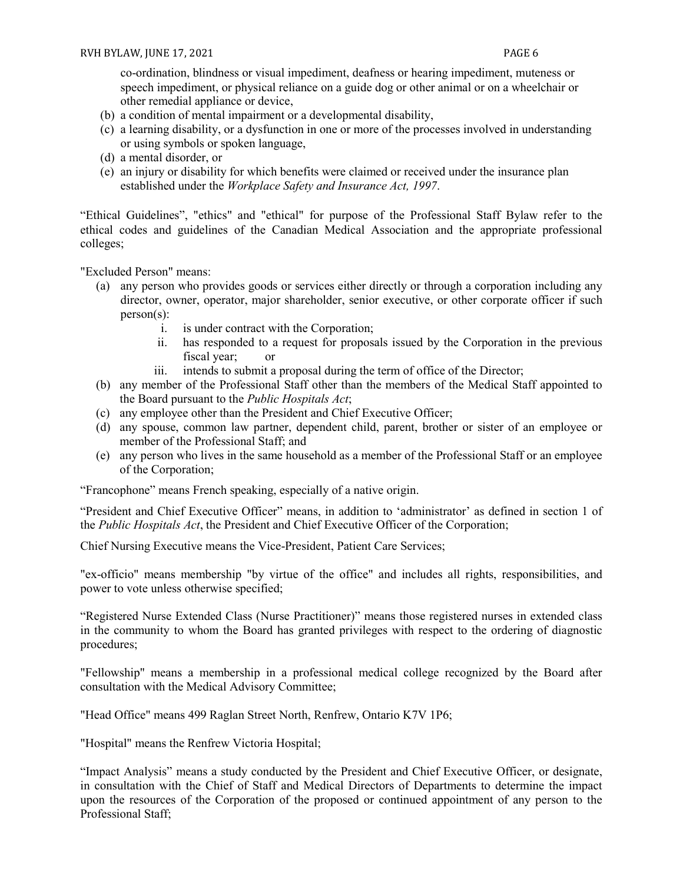co-ordination, blindness or visual impediment, deafness or hearing impediment, muteness or speech impediment, or physical reliance on a guide dog or other animal or on a wheelchair or other remedial appliance or device,

(b) a condition of mental impairment or a developmental disability,
(c) a learning disability, or a dysfunction in one or more of the processes involved in understanding or using symbols or spoken language,
(d) a mental disorder, or
(e) an injury or disability for which benefits were claimed or received under the insurance plan established under the *Workplace Safety and Insurance Act, 1997*.

“Ethical Guidelines”, "ethics" and "ethical" for purpose of the Professional Staff Bylaw refer to the ethical codes and guidelines of the Canadian Medical Association and the appropriate professional colleges;

"Excluded Person" means:

(a) any person who provides goods or services either directly or through a corporation including any director, owner, operator, major shareholder, senior executive, or other corporate officer if such person(s):
    i. is under contract with the Corporation;
    ii. has responded to a request for proposals issued by the Corporation in the previous fiscal year; or
    iii. intends to submit a proposal during the term of office of the Director;
(b) any member of the Professional Staff other than the members of the Medical Staff appointed to the Board pursuant to the *Public Hospitals Act*;
(c) any employee other than the President and Chief Executive Officer;
(d) any spouse, common law partner, dependent child, parent, brother or sister of an employee or member of the Professional Staff; and
(e) any person who lives in the same household as a member of the Professional Staff or an employee of the Corporation;

“Francophone” means French speaking, especially of a native origin.

“President and Chief Executive Officer” means, in addition to ‘administrator’ as defined in section 1 of the *Public Hospitals Act*, the President and Chief Executive Officer of the Corporation;

Chief Nursing Executive means the Vice-President, Patient Care Services;

"ex-officio" means membership "by virtue of the office" and includes all rights, responsibilities, and power to vote unless otherwise specified;

“Registered Nurse Extended Class (Nurse Practitioner)” means those registered nurses in extended class in the community to whom the Board has granted privileges with respect to the ordering of diagnostic procedures;

"Fellowship" means a membership in a professional medical college recognized by the Board after consultation with the Medical Advisory Committee;

"Head Office" means 499 Raglan Street North, Renfrew, Ontario K7V 1P6;

"Hospital" means the Renfrew Victoria Hospital;

“Impact Analysis” means a study conducted by the President and Chief Executive Officer, or designate, in consultation with the Chief of Staff and Medical Directors of Departments to determine the impact upon the resources of the Corporation of the proposed or continued appointment of any person to the Professional Staff;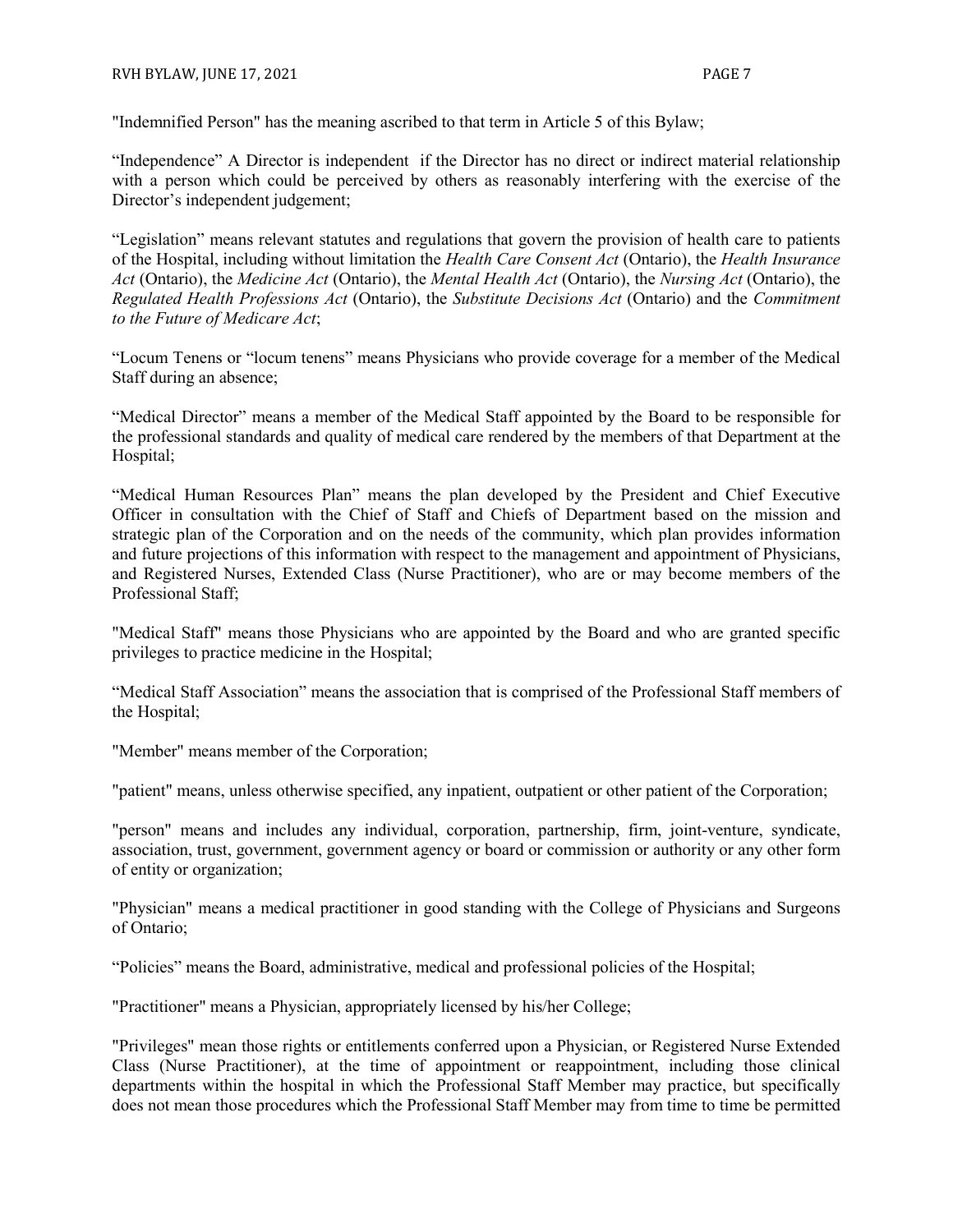"Indemnified Person" has the meaning ascribed to that term in Article 5 of this Bylaw;

"Independence" A Director is independent if the Director has no direct or indirect material relationship with a person which could be perceived by others as reasonably interfering with the exercise of the Director's independent judgement;

"Legislation" means relevant statutes and regulations that govern the provision of health care to patients of the Hospital, including without limitation the *Health Care Consent Act* (Ontario), the *Health Insurance Act* (Ontario), the *Medicine Act* (Ontario), the *Mental Health Act* (Ontario), the *Nursing Act* (Ontario), the *Regulated Health Professions Act* (Ontario), the *Substitute Decisions Act* (Ontario) and the *Commitment to the Future of Medicare Act*;

"Locum Tenens or "locum tenens" means Physicians who provide coverage for a member of the Medical Staff during an absence;

"Medical Director" means a member of the Medical Staff appointed by the Board to be responsible for the professional standards and quality of medical care rendered by the members of that Department at the Hospital;

"Medical Human Resources Plan" means the plan developed by the President and Chief Executive Officer in consultation with the Chief of Staff and Chiefs of Department based on the mission and strategic plan of the Corporation and on the needs of the community, which plan provides information and future projections of this information with respect to the management and appointment of Physicians, and Registered Nurses, Extended Class (Nurse Practitioner), who are or may become members of the Professional Staff;

"Medical Staff" means those Physicians who are appointed by the Board and who are granted specific privileges to practice medicine in the Hospital;

"Medical Staff Association" means the association that is comprised of the Professional Staff members of the Hospital;

"Member" means member of the Corporation;

"patient" means, unless otherwise specified, any inpatient, outpatient or other patient of the Corporation;

"person" means and includes any individual, corporation, partnership, firm, joint-venture, syndicate, association, trust, government, government agency or board or commission or authority or any other form of entity or organization;

"Physician" means a medical practitioner in good standing with the College of Physicians and Surgeons of Ontario;

"Policies" means the Board, administrative, medical and professional policies of the Hospital;

"Practitioner" means a Physician, appropriately licensed by his/her College;

"Privileges" mean those rights or entitlements conferred upon a Physician, or Registered Nurse Extended Class (Nurse Practitioner), at the time of appointment or reappointment, including those clinical departments within the hospital in which the Professional Staff Member may practice, but specifically does not mean those procedures which the Professional Staff Member may from time to time be permitted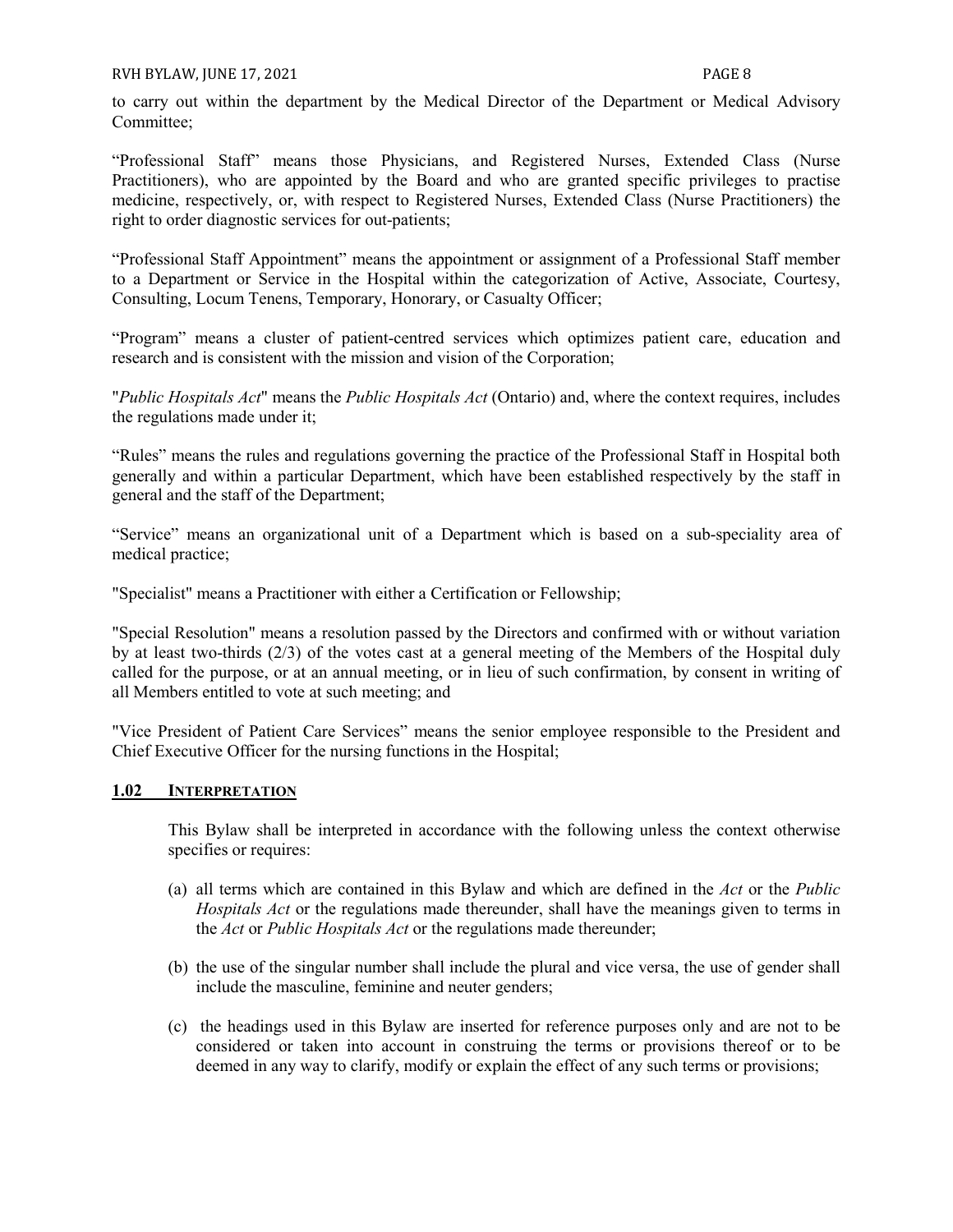to carry out within the department by the Medical Director of the Department or Medical Advisory Committee;

"Professional Staff" means those Physicians, and Registered Nurses, Extended Class (Nurse Practitioners), who are appointed by the Board and who are granted specific privileges to practise medicine, respectively, or, with respect to Registered Nurses, Extended Class (Nurse Practitioners) the right to order diagnostic services for out-patients;

"Professional Staff Appointment" means the appointment or assignment of a Professional Staff member to a Department or Service in the Hospital within the categorization of Active, Associate, Courtesy, Consulting, Locum Tenens, Temporary, Honorary, or Casualty Officer;

"Program" means a cluster of patient-centred services which optimizes patient care, education and research and is consistent with the mission and vision of the Corporation;

"*Public Hospitals Act*" means the *Public Hospitals Act* (Ontario) and, where the context requires, includes the regulations made under it;

"Rules" means the rules and regulations governing the practice of the Professional Staff in Hospital both generally and within a particular Department, which have been established respectively by the staff in general and the staff of the Department;

"Service" means an organizational unit of a Department which is based on a sub-speciality area of medical practice;

"Specialist" means a Practitioner with either a Certification or Fellowship;

"Special Resolution" means a resolution passed by the Directors and confirmed with or without variation by at least two-thirds (2/3) of the votes cast at a general meeting of the Members of the Hospital duly called for the purpose, or at an annual meeting, or in lieu of such confirmation, by consent in writing of all Members entitled to vote at such meeting; and

"Vice President of Patient Care Services" means the senior employee responsible to the President and Chief Executive Officer for the nursing functions in the Hospital;

## 1.02 INTERPRETATION

This Bylaw shall be interpreted in accordance with the following unless the context otherwise specifies or requires:

(a) all terms which are contained in this Bylaw and which are defined in the *Act* or the *Public Hospitals Act* or the regulations made thereunder, shall have the meanings given to terms in the *Act* or *Public Hospitals Act* or the regulations made thereunder;

(b) the use of the singular number shall include the plural and vice versa, the use of gender shall include the masculine, feminine and neuter genders;

(c) the headings used in this Bylaw are inserted for reference purposes only and are not to be considered or taken into account in construing the terms or provisions thereof or to be deemed in any way to clarify, modify or explain the effect of any such terms or provisions;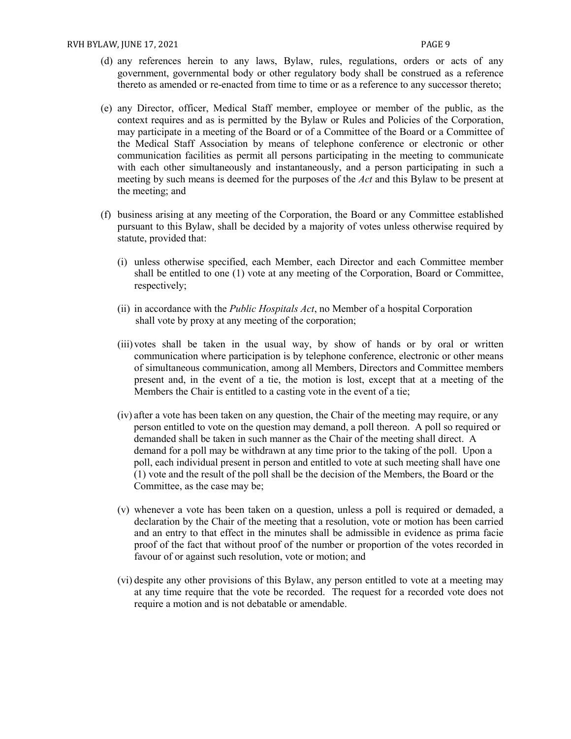(d) any references herein to any laws, Bylaw, rules, regulations, orders or acts of any government, governmental body or other regulatory body shall be construed as a reference thereto as amended or re-enacted from time to time or as a reference to any successor thereto;

(e) any Director, officer, Medical Staff member, employee or member of the public, as the context requires and as is permitted by the Bylaw or Rules and Policies of the Corporation, may participate in a meeting of the Board or of a Committee of the Board or a Committee of the Medical Staff Association by means of telephone conference or electronic or other communication facilities as permit all persons participating in the meeting to communicate with each other simultaneously and instantaneously, and a person participating in such a meeting by such means is deemed for the purposes of the *Act* and this Bylaw to be present at the meeting; and

(f) business arising at any meeting of the Corporation, the Board or any Committee established pursuant to this Bylaw, shall be decided by a majority of votes unless otherwise required by statute, provided that:

   (i) unless otherwise specified, each Member, each Director and each Committee member shall be entitled to one (1) vote at any meeting of the Corporation, Board or Committee, respectively;

   (ii) in accordance with the *Public Hospitals Act*, no Member of a hospital Corporation shall vote by proxy at any meeting of the corporation;

   (iii) votes shall be taken in the usual way, by show of hands or by oral or written communication where participation is by telephone conference, electronic or other means of simultaneous communication, among all Members, Directors and Committee members present and, in the event of a tie, the motion is lost, except that at a meeting of the Members the Chair is entitled to a casting vote in the event of a tie;

   (iv) after a vote has been taken on any question, the Chair of the meeting may require, or any person entitled to vote on the question may demand, a poll thereon. A poll so required or demanded shall be taken in such manner as the Chair of the meeting shall direct. A demand for a poll may be withdrawn at any time prior to the taking of the poll. Upon a poll, each individual present in person and entitled to vote at such meeting shall have one (1) vote and the result of the poll shall be the decision of the Members, the Board or the Committee, as the case may be;

   (v) whenever a vote has been taken on a question, unless a poll is required or demaded, a declaration by the Chair of the meeting that a resolution, vote or motion has been carried and an entry to that effect in the minutes shall be admissible in evidence as prima facie proof of the fact that without proof of the number or proportion of the votes recorded in favour of or against such resolution, vote or motion; and

   (vi) despite any other provisions of this Bylaw, any person entitled to vote at a meeting may at any time require that the vote be recorded. The request for a recorded vote does not require a motion and is not debatable or amendable.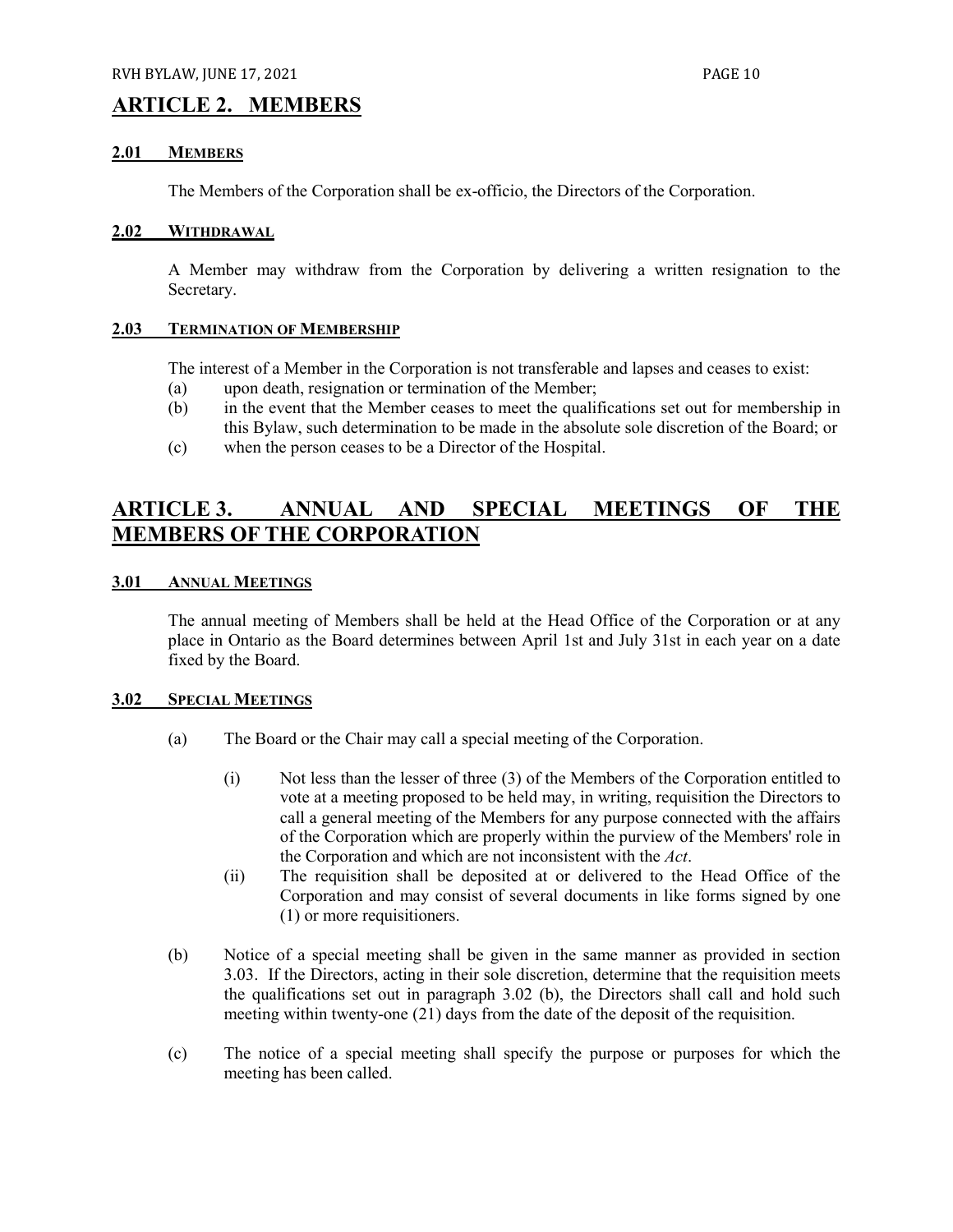# ARTICLE 2. MEMBERS

### 2.01 MEMBERS

The Members of the Corporation shall be ex-officio, the Directors of the Corporation.

### 2.02 WITHDRAWAL

A Member may withdraw from the Corporation by delivering a written resignation to the Secretary.

### 2.03 TERMINATION OF MEMBERSHIP

The interest of a Member in the Corporation is not transferable and lapses and ceases to exist:

(a) upon death, resignation or termination of the Member;

(b) in the event that the Member ceases to meet the qualifications set out for membership in this Bylaw, such determination to be made in the absolute sole discretion of the Board; or

(c) when the person ceases to be a Director of the Hospital.

# ARTICLE 3. ANNUAL AND SPECIAL MEETINGS OF THE MEMBERS OF THE CORPORATION

### 3.01 ANNUAL MEETINGS

The annual meeting of Members shall be held at the Head Office of the Corporation or at any place in Ontario as the Board determines between April 1st and July 31st in each year on a date fixed by the Board.

### 3.02 SPECIAL MEETINGS

(a) The Board or the Chair may call a special meeting of the Corporation.

(i) Not less than the lesser of three (3) of the Members of the Corporation entitled to vote at a meeting proposed to be held may, in writing, requisition the Directors to call a general meeting of the Members for any purpose connected with the affairs of the Corporation which are properly within the purview of the Members' role in the Corporation and which are not inconsistent with the *Act*.

(ii) The requisition shall be deposited at or delivered to the Head Office of the Corporation and may consist of several documents in like forms signed by one (1) or more requisitioners.

(b) Notice of a special meeting shall be given in the same manner as provided in section 3.03. If the Directors, acting in their sole discretion, determine that the requisition meets the qualifications set out in paragraph 3.02 (b), the Directors shall call and hold such meeting within twenty-one (21) days from the date of the deposit of the requisition.

(c) The notice of a special meeting shall specify the purpose or purposes for which the meeting has been called.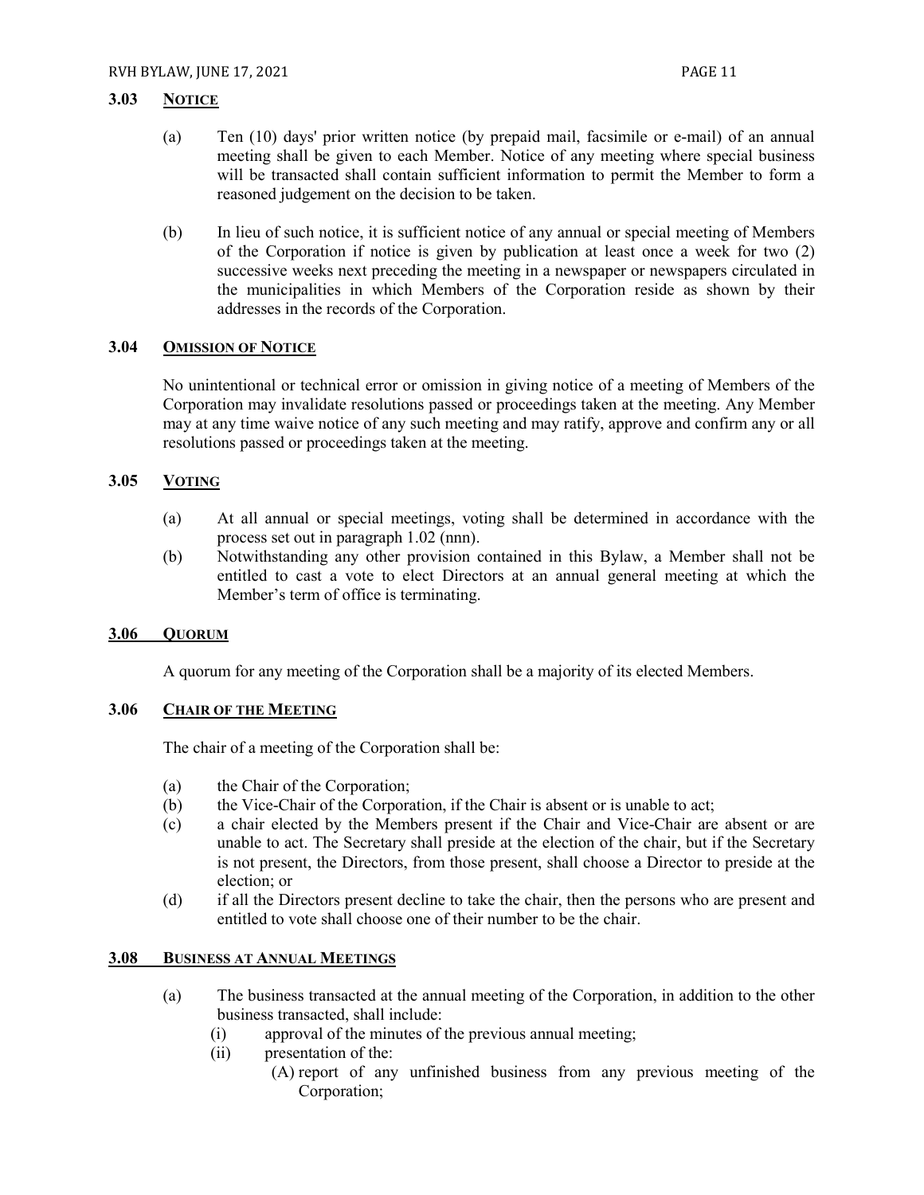### 3.03 NOTICE

(a) Ten (10) days' prior written notice (by prepaid mail, facsimile or e-mail) of an annual meeting shall be given to each Member. Notice of any meeting where special business will be transacted shall contain sufficient information to permit the Member to form a reasoned judgement on the decision to be taken.

(b) In lieu of such notice, it is sufficient notice of any annual or special meeting of Members of the Corporation if notice is given by publication at least once a week for two (2) successive weeks next preceding the meeting in a newspaper or newspapers circulated in the municipalities in which Members of the Corporation reside as shown by their addresses in the records of the Corporation.

### 3.04 OMISSION OF NOTICE

No unintentional or technical error or omission in giving notice of a meeting of Members of the Corporation may invalidate resolutions passed or proceedings taken at the meeting. Any Member may at any time waive notice of any such meeting and may ratify, approve and confirm any or all resolutions passed or proceedings taken at the meeting.

### 3.05 VOTING

(a) At all annual or special meetings, voting shall be determined in accordance with the process set out in paragraph 1.02 (nnn).

(b) Notwithstanding any other provision contained in this Bylaw, a Member shall not be entitled to cast a vote to elect Directors at an annual general meeting at which the Member's term of office is terminating.

### 3.06 QUORUM

A quorum for any meeting of the Corporation shall be a majority of its elected Members.

### 3.06 CHAIR OF THE MEETING

The chair of a meeting of the Corporation shall be:

(a) the Chair of the Corporation;

(b) the Vice-Chair of the Corporation, if the Chair is absent or is unable to act;

(c) a chair elected by the Members present if the Chair and Vice-Chair are absent or are unable to act. The Secretary shall preside at the election of the chair, but if the Secretary is not present, the Directors, from those present, shall choose a Director to preside at the election; or

(d) if all the Directors present decline to take the chair, then the persons who are present and entitled to vote shall choose one of their number to be the chair.

### 3.08 BUSINESS AT ANNUAL MEETINGS

(a) The business transacted at the annual meeting of the Corporation, in addition to the other business transacted, shall include:

(i) approval of the minutes of the previous annual meeting;

(ii) presentation of the:

(A) report of any unfinished business from any previous meeting of the Corporation;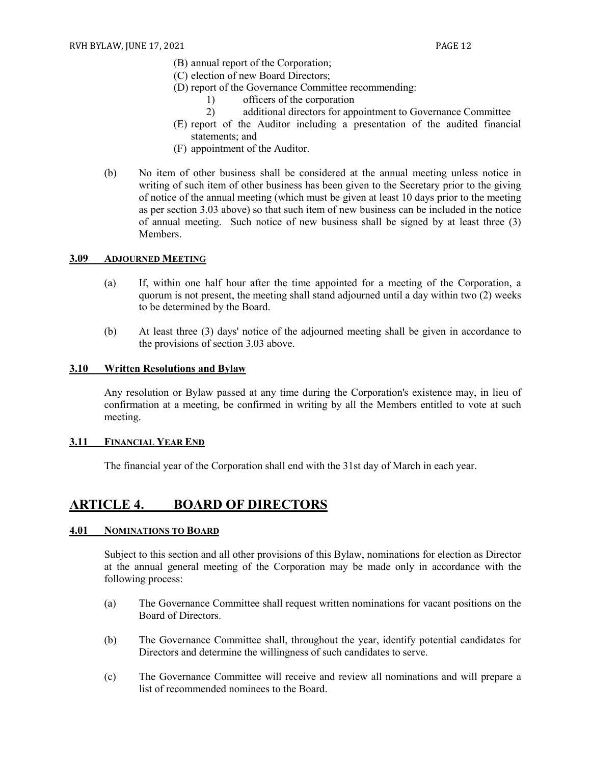(B) annual report of the Corporation;
(C) election of new Board Directors;
(D) report of the Governance Committee recommending:
  1) officers of the corporation
  2) additional directors for appointment to Governance Committee
(E) report of the Auditor including a presentation of the audited financial statements; and
(F) appointment of the Auditor.

(b) No item of other business shall be considered at the annual meeting unless notice in writing of such item of other business has been given to the Secretary prior to the giving of notice of the annual meeting (which must be given at least 10 days prior to the meeting as per section 3.03 above) so that such item of new business can be included in the notice of annual meeting. Such notice of new business shall be signed by at least three (3) Members.

### 3.09 ADJOURNED MEETING

(a) If, within one half hour after the time appointed for a meeting of the Corporation, a quorum is not present, the meeting shall stand adjourned until a day within two (2) weeks to be determined by the Board.

(b) At least three (3) days' notice of the adjourned meeting shall be given in accordance to the provisions of section 3.03 above.

### 3.10 Written Resolutions and Bylaw

Any resolution or Bylaw passed at any time during the Corporation's existence may, in lieu of confirmation at a meeting, be confirmed in writing by all the Members entitled to vote at such meeting.

### 3.11 FINANCIAL YEAR END

The financial year of the Corporation shall end with the 31st day of March in each year.

## ARTICLE 4. BOARD OF DIRECTORS

### 4.01 NOMINATIONS TO BOARD

Subject to this section and all other provisions of this Bylaw, nominations for election as Director at the annual general meeting of the Corporation may be made only in accordance with the following process:

(a) The Governance Committee shall request written nominations for vacant positions on the Board of Directors.

(b) The Governance Committee shall, throughout the year, identify potential candidates for Directors and determine the willingness of such candidates to serve.

(c) The Governance Committee will receive and review all nominations and will prepare a list of recommended nominees to the Board.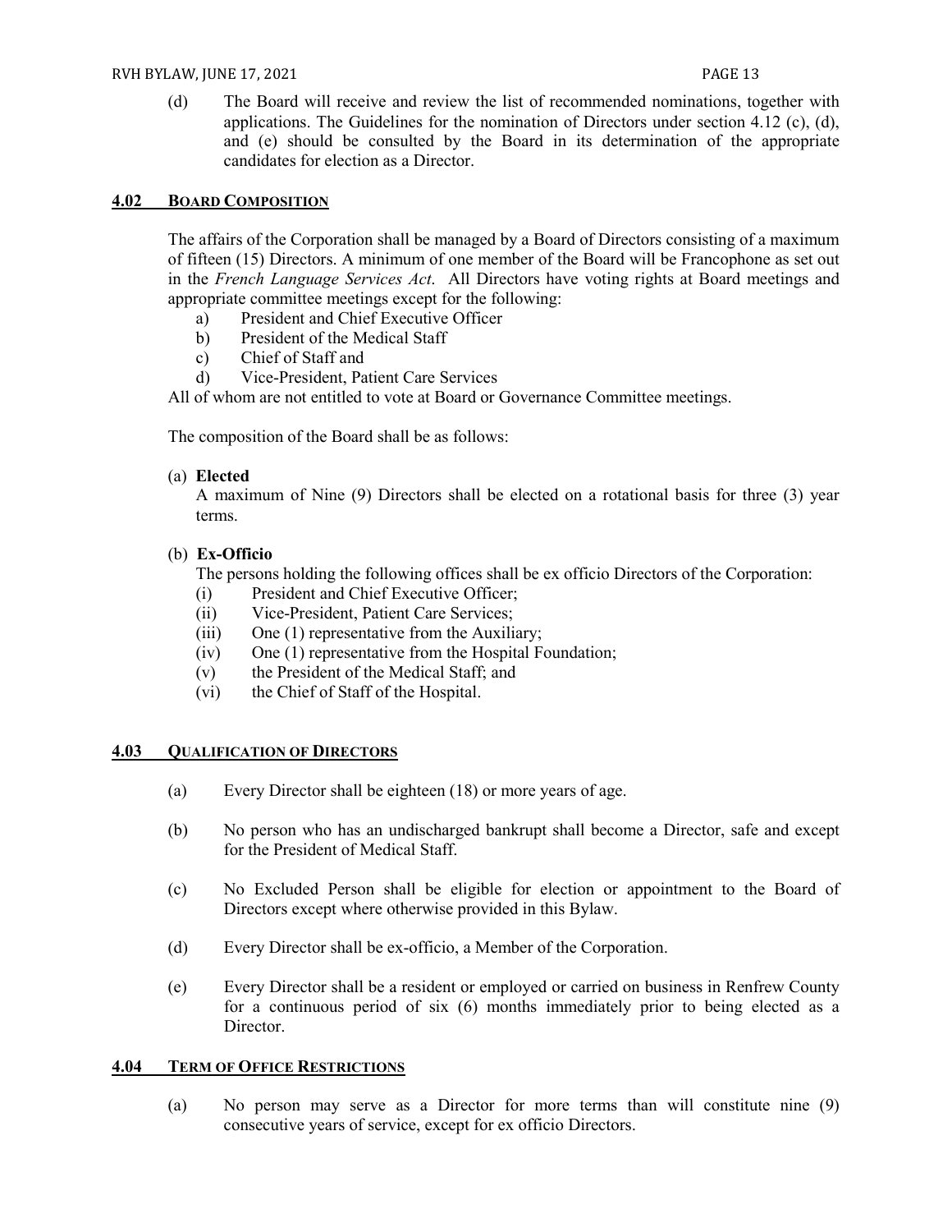(d) The Board will receive and review the list of recommended nominations, together with applications. The Guidelines for the nomination of Directors under section 4.12 (c), (d), and (e) should be consulted by the Board in its determination of the appropriate candidates for election as a Director.

## 4.02 BOARD COMPOSITION

The affairs of the Corporation shall be managed by a Board of Directors consisting of a maximum of fifteen (15) Directors. A minimum of one member of the Board will be Francophone as set out in the *French Language Services Act*. All Directors have voting rights at Board meetings and appropriate committee meetings except for the following:

a) President and Chief Executive Officer
b) President of the Medical Staff
c) Chief of Staff and
d) Vice-President, Patient Care Services

All of whom are not entitled to vote at Board or Governance Committee meetings.

The composition of the Board shall be as follows:

(a) **Elected**

A maximum of Nine (9) Directors shall be elected on a rotational basis for three (3) year terms.

(b) **Ex-Officio**

The persons holding the following offices shall be ex officio Directors of the Corporation:

(i) President and Chief Executive Officer;
(ii) Vice-President, Patient Care Services;
(iii) One (1) representative from the Auxiliary;
(iv) One (1) representative from the Hospital Foundation;
(v) the President of the Medical Staff; and
(vi) the Chief of Staff of the Hospital.

## 4.03 QUALIFICATION OF DIRECTORS

(a) Every Director shall be eighteen (18) or more years of age.

(b) No person who has an undischarged bankrupt shall become a Director, safe and except for the President of Medical Staff.

(c) No Excluded Person shall be eligible for election or appointment to the Board of Directors except where otherwise provided in this Bylaw.

(d) Every Director shall be ex-officio, a Member of the Corporation.

(e) Every Director shall be a resident or employed or carried on business in Renfrew County for a continuous period of six (6) months immediately prior to being elected as a Director.

## 4.04 TERM OF OFFICE RESTRICTIONS

(a) No person may serve as a Director for more terms than will constitute nine (9) consecutive years of service, except for ex officio Directors.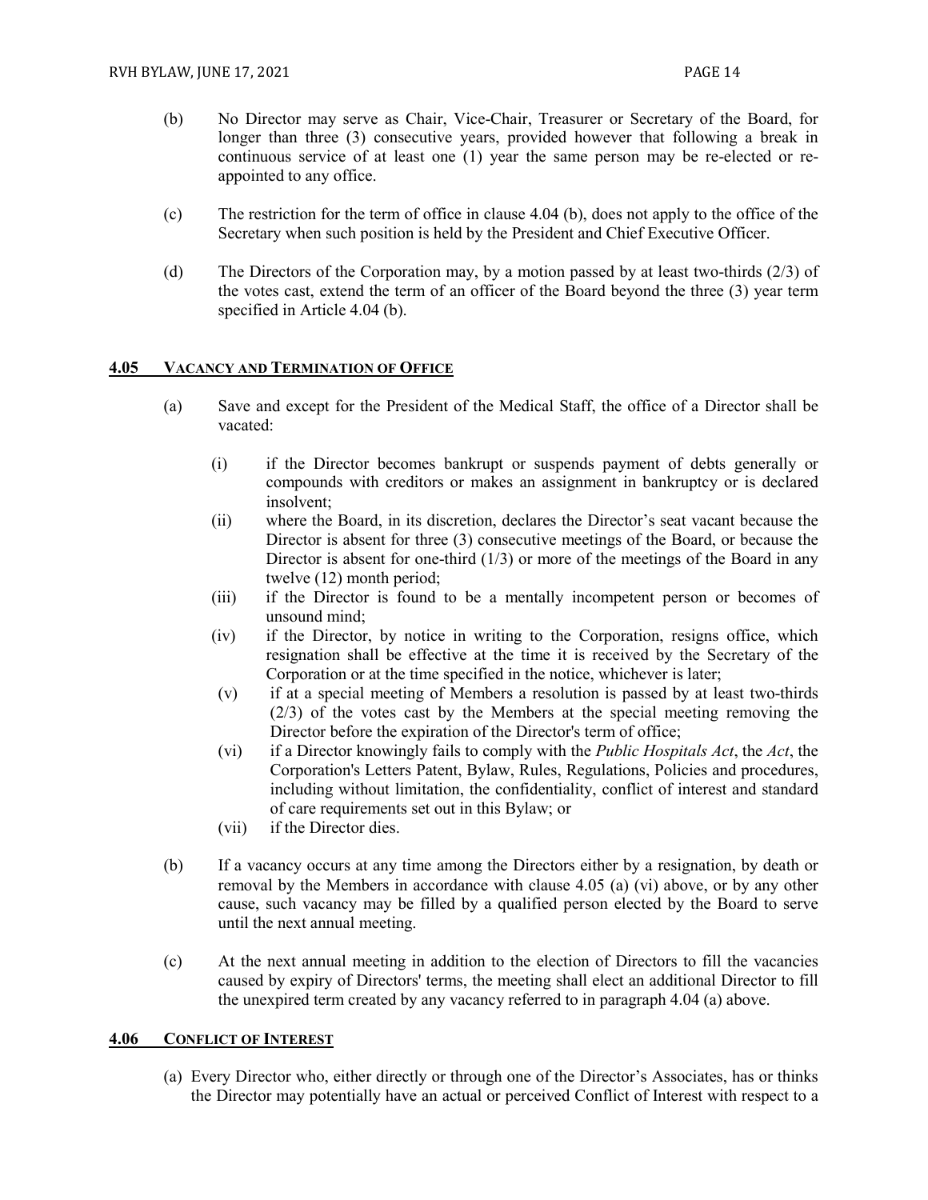(b) No Director may serve as Chair, Vice-Chair, Treasurer or Secretary of the Board, for longer than three (3) consecutive years, provided however that following a break in continuous service of at least one (1) year the same person may be re-elected or re-appointed to any office.

(c) The restriction for the term of office in clause 4.04 (b), does not apply to the office of the Secretary when such position is held by the President and Chief Executive Officer.

(d) The Directors of the Corporation may, by a motion passed by at least two-thirds (2/3) of the votes cast, extend the term of an officer of the Board beyond the three (3) year term specified in Article 4.04 (b).

## 4.05 VACANCY AND TERMINATION OF OFFICE

(a) Save and except for the President of the Medical Staff, the office of a Director shall be vacated:

- (i) if the Director becomes bankrupt or suspends payment of debts generally or compounds with creditors or makes an assignment in bankruptcy or is declared insolvent;
- (ii) where the Board, in its discretion, declares the Director's seat vacant because the Director is absent for three (3) consecutive meetings of the Board, or because the Director is absent for one-third (1/3) or more of the meetings of the Board in any twelve (12) month period;
- (iii) if the Director is found to be a mentally incompetent person or becomes of unsound mind;
- (iv) if the Director, by notice in writing to the Corporation, resigns office, which resignation shall be effective at the time it is received by the Secretary of the Corporation or at the time specified in the notice, whichever is later;
- (v) if at a special meeting of Members a resolution is passed by at least two-thirds (2/3) of the votes cast by the Members at the special meeting removing the Director before the expiration of the Director's term of office;
- (vi) if a Director knowingly fails to comply with the *Public Hospitals Act*, the *Act*, the Corporation's Letters Patent, Bylaw, Rules, Regulations, Policies and procedures, including without limitation, the confidentiality, conflict of interest and standard of care requirements set out in this Bylaw; or
- (vii) if the Director dies.

(b) If a vacancy occurs at any time among the Directors either by a resignation, by death or removal by the Members in accordance with clause 4.05 (a) (vi) above, or by any other cause, such vacancy may be filled by a qualified person elected by the Board to serve until the next annual meeting.

(c) At the next annual meeting in addition to the election of Directors to fill the vacancies caused by expiry of Directors' terms, the meeting shall elect an additional Director to fill the unexpired term created by any vacancy referred to in paragraph 4.04 (a) above.

## 4.06 CONFLICT OF INTEREST

(a) Every Director who, either directly or through one of the Director's Associates, has or thinks the Director may potentially have an actual or perceived Conflict of Interest with respect to a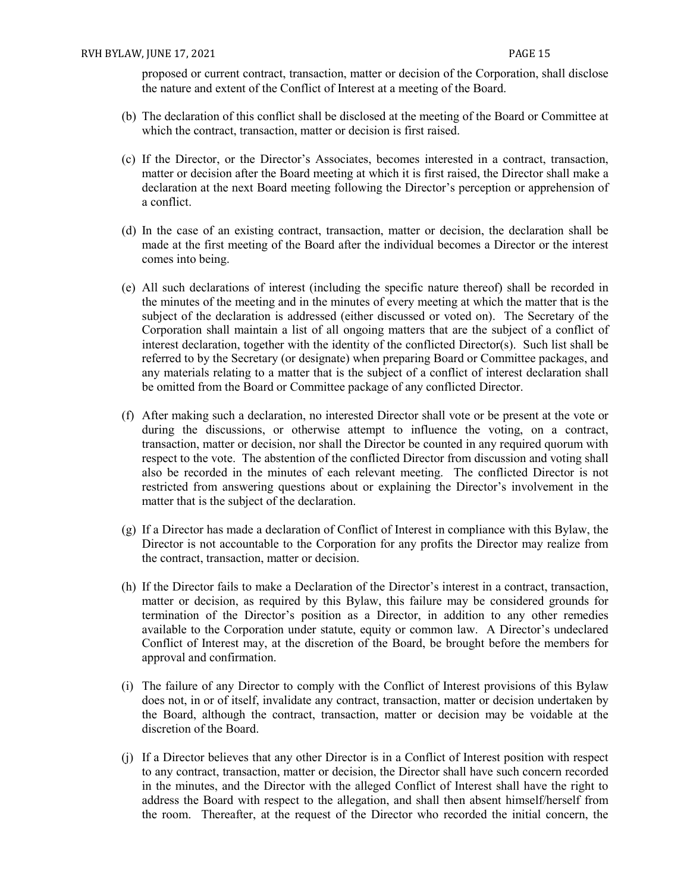proposed or current contract, transaction, matter or decision of the Corporation, shall disclose the nature and extent of the Conflict of Interest at a meeting of the Board.

(b) The declaration of this conflict shall be disclosed at the meeting of the Board or Committee at which the contract, transaction, matter or decision is first raised.

(c) If the Director, or the Director's Associates, becomes interested in a contract, transaction, matter or decision after the Board meeting at which it is first raised, the Director shall make a declaration at the next Board meeting following the Director's perception or apprehension of a conflict.

(d) In the case of an existing contract, transaction, matter or decision, the declaration shall be made at the first meeting of the Board after the individual becomes a Director or the interest comes into being.

(e) All such declarations of interest (including the specific nature thereof) shall be recorded in the minutes of the meeting and in the minutes of every meeting at which the matter that is the subject of the declaration is addressed (either discussed or voted on). The Secretary of the Corporation shall maintain a list of all ongoing matters that are the subject of a conflict of interest declaration, together with the identity of the conflicted Director(s). Such list shall be referred to by the Secretary (or designate) when preparing Board or Committee packages, and any materials relating to a matter that is the subject of a conflict of interest declaration shall be omitted from the Board or Committee package of any conflicted Director.

(f) After making such a declaration, no interested Director shall vote or be present at the vote or during the discussions, or otherwise attempt to influence the voting, on a contract, transaction, matter or decision, nor shall the Director be counted in any required quorum with respect to the vote. The abstention of the conflicted Director from discussion and voting shall also be recorded in the minutes of each relevant meeting. The conflicted Director is not restricted from answering questions about or explaining the Director's involvement in the matter that is the subject of the declaration.

(g) If a Director has made a declaration of Conflict of Interest in compliance with this Bylaw, the Director is not accountable to the Corporation for any profits the Director may realize from the contract, transaction, matter or decision.

(h) If the Director fails to make a Declaration of the Director's interest in a contract, transaction, matter or decision, as required by this Bylaw, this failure may be considered grounds for termination of the Director's position as a Director, in addition to any other remedies available to the Corporation under statute, equity or common law. A Director's undeclared Conflict of Interest may, at the discretion of the Board, be brought before the members for approval and confirmation.

(i) The failure of any Director to comply with the Conflict of Interest provisions of this Bylaw does not, in or of itself, invalidate any contract, transaction, matter or decision undertaken by the Board, although the contract, transaction, matter or decision may be voidable at the discretion of the Board.

(j) If a Director believes that any other Director is in a Conflict of Interest position with respect to any contract, transaction, matter or decision, the Director shall have such concern recorded in the minutes, and the Director with the alleged Conflict of Interest shall have the right to address the Board with respect to the allegation, and shall then absent himself/herself from the room. Thereafter, at the request of the Director who recorded the initial concern, the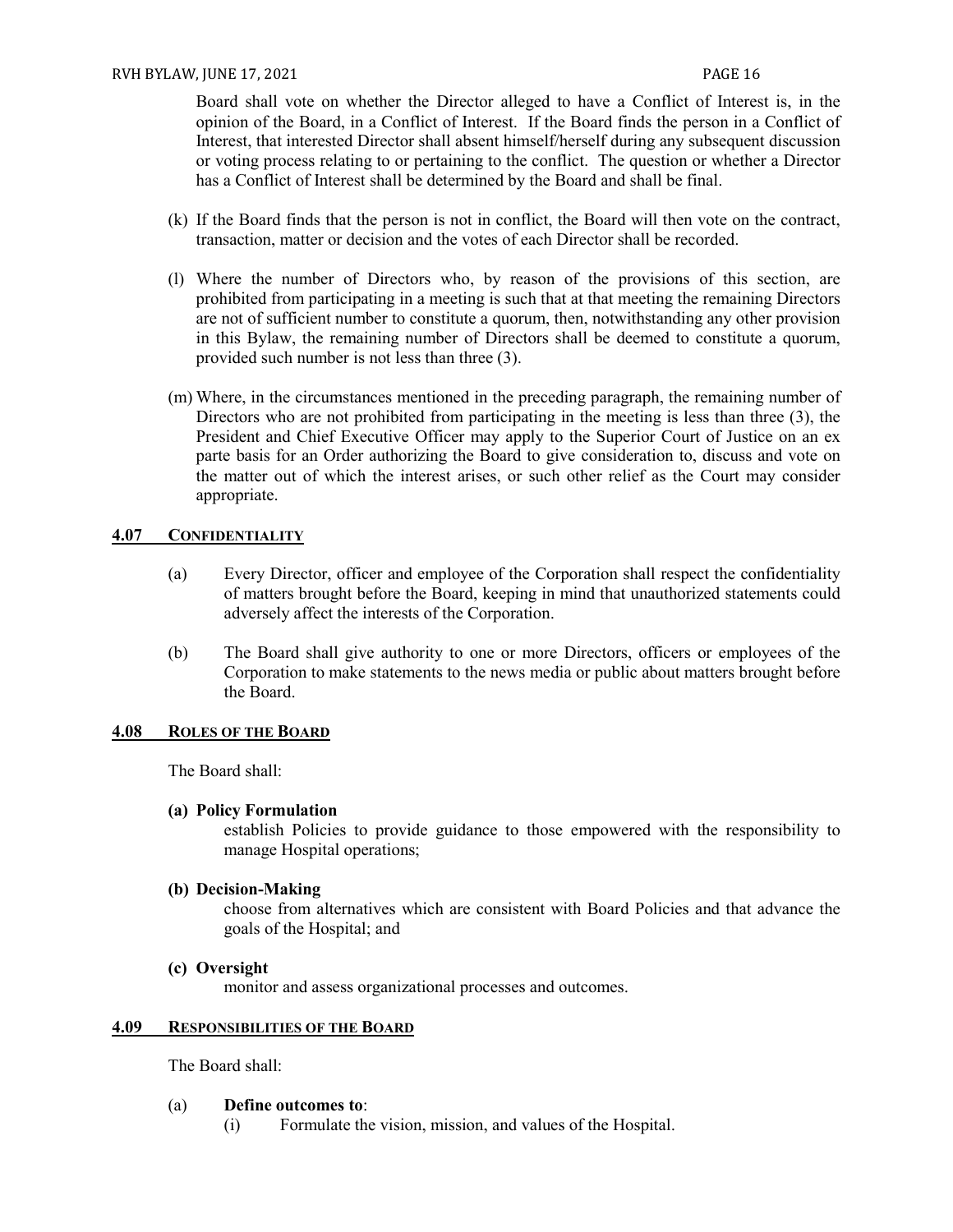Board shall vote on whether the Director alleged to have a Conflict of Interest is, in the opinion of the Board, in a Conflict of Interest. If the Board finds the person in a Conflict of Interest, that interested Director shall absent himself/herself during any subsequent discussion or voting process relating to or pertaining to the conflict. The question or whether a Director has a Conflict of Interest shall be determined by the Board and shall be final.

(k) If the Board finds that the person is not in conflict, the Board will then vote on the contract, transaction, matter or decision and the votes of each Director shall be recorded.

(l) Where the number of Directors who, by reason of the provisions of this section, are prohibited from participating in a meeting is such that at that meeting the remaining Directors are not of sufficient number to constitute a quorum, then, notwithstanding any other provision in this Bylaw, the remaining number of Directors shall be deemed to constitute a quorum, provided such number is not less than three (3).

(m) Where, in the circumstances mentioned in the preceding paragraph, the remaining number of Directors who are not prohibited from participating in the meeting is less than three (3), the President and Chief Executive Officer may apply to the Superior Court of Justice on an ex parte basis for an Order authorizing the Board to give consideration to, discuss and vote on the matter out of which the interest arises, or such other relief as the Court may consider appropriate.

## 4.07 CONFIDENTIALITY

(a) Every Director, officer and employee of the Corporation shall respect the confidentiality of matters brought before the Board, keeping in mind that unauthorized statements could adversely affect the interests of the Corporation.

(b) The Board shall give authority to one or more Directors, officers or employees of the Corporation to make statements to the news media or public about matters brought before the Board.

## 4.08 ROLES OF THE BOARD

The Board shall:

**(a) Policy Formulation**
establish Policies to provide guidance to those empowered with the responsibility to manage Hospital operations;

**(b) Decision-Making**
choose from alternatives which are consistent with Board Policies and that advance the goals of the Hospital; and

**(c) Oversight**
monitor and assess organizational processes and outcomes.

## 4.09 RESPONSIBILITIES OF THE BOARD

The Board shall:

(a) **Define outcomes to**:

(i) Formulate the vision, mission, and values of the Hospital.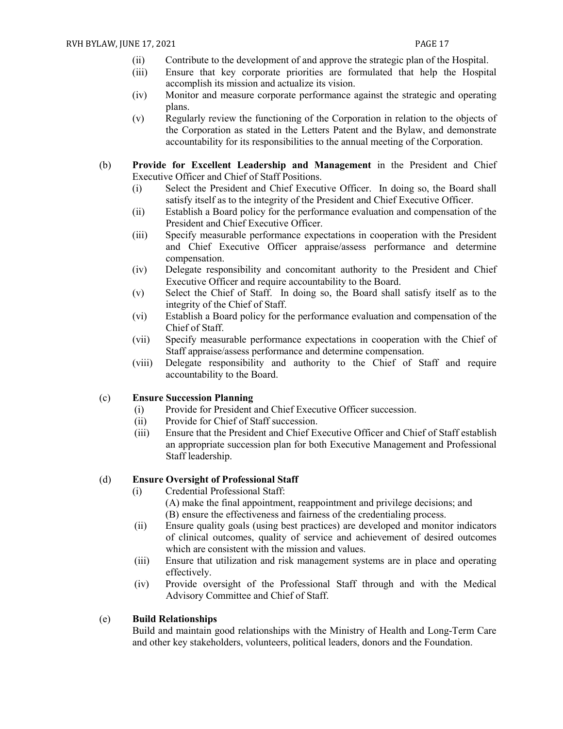(ii) Contribute to the development of and approve the strategic plan of the Hospital.

(iii) Ensure that key corporate priorities are formulated that help the Hospital accomplish its mission and actualize its vision.

(iv) Monitor and measure corporate performance against the strategic and operating plans.

(v) Regularly review the functioning of the Corporation in relation to the objects of the Corporation as stated in the Letters Patent and the Bylaw, and demonstrate accountability for its responsibilities to the annual meeting of the Corporation.

(b) **Provide for Excellent Leadership and Management** in the President and Chief Executive Officer and Chief of Staff Positions.

(i) Select the President and Chief Executive Officer. In doing so, the Board shall satisfy itself as to the integrity of the President and Chief Executive Officer.

(ii) Establish a Board policy for the performance evaluation and compensation of the President and Chief Executive Officer.

(iii) Specify measurable performance expectations in cooperation with the President and Chief Executive Officer appraise/assess performance and determine compensation.

(iv) Delegate responsibility and concomitant authority to the President and Chief Executive Officer and require accountability to the Board.

(v) Select the Chief of Staff. In doing so, the Board shall satisfy itself as to the integrity of the Chief of Staff.

(vi) Establish a Board policy for the performance evaluation and compensation of the Chief of Staff.

(vii) Specify measurable performance expectations in cooperation with the Chief of Staff appraise/assess performance and determine compensation.

(viii) Delegate responsibility and authority to the Chief of Staff and require accountability to the Board.

(c) **Ensure Succession Planning**

(i) Provide for President and Chief Executive Officer succession.

(ii) Provide for Chief of Staff succession.

(iii) Ensure that the President and Chief Executive Officer and Chief of Staff establish an appropriate succession plan for both Executive Management and Professional Staff leadership.

(d) **Ensure Oversight of Professional Staff**

(i) Credential Professional Staff:

(A) make the final appointment, reappointment and privilege decisions; and

(B) ensure the effectiveness and fairness of the credentialing process.

(ii) Ensure quality goals (using best practices) are developed and monitor indicators of clinical outcomes, quality of service and achievement of desired outcomes which are consistent with the mission and values.

(iii) Ensure that utilization and risk management systems are in place and operating effectively.

(iv) Provide oversight of the Professional Staff through and with the Medical Advisory Committee and Chief of Staff.

(e) **Build Relationships**

Build and maintain good relationships with the Ministry of Health and Long-Term Care and other key stakeholders, volunteers, political leaders, donors and the Foundation.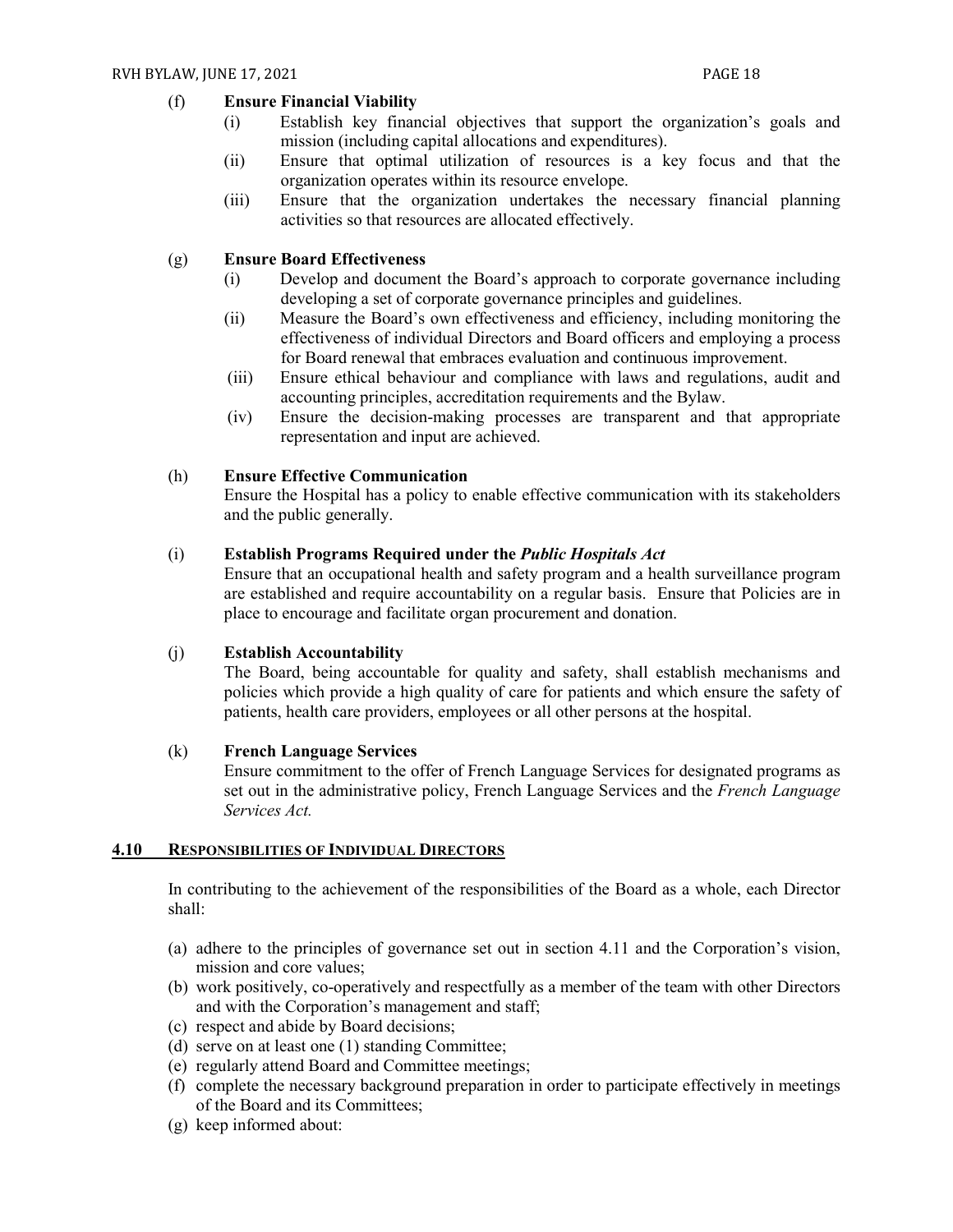(f) **Ensure Financial Viability**

- (i) Establish key financial objectives that support the organization's goals and mission (including capital allocations and expenditures).
- (ii) Ensure that optimal utilization of resources is a key focus and that the organization operates within its resource envelope.
- (iii) Ensure that the organization undertakes the necessary financial planning activities so that resources are allocated effectively.

(g) **Ensure Board Effectiveness**

- (i) Develop and document the Board's approach to corporate governance including developing a set of corporate governance principles and guidelines.
- (ii) Measure the Board's own effectiveness and efficiency, including monitoring the effectiveness of individual Directors and Board officers and employing a process for Board renewal that embraces evaluation and continuous improvement.
- (iii) Ensure ethical behaviour and compliance with laws and regulations, audit and accounting principles, accreditation requirements and the Bylaw.
- (iv) Ensure the decision-making processes are transparent and that appropriate representation and input are achieved.

(h) **Ensure Effective Communication**

Ensure the Hospital has a policy to enable effective communication with its stakeholders and the public generally.

(i) **Establish Programs Required under the *Public Hospitals Act***

Ensure that an occupational health and safety program and a health surveillance program are established and require accountability on a regular basis. Ensure that Policies are in place to encourage and facilitate organ procurement and donation.

(j) **Establish Accountability**

The Board, being accountable for quality and safety, shall establish mechanisms and policies which provide a high quality of care for patients and which ensure the safety of patients, health care providers, employees or all other persons at the hospital.

(k) **French Language Services**

Ensure commitment to the offer of French Language Services for designated programs as set out in the administrative policy, French Language Services and the *French Language Services Act.*

## 4.10 RESPONSIBILITIES OF INDIVIDUAL DIRECTORS

In contributing to the achievement of the responsibilities of the Board as a whole, each Director shall:

(a) adhere to the principles of governance set out in section 4.11 and the Corporation's vision, mission and core values;
(b) work positively, co-operatively and respectfully as a member of the team with other Directors and with the Corporation's management and staff;
(c) respect and abide by Board decisions;
(d) serve on at least one (1) standing Committee;
(e) regularly attend Board and Committee meetings;
(f) complete the necessary background preparation in order to participate effectively in meetings of the Board and its Committees;
(g) keep informed about: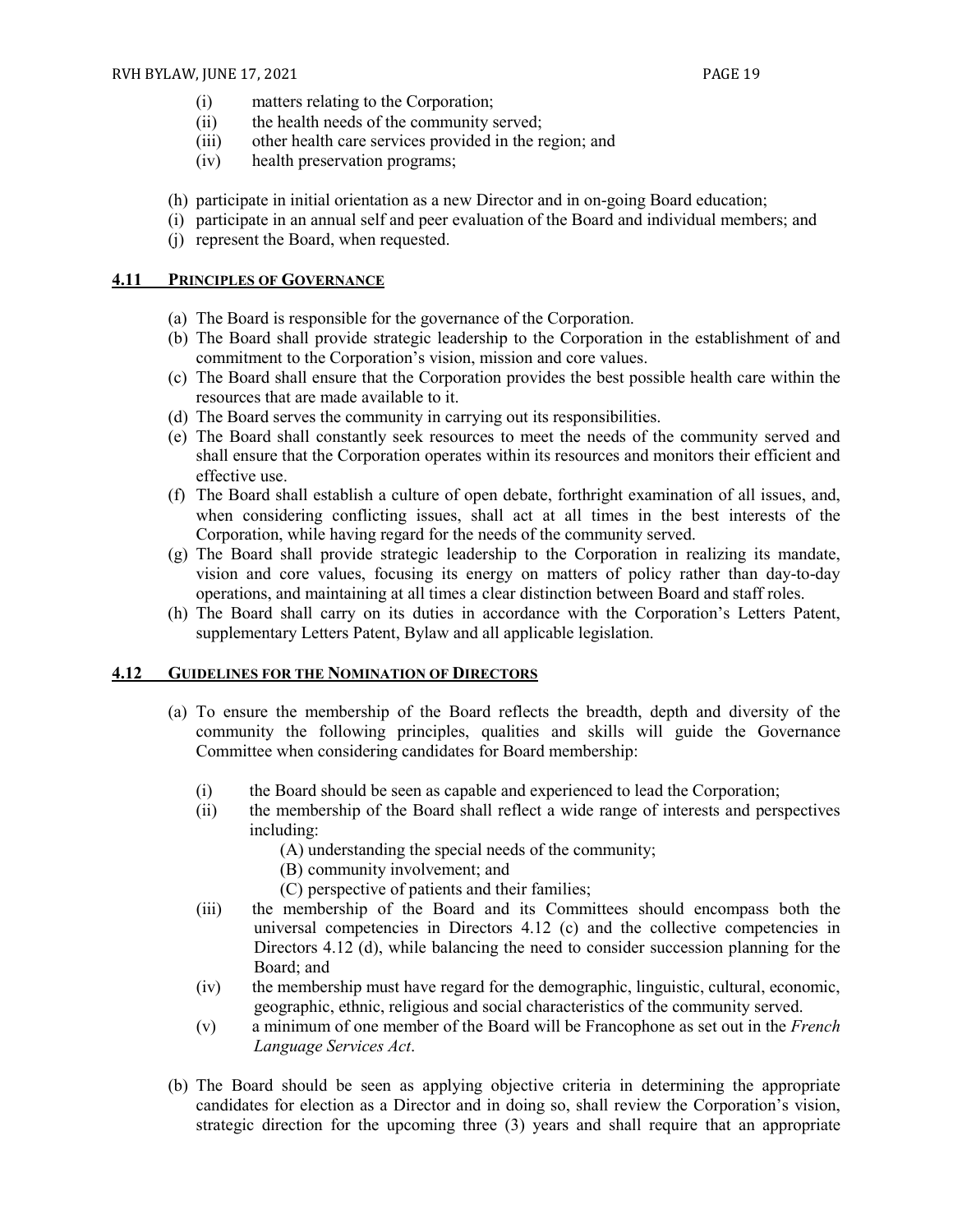(i) matters relating to the Corporation;
(ii) the health needs of the community served;
(iii) other health care services provided in the region; and
(iv) health preservation programs;

(h) participate in initial orientation as a new Director and in on-going Board education;
(i) participate in an annual self and peer evaluation of the Board and individual members; and
(j) represent the Board, when requested.

## 4.11 PRINCIPLES OF GOVERNANCE

(a) The Board is responsible for the governance of the Corporation.
(b) The Board shall provide strategic leadership to the Corporation in the establishment of and commitment to the Corporation's vision, mission and core values.
(c) The Board shall ensure that the Corporation provides the best possible health care within the resources that are made available to it.
(d) The Board serves the community in carrying out its responsibilities.
(e) The Board shall constantly seek resources to meet the needs of the community served and shall ensure that the Corporation operates within its resources and monitors their efficient and effective use.
(f) The Board shall establish a culture of open debate, forthright examination of all issues, and, when considering conflicting issues, shall act at all times in the best interests of the Corporation, while having regard for the needs of the community served.
(g) The Board shall provide strategic leadership to the Corporation in realizing its mandate, vision and core values, focusing its energy on matters of policy rather than day-to-day operations, and maintaining at all times a clear distinction between Board and staff roles.
(h) The Board shall carry on its duties in accordance with the Corporation's Letters Patent, supplementary Letters Patent, Bylaw and all applicable legislation.

## 4.12 GUIDELINES FOR THE NOMINATION OF DIRECTORS

(a) To ensure the membership of the Board reflects the breadth, depth and diversity of the community the following principles, qualities and skills will guide the Governance Committee when considering candidates for Board membership:

(i) the Board should be seen as capable and experienced to lead the Corporation;
(ii) the membership of the Board shall reflect a wide range of interests and perspectives including:
   (A) understanding the special needs of the community;
   (B) community involvement; and
   (C) perspective of patients and their families;
(iii) the membership of the Board and its Committees should encompass both the universal competencies in Directors 4.12 (c) and the collective competencies in Directors 4.12 (d), while balancing the need to consider succession planning for the Board; and
(iv) the membership must have regard for the demographic, linguistic, cultural, economic, geographic, ethnic, religious and social characteristics of the community served.
(v) a minimum of one member of the Board will be Francophone as set out in the *French Language Services Act*.

(b) The Board should be seen as applying objective criteria in determining the appropriate candidates for election as a Director and in doing so, shall review the Corporation's vision, strategic direction for the upcoming three (3) years and shall require that an appropriate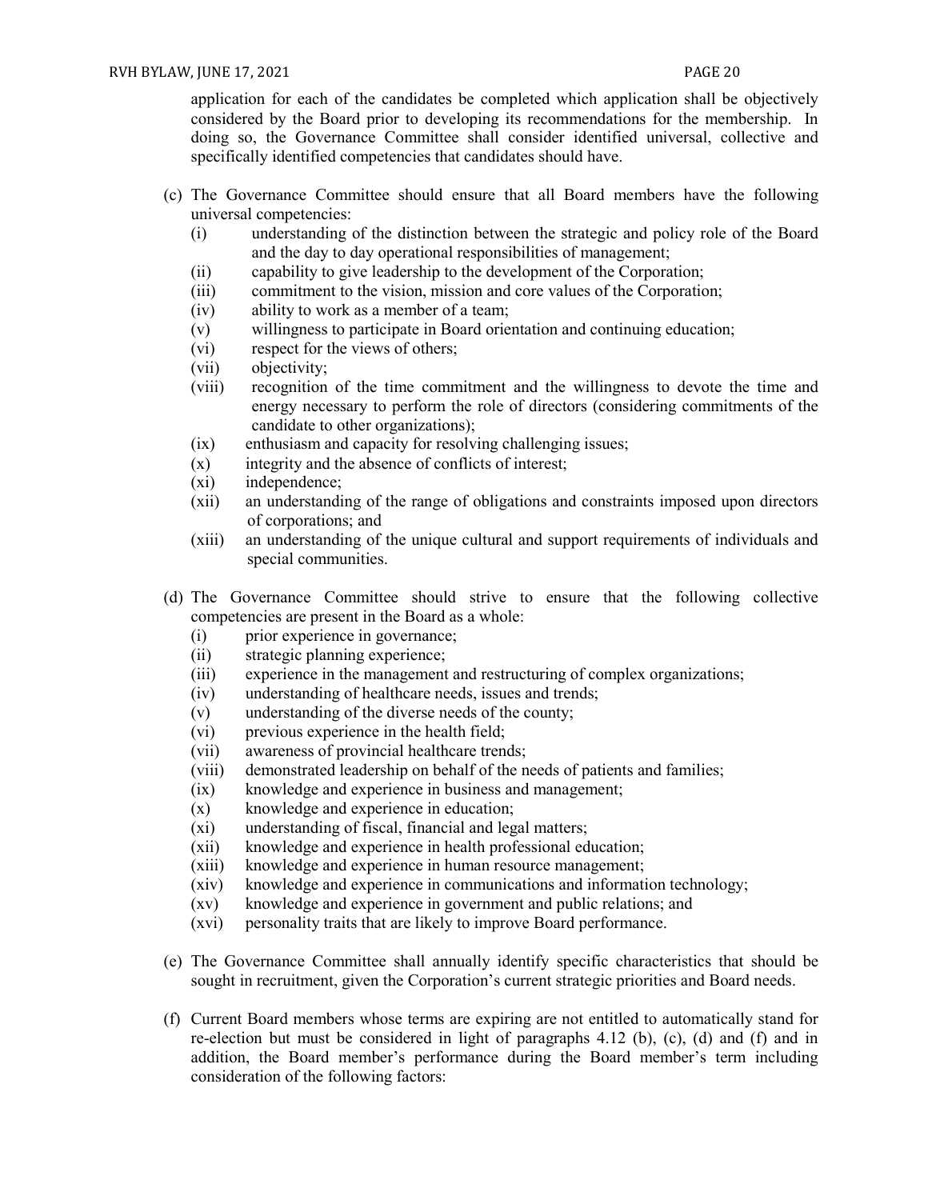application for each of the candidates be completed which application shall be objectively considered by the Board prior to developing its recommendations for the membership. In doing so, the Governance Committee shall consider identified universal, collective and specifically identified competencies that candidates should have.

(c) The Governance Committee should ensure that all Board members have the following universal competencies:

(i) understanding of the distinction between the strategic and policy role of the Board and the day to day operational responsibilities of management;
(ii) capability to give leadership to the development of the Corporation;
(iii) commitment to the vision, mission and core values of the Corporation;
(iv) ability to work as a member of a team;
(v) willingness to participate in Board orientation and continuing education;
(vi) respect for the views of others;
(vii) objectivity;
(viii) recognition of the time commitment and the willingness to devote the time and energy necessary to perform the role of directors (considering commitments of the candidate to other organizations);
(ix) enthusiasm and capacity for resolving challenging issues;
(x) integrity and the absence of conflicts of interest;
(xi) independence;
(xii) an understanding of the range of obligations and constraints imposed upon directors of corporations; and
(xiii) an understanding of the unique cultural and support requirements of individuals and special communities.

(d) The Governance Committee should strive to ensure that the following collective competencies are present in the Board as a whole:

(i) prior experience in governance;
(ii) strategic planning experience;
(iii) experience in the management and restructuring of complex organizations;
(iv) understanding of healthcare needs, issues and trends;
(v) understanding of the diverse needs of the county;
(vi) previous experience in the health field;
(vii) awareness of provincial healthcare trends;
(viii) demonstrated leadership on behalf of the needs of patients and families;
(ix) knowledge and experience in business and management;
(x) knowledge and experience in education;
(xi) understanding of fiscal, financial and legal matters;
(xii) knowledge and experience in health professional education;
(xiii) knowledge and experience in human resource management;
(xiv) knowledge and experience in communications and information technology;
(xv) knowledge and experience in government and public relations; and
(xvi) personality traits that are likely to improve Board performance.

(e) The Governance Committee shall annually identify specific characteristics that should be sought in recruitment, given the Corporation's current strategic priorities and Board needs.

(f) Current Board members whose terms are expiring are not entitled to automatically stand for re-election but must be considered in light of paragraphs 4.12 (b), (c), (d) and (f) and in addition, the Board member's performance during the Board member's term including consideration of the following factors: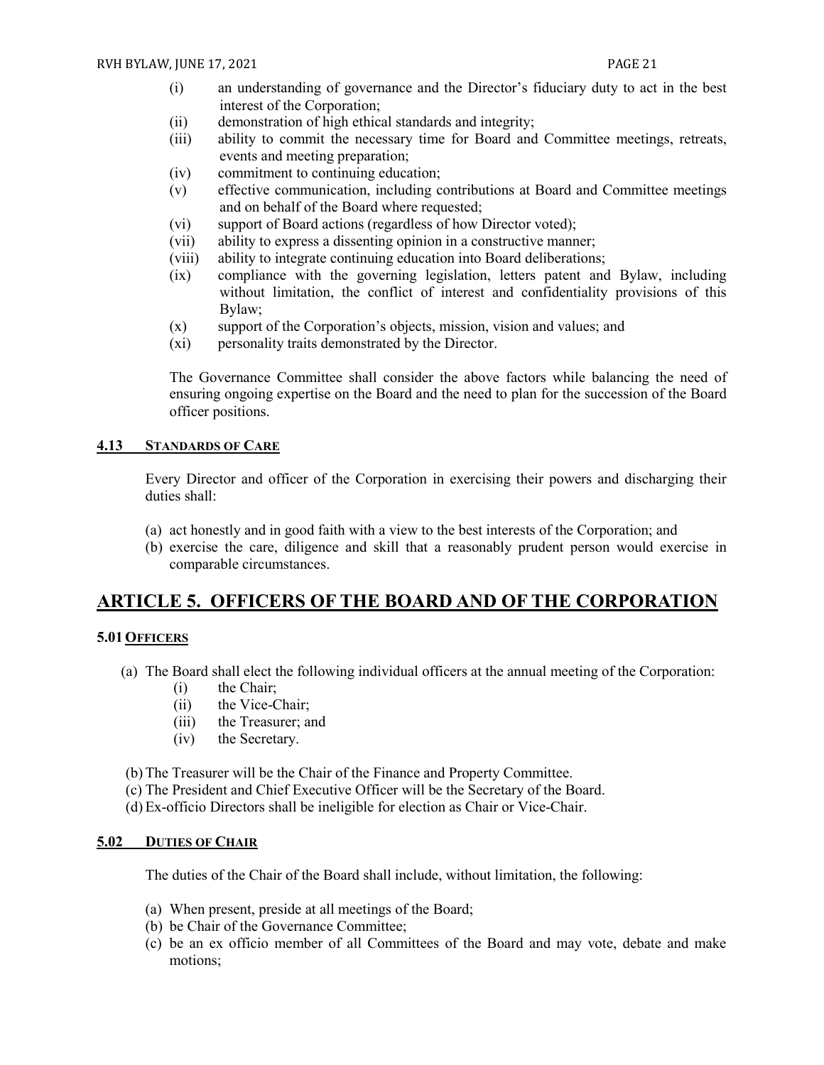(i) an understanding of governance and the Director's fiduciary duty to act in the best interest of the Corporation;
(ii) demonstration of high ethical standards and integrity;
(iii) ability to commit the necessary time for Board and Committee meetings, retreats, events and meeting preparation;
(iv) commitment to continuing education;
(v) effective communication, including contributions at Board and Committee meetings and on behalf of the Board where requested;
(vi) support of Board actions (regardless of how Director voted);
(vii) ability to express a dissenting opinion in a constructive manner;
(viii) ability to integrate continuing education into Board deliberations;
(ix) compliance with the governing legislation, letters patent and Bylaw, including without limitation, the conflict of interest and confidentiality provisions of this Bylaw;
(x) support of the Corporation's objects, mission, vision and values; and
(xi) personality traits demonstrated by the Director.

The Governance Committee shall consider the above factors while balancing the need of ensuring ongoing expertise on the Board and the need to plan for the succession of the Board officer positions.

### 4.13 STANDARDS OF CARE

Every Director and officer of the Corporation in exercising their powers and discharging their duties shall:

(a) act honestly and in good faith with a view to the best interests of the Corporation; and
(b) exercise the care, diligence and skill that a reasonably prudent person would exercise in comparable circumstances.

## ARTICLE 5. OFFICERS OF THE BOARD AND OF THE CORPORATION

### 5.01 OFFICERS

(a) The Board shall elect the following individual officers at the annual meeting of the Corporation:
 (i) the Chair;
 (ii) the Vice-Chair;
 (iii) the Treasurer; and
 (iv) the Secretary.

(b) The Treasurer will be the Chair of the Finance and Property Committee.
(c) The President and Chief Executive Officer will be the Secretary of the Board.
(d) Ex-officio Directors shall be ineligible for election as Chair or Vice-Chair.

### 5.02 DUTIES OF CHAIR

The duties of the Chair of the Board shall include, without limitation, the following:

(a) When present, preside at all meetings of the Board;
(b) be Chair of the Governance Committee;
(c) be an ex officio member of all Committees of the Board and may vote, debate and make motions;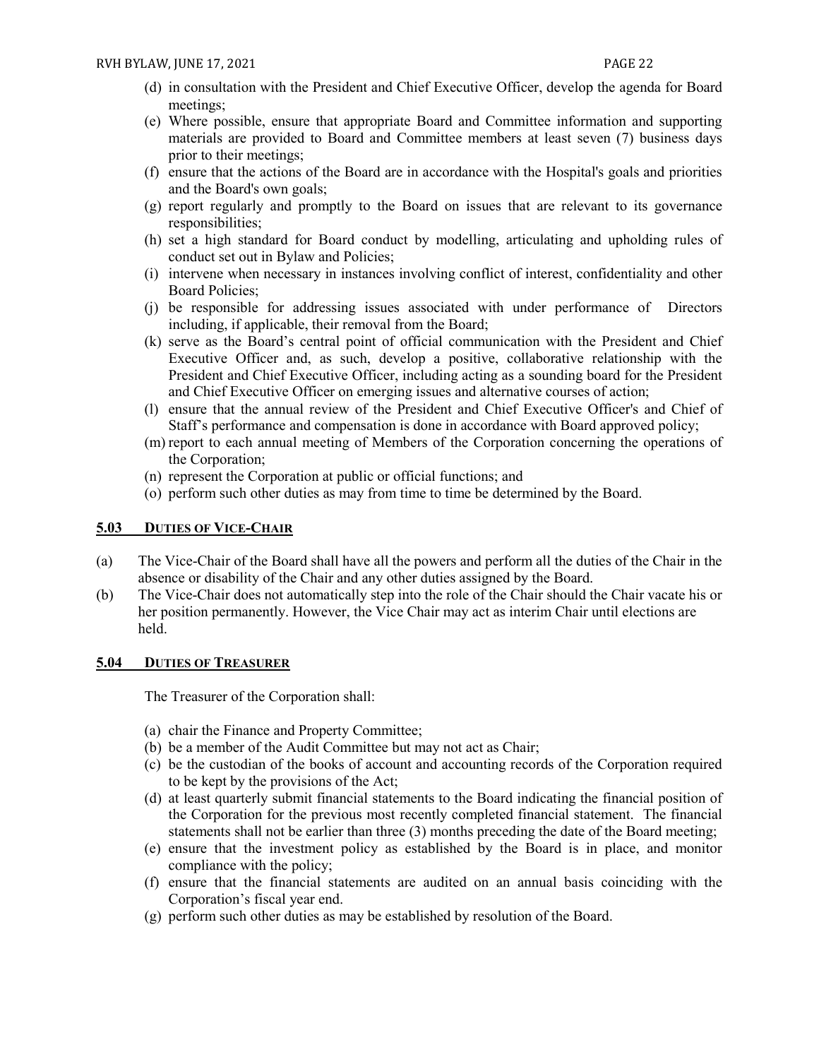(d) in consultation with the President and Chief Executive Officer, develop the agenda for Board meetings;
(e) Where possible, ensure that appropriate Board and Committee information and supporting materials are provided to Board and Committee members at least seven (7) business days prior to their meetings;
(f) ensure that the actions of the Board are in accordance with the Hospital's goals and priorities and the Board's own goals;
(g) report regularly and promptly to the Board on issues that are relevant to its governance responsibilities;
(h) set a high standard for Board conduct by modelling, articulating and upholding rules of conduct set out in Bylaw and Policies;
(i) intervene when necessary in instances involving conflict of interest, confidentiality and other Board Policies;
(j) be responsible for addressing issues associated with under performance of Directors including, if applicable, their removal from the Board;
(k) serve as the Board's central point of official communication with the President and Chief Executive Officer and, as such, develop a positive, collaborative relationship with the President and Chief Executive Officer, including acting as a sounding board for the President and Chief Executive Officer on emerging issues and alternative courses of action;
(l) ensure that the annual review of the President and Chief Executive Officer's and Chief of Staff's performance and compensation is done in accordance with Board approved policy;
(m) report to each annual meeting of Members of the Corporation concerning the operations of the Corporation;
(n) represent the Corporation at public or official functions; and
(o) perform such other duties as may from time to time be determined by the Board.

## 5.03 DUTIES OF VICE-CHAIR

(a) The Vice-Chair of the Board shall have all the powers and perform all the duties of the Chair in the absence or disability of the Chair and any other duties assigned by the Board.
(b) The Vice-Chair does not automatically step into the role of the Chair should the Chair vacate his or her position permanently. However, the Vice Chair may act as interim Chair until elections are held.

## 5.04 DUTIES OF TREASURER

The Treasurer of the Corporation shall:

(a) chair the Finance and Property Committee;
(b) be a member of the Audit Committee but may not act as Chair;
(c) be the custodian of the books of account and accounting records of the Corporation required to be kept by the provisions of the Act;
(d) at least quarterly submit financial statements to the Board indicating the financial position of the Corporation for the previous most recently completed financial statement. The financial statements shall not be earlier than three (3) months preceding the date of the Board meeting;
(e) ensure that the investment policy as established by the Board is in place, and monitor compliance with the policy;
(f) ensure that the financial statements are audited on an annual basis coinciding with the Corporation's fiscal year end.
(g) perform such other duties as may be established by resolution of the Board.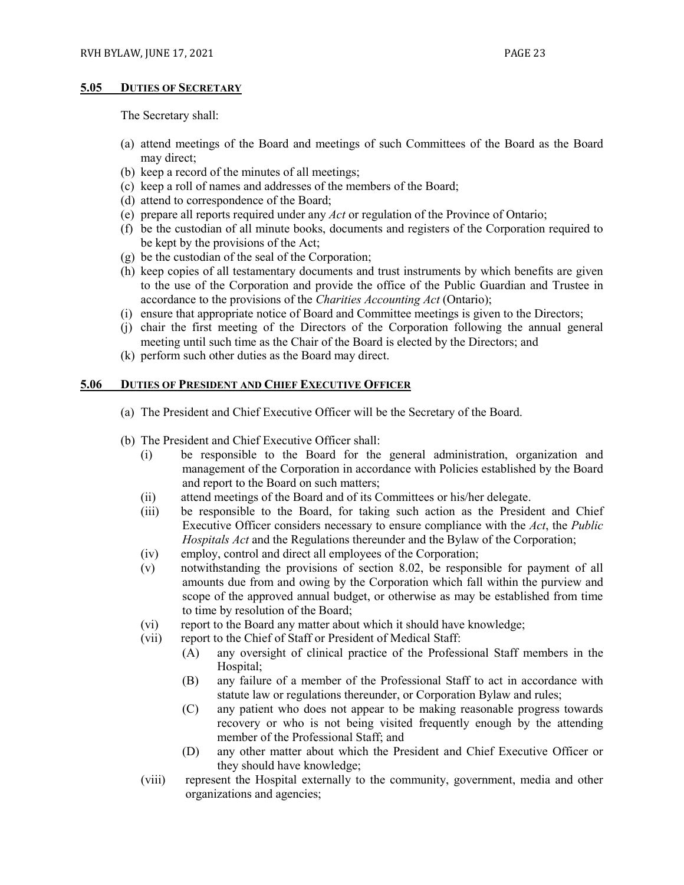### 5.05 <u>DUTIES OF SECRETARY</u>

The Secretary shall:

(a) attend meetings of the Board and meetings of such Committees of the Board as the Board may direct;
(b) keep a record of the minutes of all meetings;
(c) keep a roll of names and addresses of the members of the Board;
(d) attend to correspondence of the Board;
(e) prepare all reports required under any *Act* or regulation of the Province of Ontario;
(f) be the custodian of all minute books, documents and registers of the Corporation required to be kept by the provisions of the Act;
(g) be the custodian of the seal of the Corporation;
(h) keep copies of all testamentary documents and trust instruments by which benefits are given to the use of the Corporation and provide the office of the Public Guardian and Trustee in accordance to the provisions of the *Charities Accounting Act* (Ontario);
(i) ensure that appropriate notice of Board and Committee meetings is given to the Directors;
(j) chair the first meeting of the Directors of the Corporation following the annual general meeting until such time as the Chair of the Board is elected by the Directors; and
(k) perform such other duties as the Board may direct.

### 5.06 <u>DUTIES OF PRESIDENT AND CHIEF EXECUTIVE OFFICER</u>

(a) The President and Chief Executive Officer will be the Secretary of the Board.

(b) The President and Chief Executive Officer shall:

   (i) be responsible to the Board for the general administration, organization and management of the Corporation in accordance with Policies established by the Board and report to the Board on such matters;
   (ii) attend meetings of the Board and of its Committees or his/her delegate.
   (iii) be responsible to the Board, for taking such action as the President and Chief Executive Officer considers necessary to ensure compliance with the *Act*, the *Public Hospitals Act* and the Regulations thereunder and the Bylaw of the Corporation;
   (iv) employ, control and direct all employees of the Corporation;
   (v) notwithstanding the provisions of section 8.02, be responsible for payment of all amounts due from and owing by the Corporation which fall within the purview and scope of the approved annual budget, or otherwise as may be established from time to time by resolution of the Board;
   (vi) report to the Board any matter about which it should have knowledge;
   (vii) report to the Chief of Staff or President of Medical Staff:
      (A) any oversight of clinical practice of the Professional Staff members in the Hospital;
      (B) any failure of a member of the Professional Staff to act in accordance with statute law or regulations thereunder, or Corporation Bylaw and rules;
      (C) any patient who does not appear to be making reasonable progress towards recovery or who is not being visited frequently enough by the attending member of the Professional Staff; and
      (D) any other matter about which the President and Chief Executive Officer or they should have knowledge;
   (viii) represent the Hospital externally to the community, government, media and other organizations and agencies;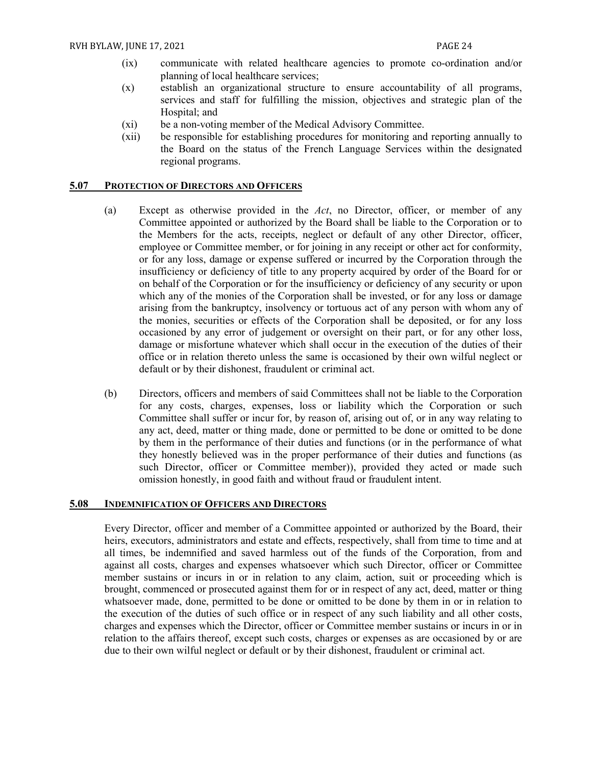(ix) communicate with related healthcare agencies to promote co-ordination and/or planning of local healthcare services;

(x) establish an organizational structure to ensure accountability of all programs, services and staff for fulfilling the mission, objectives and strategic plan of the Hospital; and

(xi) be a non-voting member of the Medical Advisory Committee.

(xii) be responsible for establishing procedures for monitoring and reporting annually to the Board on the status of the French Language Services within the designated regional programs.

## 5.07 PROTECTION OF DIRECTORS AND OFFICERS

(a) Except as otherwise provided in the *Act*, no Director, officer, or member of any Committee appointed or authorized by the Board shall be liable to the Corporation or to the Members for the acts, receipts, neglect or default of any other Director, officer, employee or Committee member, or for joining in any receipt or other act for conformity, or for any loss, damage or expense suffered or incurred by the Corporation through the insufficiency or deficiency of title to any property acquired by order of the Board for or on behalf of the Corporation or for the insufficiency or deficiency of any security or upon which any of the monies of the Corporation shall be invested, or for any loss or damage arising from the bankruptcy, insolvency or tortuous act of any person with whom any of the monies, securities or effects of the Corporation shall be deposited, or for any loss occasioned by any error of judgement or oversight on their part, or for any other loss, damage or misfortune whatever which shall occur in the execution of the duties of their office or in relation thereto unless the same is occasioned by their own wilful neglect or default or by their dishonest, fraudulent or criminal act.

(b) Directors, officers and members of said Committees shall not be liable to the Corporation for any costs, charges, expenses, loss or liability which the Corporation or such Committee shall suffer or incur for, by reason of, arising out of, or in any way relating to any act, deed, matter or thing made, done or permitted to be done or omitted to be done by them in the performance of their duties and functions (or in the performance of what they honestly believed was in the proper performance of their duties and functions (as such Director, officer or Committee member)), provided they acted or made such omission honestly, in good faith and without fraud or fraudulent intent.

## 5.08 INDEMNIFICATION OF OFFICERS AND DIRECTORS

Every Director, officer and member of a Committee appointed or authorized by the Board, their heirs, executors, administrators and estate and effects, respectively, shall from time to time and at all times, be indemnified and saved harmless out of the funds of the Corporation, from and against all costs, charges and expenses whatsoever which such Director, officer or Committee member sustains or incurs in or in relation to any claim, action, suit or proceeding which is brought, commenced or prosecuted against them for or in respect of any act, deed, matter or thing whatsoever made, done, permitted to be done or omitted to be done by them in or in relation to the execution of the duties of such office or in respect of any such liability and all other costs, charges and expenses which the Director, officer or Committee member sustains or incurs in or in relation to the affairs thereof, except such costs, charges or expenses as are occasioned by or are due to their own wilful neglect or default or by their dishonest, fraudulent or criminal act.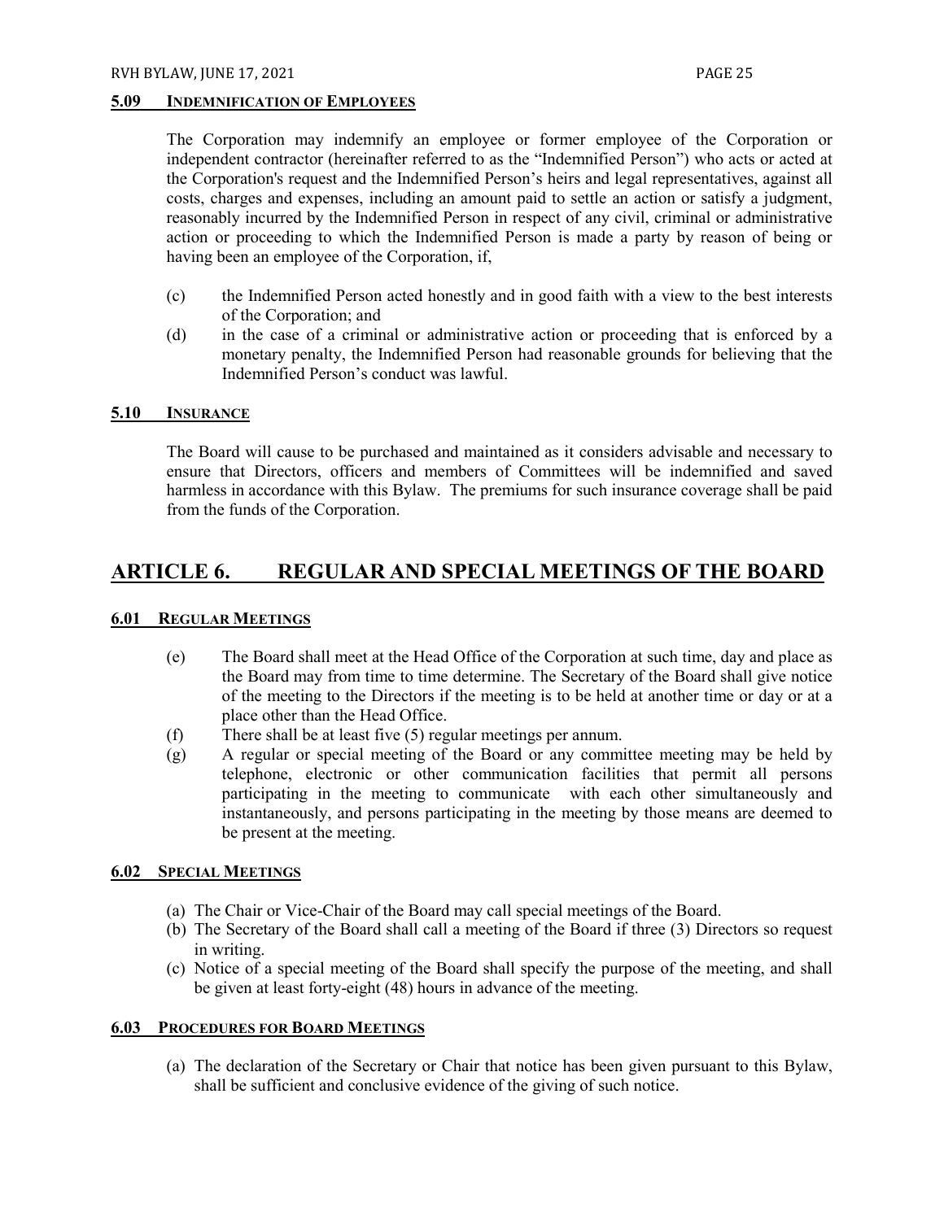### 5.09 Indemnification of Employees

The Corporation may indemnify an employee or former employee of the Corporation or independent contractor (hereinafter referred to as the "Indemnified Person") who acts or acted at the Corporation's request and the Indemnified Person's heirs and legal representatives, against all costs, charges and expenses, including an amount paid to settle an action or satisfy a judgment, reasonably incurred by the Indemnified Person in respect of any civil, criminal or administrative action or proceeding to which the Indemnified Person is made a party by reason of being or having been an employee of the Corporation, if,

(c) the Indemnified Person acted honestly and in good faith with a view to the best interests of the Corporation; and

(d) in the case of a criminal or administrative action or proceeding that is enforced by a monetary penalty, the Indemnified Person had reasonable grounds for believing that the Indemnified Person's conduct was lawful.

### 5.10 Insurance

The Board will cause to be purchased and maintained as it considers advisable and necessary to ensure that Directors, officers and members of Committees will be indemnified and saved harmless in accordance with this Bylaw. The premiums for such insurance coverage shall be paid from the funds of the Corporation.

## ARTICLE 6. REGULAR AND SPECIAL MEETINGS OF THE BOARD

### 6.01 Regular Meetings

(e) The Board shall meet at the Head Office of the Corporation at such time, day and place as the Board may from time to time determine. The Secretary of the Board shall give notice of the meeting to the Directors if the meeting is to be held at another time or day or at a place other than the Head Office.

(f) There shall be at least five (5) regular meetings per annum.

(g) A regular or special meeting of the Board or any committee meeting may be held by telephone, electronic or other communication facilities that permit all persons participating in the meeting to communicate with each other simultaneously and instantaneously, and persons participating in the meeting by those means are deemed to be present at the meeting.

### 6.02 Special Meetings

(a) The Chair or Vice-Chair of the Board may call special meetings of the Board.

(b) The Secretary of the Board shall call a meeting of the Board if three (3) Directors so request in writing.

(c) Notice of a special meeting of the Board shall specify the purpose of the meeting, and shall be given at least forty-eight (48) hours in advance of the meeting.

### 6.03 Procedures for Board Meetings

(a) The declaration of the Secretary or Chair that notice has been given pursuant to this Bylaw, shall be sufficient and conclusive evidence of the giving of such notice.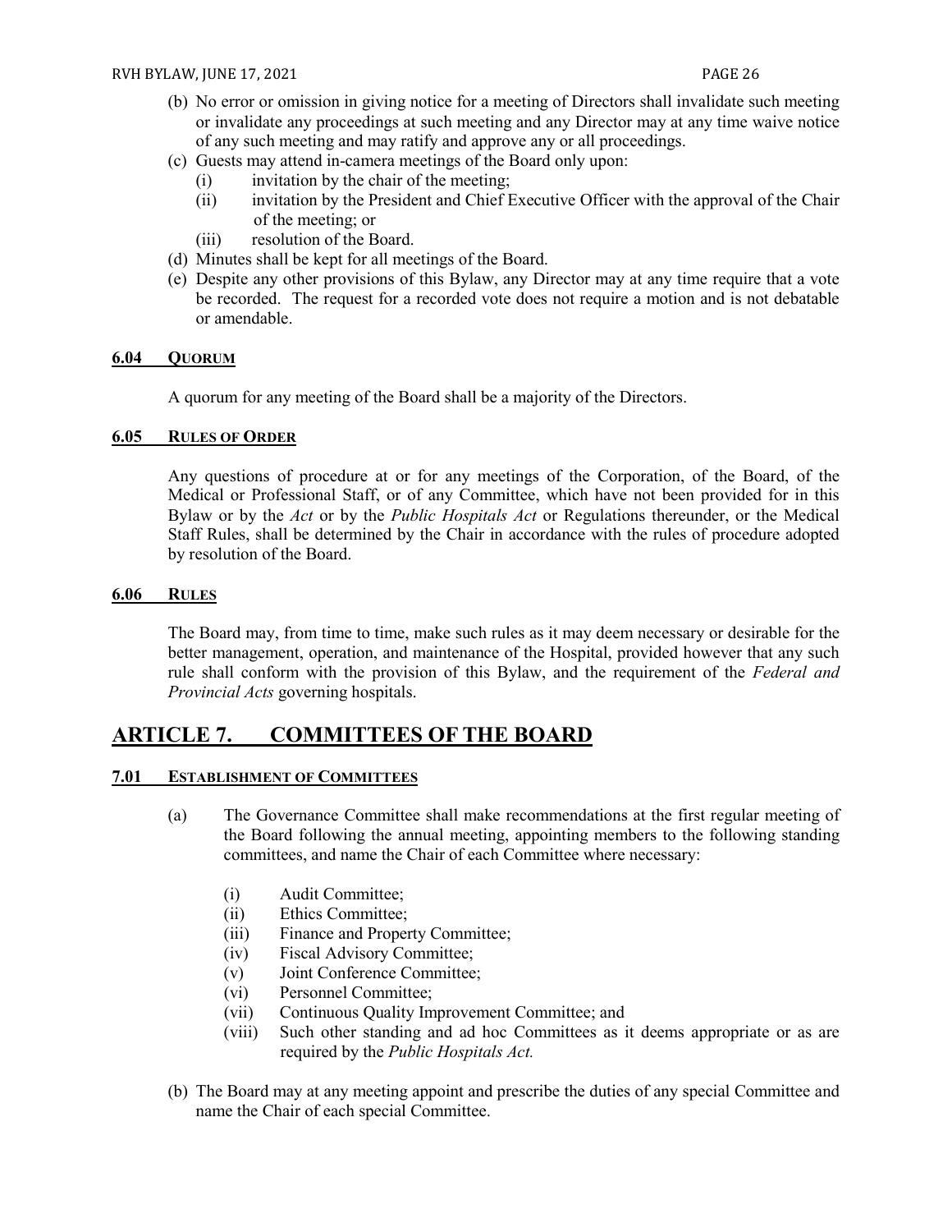(b) No error or omission in giving notice for a meeting of Directors shall invalidate such meeting or invalidate any proceedings at such meeting and any Director may at any time waive notice of any such meeting and may ratify and approve any or all proceedings.

(c) Guests may attend in-camera meetings of the Board only upon:

   (i) invitation by the chair of the meeting;

   (ii) invitation by the President and Chief Executive Officer with the approval of the Chair of the meeting; or

   (iii) resolution of the Board.

(d) Minutes shall be kept for all meetings of the Board.

(e) Despite any other provisions of this Bylaw, any Director may at any time require that a vote be recorded. The request for a recorded vote does not require a motion and is not debatable or amendable.

#### 6.04 Quorum

A quorum for any meeting of the Board shall be a majority of the Directors.

#### 6.05 Rules of Order

Any questions of procedure at or for any meetings of the Corporation, of the Board, of the Medical or Professional Staff, or of any Committee, which have not been provided for in this Bylaw or by the *Act* or by the *Public Hospitals Act* or Regulations thereunder, or the Medical Staff Rules, shall be determined by the Chair in accordance with the rules of procedure adopted by resolution of the Board.

#### 6.06 Rules

The Board may, from time to time, make such rules as it may deem necessary or desirable for the better management, operation, and maintenance of the Hospital, provided however that any such rule shall conform with the provision of this Bylaw, and the requirement of the *Federal and Provincial Acts* governing hospitals.

## ARTICLE 7. COMMITTEES OF THE BOARD

#### 7.01 Establishment of Committees

(a) The Governance Committee shall make recommendations at the first regular meeting of the Board following the annual meeting, appointing members to the following standing committees, and name the Chair of each Committee where necessary:

   (i) Audit Committee;

   (ii) Ethics Committee;

   (iii) Finance and Property Committee;

   (iv) Fiscal Advisory Committee;

   (v) Joint Conference Committee;

   (vi) Personnel Committee;

   (vii) Continuous Quality Improvement Committee; and

   (viii) Such other standing and ad hoc Committees as it deems appropriate or as are required by the *Public Hospitals Act.*

(b) The Board may at any meeting appoint and prescribe the duties of any special Committee and name the Chair of each special Committee.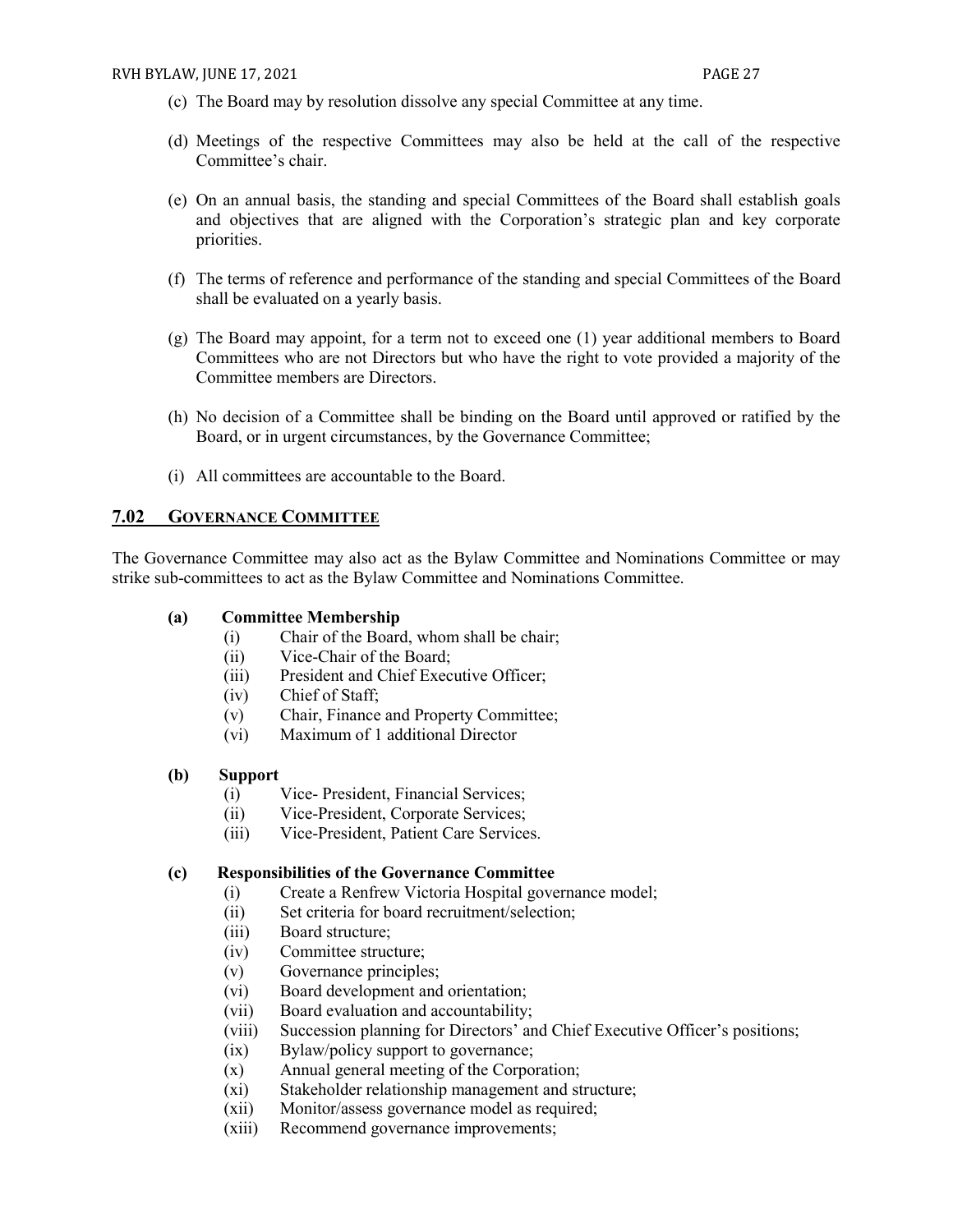(c) The Board may by resolution dissolve any special Committee at any time.

(d) Meetings of the respective Committees may also be held at the call of the respective Committee's chair.

(e) On an annual basis, the standing and special Committees of the Board shall establish goals and objectives that are aligned with the Corporation's strategic plan and key corporate priorities.

(f) The terms of reference and performance of the standing and special Committees of the Board shall be evaluated on a yearly basis.

(g) The Board may appoint, for a term not to exceed one (1) year additional members to Board Committees who are not Directors but who have the right to vote provided a majority of the Committee members are Directors.

(h) No decision of a Committee shall be binding on the Board until approved or ratified by the Board, or in urgent circumstances, by the Governance Committee;

(i) All committees are accountable to the Board.

## 7.02 GOVERNANCE COMMITTEE

The Governance Committee may also act as the Bylaw Committee and Nominations Committee or may strike sub-committees to act as the Bylaw Committee and Nominations Committee.

**(a) Committee Membership**

(i) Chair of the Board, whom shall be chair;
(ii) Vice-Chair of the Board;
(iii) President and Chief Executive Officer;
(iv) Chief of Staff;
(v) Chair, Finance and Property Committee;
(vi) Maximum of 1 additional Director

**(b) Support**

(i) Vice- President, Financial Services;
(ii) Vice-President, Corporate Services;
(iii) Vice-President, Patient Care Services.

**(c) Responsibilities of the Governance Committee**

(i) Create a Renfrew Victoria Hospital governance model;
(ii) Set criteria for board recruitment/selection;
(iii) Board structure;
(iv) Committee structure;
(v) Governance principles;
(vi) Board development and orientation;
(vii) Board evaluation and accountability;
(viii) Succession planning for Directors' and Chief Executive Officer's positions;
(ix) Bylaw/policy support to governance;
(x) Annual general meeting of the Corporation;
(xi) Stakeholder relationship management and structure;
(xii) Monitor/assess governance model as required;
(xiii) Recommend governance improvements;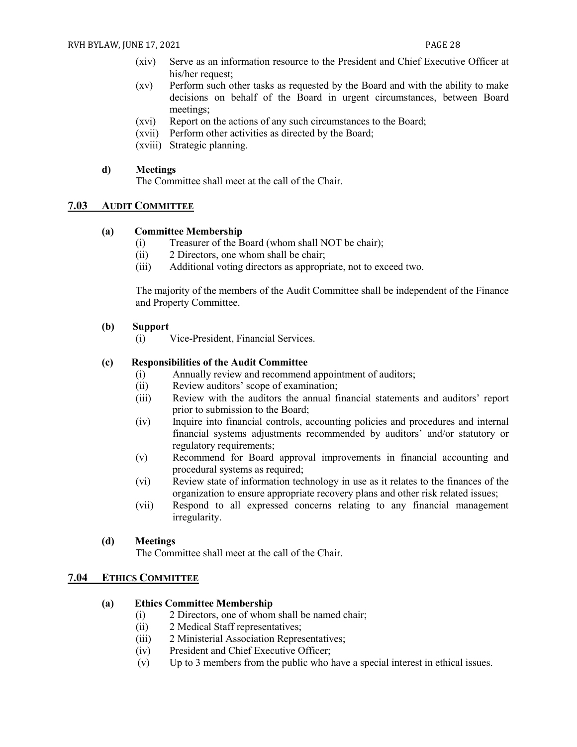(xiv) Serve as an information resource to the President and Chief Executive Officer at his/her request;

(xv) Perform such other tasks as requested by the Board and with the ability to make decisions on behalf of the Board in urgent circumstances, between Board meetings;

(xvi) Report on the actions of any such circumstances to the Board;

(xvii) Perform other activities as directed by the Board;

(xviii) Strategic planning.

**d) Meetings**

The Committee shall meet at the call of the Chair.

## 7.03 AUDIT COMMITTEE

**(a) Committee Membership**

(i) Treasurer of the Board (whom shall NOT be chair);

(ii) 2 Directors, one whom shall be chair;

(iii) Additional voting directors as appropriate, not to exceed two.

The majority of the members of the Audit Committee shall be independent of the Finance and Property Committee.

**(b) Support**

(i) Vice-President, Financial Services.

**(c) Responsibilities of the Audit Committee**

(i) Annually review and recommend appointment of auditors;

(ii) Review auditors' scope of examination;

(iii) Review with the auditors the annual financial statements and auditors' report prior to submission to the Board;

(iv) Inquire into financial controls, accounting policies and procedures and internal financial systems adjustments recommended by auditors' and/or statutory or regulatory requirements;

(v) Recommend for Board approval improvements in financial accounting and procedural systems as required;

(vi) Review state of information technology in use as it relates to the finances of the organization to ensure appropriate recovery plans and other risk related issues;

(vii) Respond to all expressed concerns relating to any financial management irregularity.

**(d) Meetings**

The Committee shall meet at the call of the Chair.

## 7.04 ETHICS COMMITTEE

**(a) Ethics Committee Membership**

(i) 2 Directors, one of whom shall be named chair;

(ii) 2 Medical Staff representatives;

(iii) 2 Ministerial Association Representatives;

(iv) President and Chief Executive Officer;

(v) Up to 3 members from the public who have a special interest in ethical issues.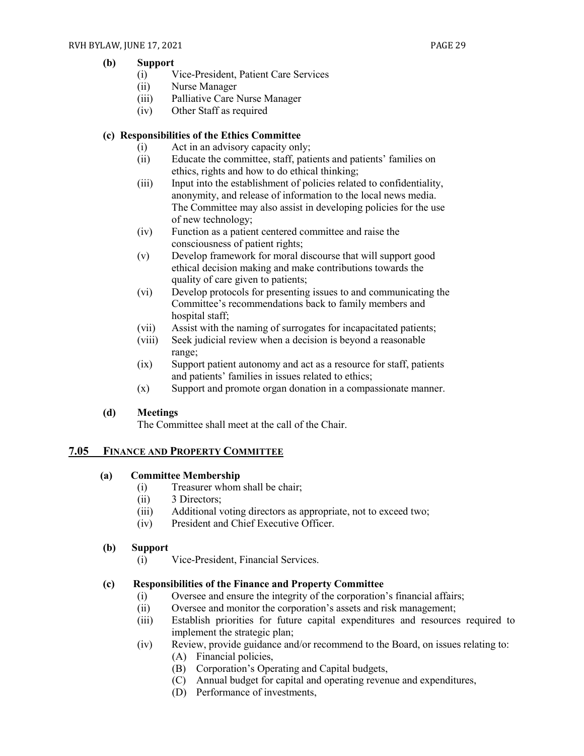**(b) Support**

- (i) Vice-President, Patient Care Services
- (ii) Nurse Manager
- (iii) Palliative Care Nurse Manager
- (iv) Other Staff as required

**(c) Responsibilities of the Ethics Committee**

- (i) Act in an advisory capacity only;
- (ii) Educate the committee, staff, patients and patients' families on ethics, rights and how to do ethical thinking;
- (iii) Input into the establishment of policies related to confidentiality, anonymity, and release of information to the local news media. The Committee may also assist in developing policies for the use of new technology;
- (iv) Function as a patient centered committee and raise the consciousness of patient rights;
- (v) Develop framework for moral discourse that will support good ethical decision making and make contributions towards the quality of care given to patients;
- (vi) Develop protocols for presenting issues to and communicating the Committee's recommendations back to family members and hospital staff;
- (vii) Assist with the naming of surrogates for incapacitated patients;
- (viii) Seek judicial review when a decision is beyond a reasonable range;
- (ix) Support patient autonomy and act as a resource for staff, patients and patients' families in issues related to ethics;
- (x) Support and promote organ donation in a compassionate manner.

**(d) Meetings**

The Committee shall meet at the call of the Chair.

## 7.05 FINANCE AND PROPERTY COMMITTEE

**(a) Committee Membership**

- (i) Treasurer whom shall be chair;
- (ii) 3 Directors;
- (iii) Additional voting directors as appropriate, not to exceed two;
- (iv) President and Chief Executive Officer.

**(b) Support**

- (i) Vice-President, Financial Services.

**(c) Responsibilities of the Finance and Property Committee**

- (i) Oversee and ensure the integrity of the corporation's financial affairs;
- (ii) Oversee and monitor the corporation's assets and risk management;
- (iii) Establish priorities for future capital expenditures and resources required to implement the strategic plan;
- (iv) Review, provide guidance and/or recommend to the Board, on issues relating to:
  - (A) Financial policies,
  - (B) Corporation's Operating and Capital budgets,
  - (C) Annual budget for capital and operating revenue and expenditures,
  - (D) Performance of investments,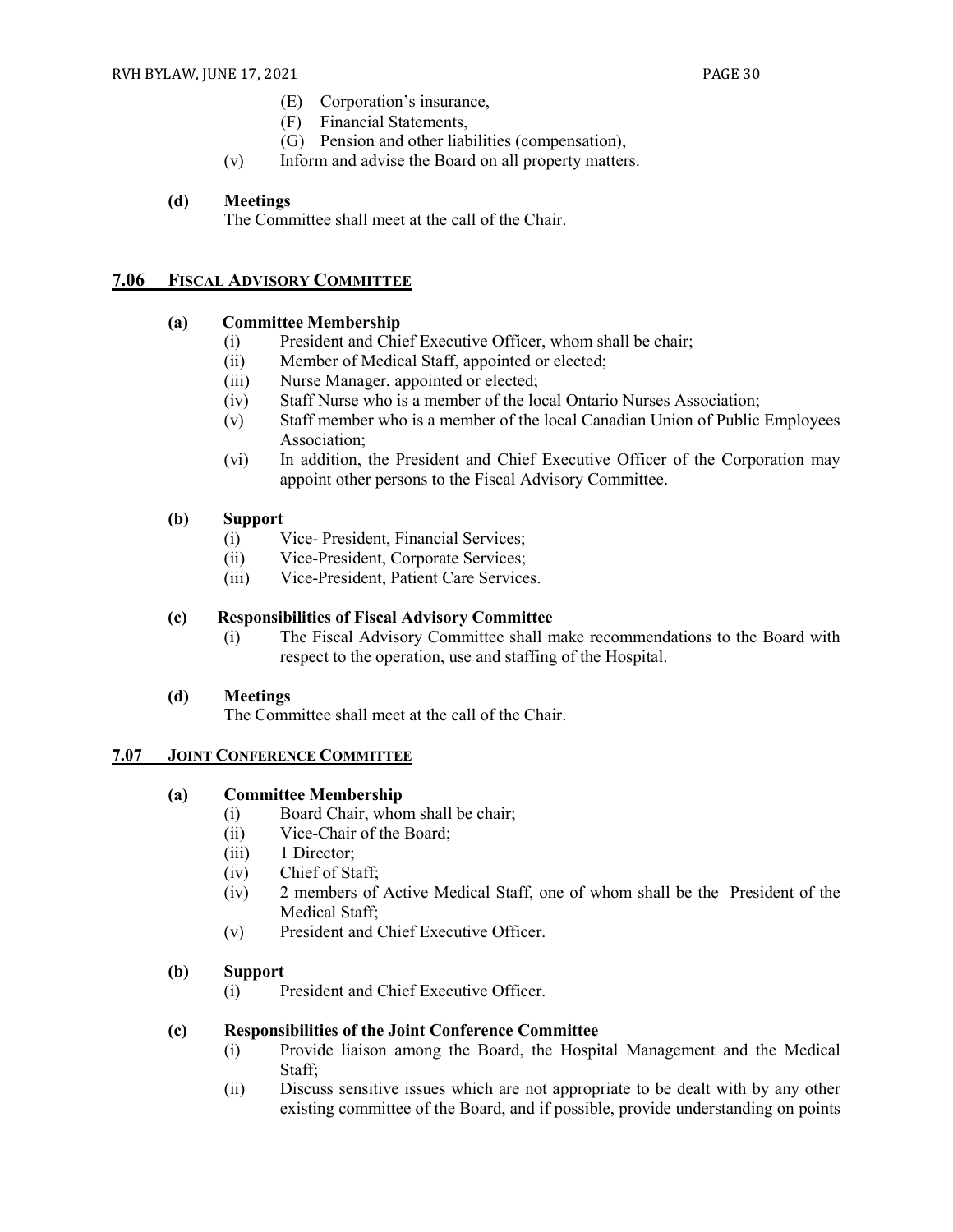(E) Corporation's insurance,
(F) Financial Statements,
(G) Pension and other liabilities (compensation),

(v) Inform and advise the Board on all property matters.

**(d) Meetings**

The Committee shall meet at the call of the Chair.

## 7.06 FISCAL ADVISORY COMMITTEE

**(a) Committee Membership**

(i) President and Chief Executive Officer, whom shall be chair;
(ii) Member of Medical Staff, appointed or elected;
(iii) Nurse Manager, appointed or elected;
(iv) Staff Nurse who is a member of the local Ontario Nurses Association;
(v) Staff member who is a member of the local Canadian Union of Public Employees Association;
(vi) In addition, the President and Chief Executive Officer of the Corporation may appoint other persons to the Fiscal Advisory Committee.

**(b) Support**

(i) Vice- President, Financial Services;
(ii) Vice-President, Corporate Services;
(iii) Vice-President, Patient Care Services.

**(c) Responsibilities of Fiscal Advisory Committee**

(i) The Fiscal Advisory Committee shall make recommendations to the Board with respect to the operation, use and staffing of the Hospital.

**(d) Meetings**

The Committee shall meet at the call of the Chair.

## 7.07 JOINT CONFERENCE COMMITTEE

**(a) Committee Membership**

(i) Board Chair, whom shall be chair;
(ii) Vice-Chair of the Board;
(iii) 1 Director;
(iv) Chief of Staff;
(iv) 2 members of Active Medical Staff, one of whom shall be the President of the Medical Staff;
(v) President and Chief Executive Officer.

**(b) Support**

(i) President and Chief Executive Officer.

**(c) Responsibilities of the Joint Conference Committee**

(i) Provide liaison among the Board, the Hospital Management and the Medical Staff;
(ii) Discuss sensitive issues which are not appropriate to be dealt with by any other existing committee of the Board, and if possible, provide understanding on points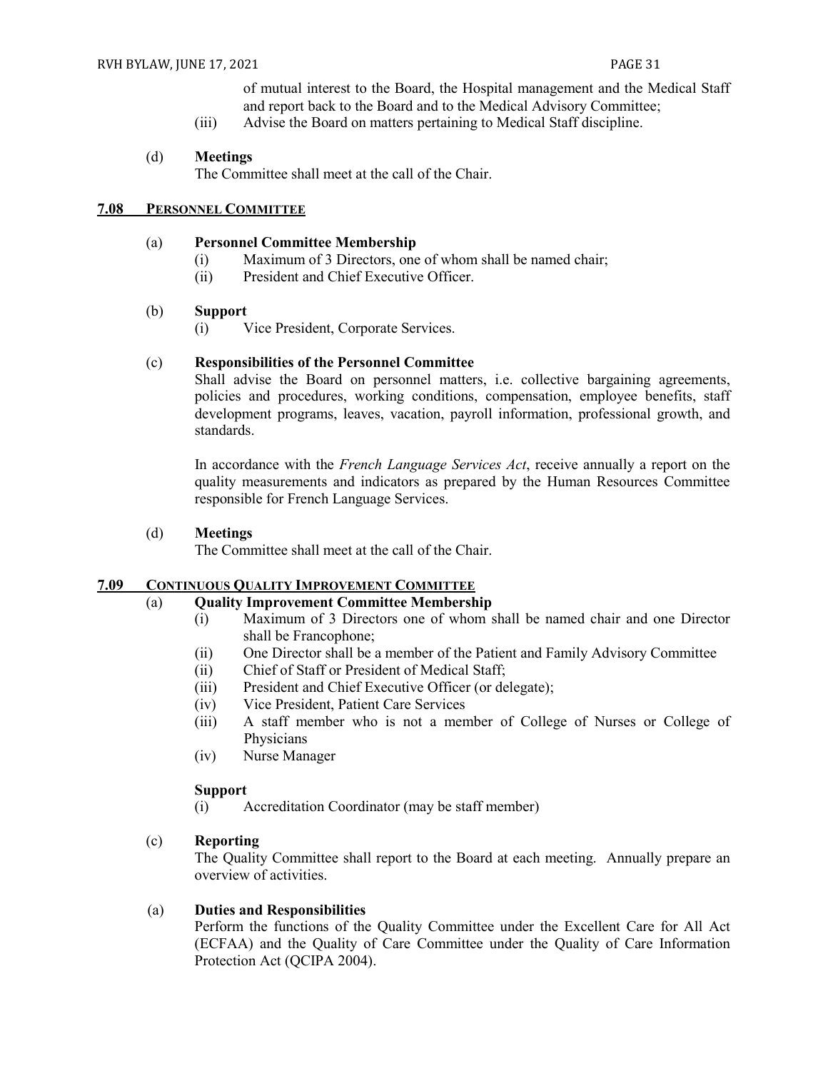of mutual interest to the Board, the Hospital management and the Medical Staff and report back to the Board and to the Medical Advisory Committee;

(iii) Advise the Board on matters pertaining to Medical Staff discipline.

(d) **Meetings**

The Committee shall meet at the call of the Chair.

## 7.08 PERSONNEL COMMITTEE

(a) **Personnel Committee Membership**

(i) Maximum of 3 Directors, one of whom shall be named chair;

(ii) President and Chief Executive Officer.

(b) **Support**

(i) Vice President, Corporate Services.

(c) **Responsibilities of the Personnel Committee**

Shall advise the Board on personnel matters, i.e. collective bargaining agreements, policies and procedures, working conditions, compensation, employee benefits, staff development programs, leaves, vacation, payroll information, professional growth, and standards.

In accordance with the *French Language Services Act*, receive annually a report on the quality measurements and indicators as prepared by the Human Resources Committee responsible for French Language Services.

(d) **Meetings**

The Committee shall meet at the call of the Chair.

## 7.09 CONTINUOUS QUALITY IMPROVEMENT COMMITTEE

(a) **Quality Improvement Committee Membership**

(i) Maximum of 3 Directors one of whom shall be named chair and one Director shall be Francophone;

(ii) One Director shall be a member of the Patient and Family Advisory Committee

(ii) Chief of Staff or President of Medical Staff;

(iii) President and Chief Executive Officer (or delegate);

(iv) Vice President, Patient Care Services

(iii) A staff member who is not a member of College of Nurses or College of Physicians

(iv) Nurse Manager

**Support**

(i) Accreditation Coordinator (may be staff member)

(c) **Reporting**

The Quality Committee shall report to the Board at each meeting. Annually prepare an overview of activities.

(a) **Duties and Responsibilities**

Perform the functions of the Quality Committee under the Excellent Care for All Act (ECFAA) and the Quality of Care Committee under the Quality of Care Information Protection Act (QCIPA 2004).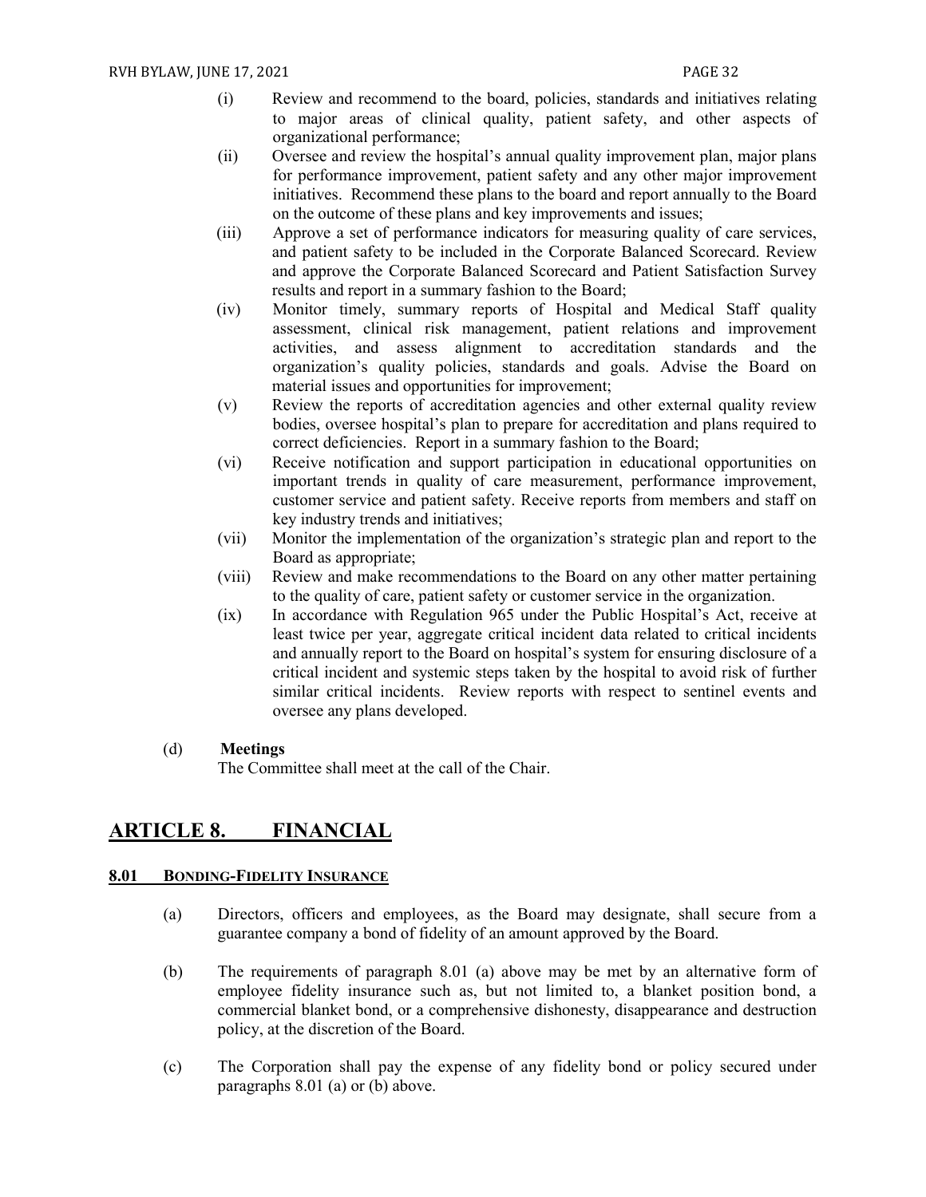(i) Review and recommend to the board, policies, standards and initiatives relating to major areas of clinical quality, patient safety, and other aspects of organizational performance;

(ii) Oversee and review the hospital's annual quality improvement plan, major plans for performance improvement, patient safety and any other major improvement initiatives. Recommend these plans to the board and report annually to the Board on the outcome of these plans and key improvements and issues;

(iii) Approve a set of performance indicators for measuring quality of care services, and patient safety to be included in the Corporate Balanced Scorecard. Review and approve the Corporate Balanced Scorecard and Patient Satisfaction Survey results and report in a summary fashion to the Board;

(iv) Monitor timely, summary reports of Hospital and Medical Staff quality assessment, clinical risk management, patient relations and improvement activities, and assess alignment to accreditation standards and the organization's quality policies, standards and goals. Advise the Board on material issues and opportunities for improvement;

(v) Review the reports of accreditation agencies and other external quality review bodies, oversee hospital's plan to prepare for accreditation and plans required to correct deficiencies. Report in a summary fashion to the Board;

(vi) Receive notification and support participation in educational opportunities on important trends in quality of care measurement, performance improvement, customer service and patient safety. Receive reports from members and staff on key industry trends and initiatives;

(vii) Monitor the implementation of the organization's strategic plan and report to the Board as appropriate;

(viii) Review and make recommendations to the Board on any other matter pertaining to the quality of care, patient safety or customer service in the organization.

(ix) In accordance with Regulation 965 under the Public Hospital's Act, receive at least twice per year, aggregate critical incident data related to critical incidents and annually report to the Board on hospital's system for ensuring disclosure of a critical incident and systemic steps taken by the hospital to avoid risk of further similar critical incidents. Review reports with respect to sentinel events and oversee any plans developed.

(d) **Meetings**

The Committee shall meet at the call of the Chair.

# ARTICLE 8. FINANCIAL

## 8.01 BONDING-FIDELITY INSURANCE

(a) Directors, officers and employees, as the Board may designate, shall secure from a guarantee company a bond of fidelity of an amount approved by the Board.

(b) The requirements of paragraph 8.01 (a) above may be met by an alternative form of employee fidelity insurance such as, but not limited to, a blanket position bond, a commercial blanket bond, or a comprehensive dishonesty, disappearance and destruction policy, at the discretion of the Board.

(c) The Corporation shall pay the expense of any fidelity bond or policy secured under paragraphs 8.01 (a) or (b) above.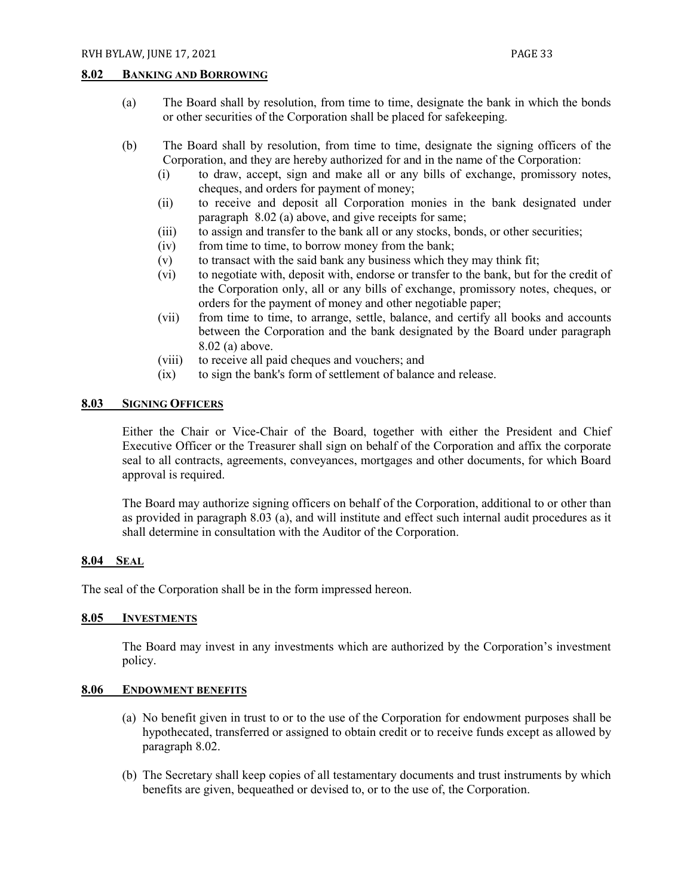## 8.02 BANKING AND BORROWING

(a) The Board shall by resolution, from time to time, designate the bank in which the bonds or other securities of the Corporation shall be placed for safekeeping.

(b) The Board shall by resolution, from time to time, designate the signing officers of the Corporation, and they are hereby authorized for and in the name of the Corporation:

  (i) to draw, accept, sign and make all or any bills of exchange, promissory notes, cheques, and orders for payment of money;

  (ii) to receive and deposit all Corporation monies in the bank designated under paragraph 8.02 (a) above, and give receipts for same;

  (iii) to assign and transfer to the bank all or any stocks, bonds, or other securities;

  (iv) from time to time, to borrow money from the bank;

  (v) to transact with the said bank any business which they may think fit;

  (vi) to negotiate with, deposit with, endorse or transfer to the bank, but for the credit of the Corporation only, all or any bills of exchange, promissory notes, cheques, or orders for the payment of money and other negotiable paper;

  (vii) from time to time, to arrange, settle, balance, and certify all books and accounts between the Corporation and the bank designated by the Board under paragraph 8.02 (a) above.

  (viii) to receive all paid cheques and vouchers; and

  (ix) to sign the bank's form of settlement of balance and release.

## 8.03 SIGNING OFFICERS

Either the Chair or Vice-Chair of the Board, together with either the President and Chief Executive Officer or the Treasurer shall sign on behalf of the Corporation and affix the corporate seal to all contracts, agreements, conveyances, mortgages and other documents, for which Board approval is required.

The Board may authorize signing officers on behalf of the Corporation, additional to or other than as provided in paragraph 8.03 (a), and will institute and effect such internal audit procedures as it shall determine in consultation with the Auditor of the Corporation.

## 8.04 SEAL

The seal of the Corporation shall be in the form impressed hereon.

## 8.05 INVESTMENTS

The Board may invest in any investments which are authorized by the Corporation's investment policy.

## 8.06 ENDOWMENT BENEFITS

(a) No benefit given in trust to or to the use of the Corporation for endowment purposes shall be hypothecated, transferred or assigned to obtain credit or to receive funds except as allowed by paragraph 8.02.

(b) The Secretary shall keep copies of all testamentary documents and trust instruments by which benefits are given, bequeathed or devised to, or to the use of, the Corporation.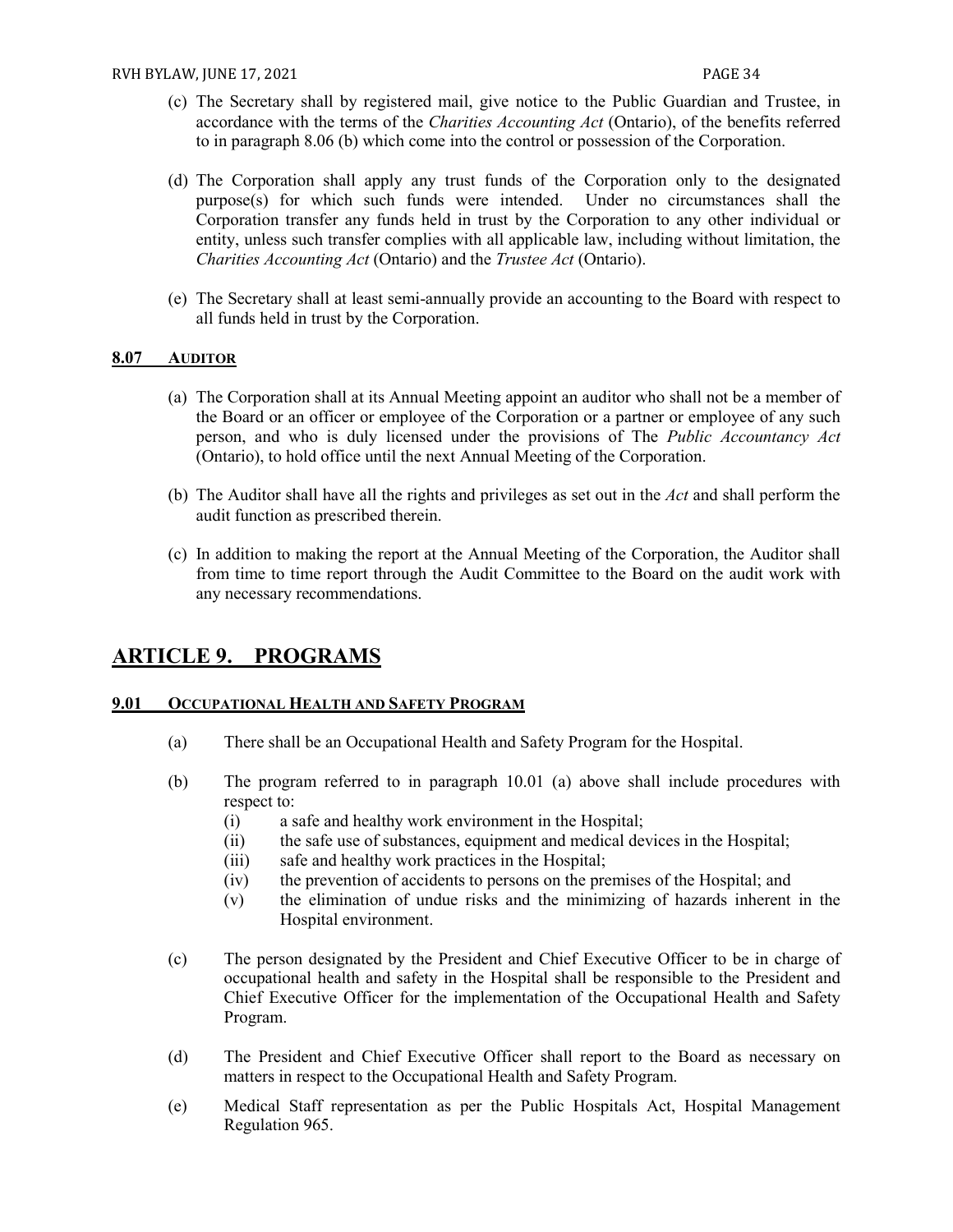(c) The Secretary shall by registered mail, give notice to the Public Guardian and Trustee, in accordance with the terms of the *Charities Accounting Act* (Ontario), of the benefits referred to in paragraph 8.06 (b) which come into the control or possession of the Corporation.

(d) The Corporation shall apply any trust funds of the Corporation only to the designated purpose(s) for which such funds were intended. Under no circumstances shall the Corporation transfer any funds held in trust by the Corporation to any other individual or entity, unless such transfer complies with all applicable law, including without limitation, the *Charities Accounting Act* (Ontario) and the *Trustee Act* (Ontario).

(e) The Secretary shall at least semi-annually provide an accounting to the Board with respect to all funds held in trust by the Corporation.

### 8.07 AUDITOR

(a) The Corporation shall at its Annual Meeting appoint an auditor who shall not be a member of the Board or an officer or employee of the Corporation or a partner or employee of any such person, and who is duly licensed under the provisions of The *Public Accountancy Act* (Ontario), to hold office until the next Annual Meeting of the Corporation.

(b) The Auditor shall have all the rights and privileges as set out in the *Act* and shall perform the audit function as prescribed therein.

(c) In addition to making the report at the Annual Meeting of the Corporation, the Auditor shall from time to time report through the Audit Committee to the Board on the audit work with any necessary recommendations.

## ARTICLE 9. PROGRAMS

### 9.01 OCCUPATIONAL HEALTH AND SAFETY PROGRAM

(a) There shall be an Occupational Health and Safety Program for the Hospital.

(b) The program referred to in paragraph 10.01 (a) above shall include procedures with respect to:
   - (i) a safe and healthy work environment in the Hospital;
   - (ii) the safe use of substances, equipment and medical devices in the Hospital;
   - (iii) safe and healthy work practices in the Hospital;
   - (iv) the prevention of accidents to persons on the premises of the Hospital; and
   - (v) the elimination of undue risks and the minimizing of hazards inherent in the Hospital environment.

(c) The person designated by the President and Chief Executive Officer to be in charge of occupational health and safety in the Hospital shall be responsible to the President and Chief Executive Officer for the implementation of the Occupational Health and Safety Program.

(d) The President and Chief Executive Officer shall report to the Board as necessary on matters in respect to the Occupational Health and Safety Program.

(e) Medical Staff representation as per the Public Hospitals Act, Hospital Management Regulation 965.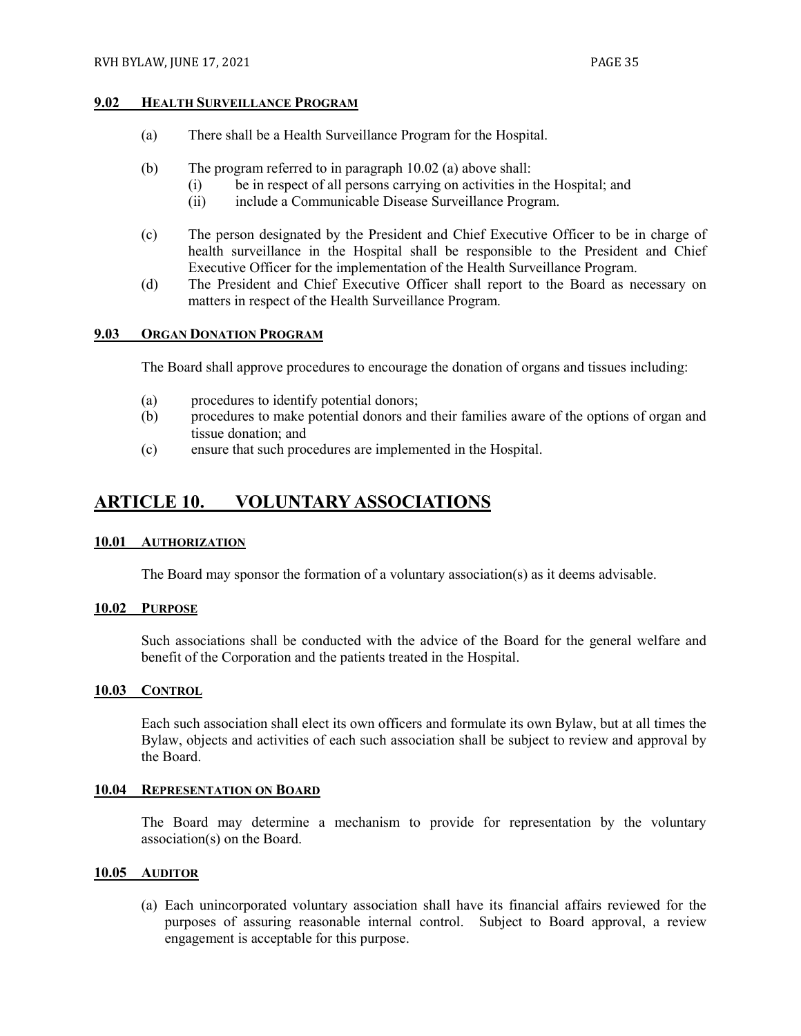#### 9.02 HEALTH SURVEILLANCE PROGRAM

(a) There shall be a Health Surveillance Program for the Hospital.

(b) The program referred to in paragraph 10.02 (a) above shall:
   (i) be in respect of all persons carrying on activities in the Hospital; and
   (ii) include a Communicable Disease Surveillance Program.

(c) The person designated by the President and Chief Executive Officer to be in charge of health surveillance in the Hospital shall be responsible to the President and Chief Executive Officer for the implementation of the Health Surveillance Program.

(d) The President and Chief Executive Officer shall report to the Board as necessary on matters in respect of the Health Surveillance Program.

#### 9.03 ORGAN DONATION PROGRAM

The Board shall approve procedures to encourage the donation of organs and tissues including:

(a) procedures to identify potential donors;
(b) procedures to make potential donors and their families aware of the options of organ and tissue donation; and
(c) ensure that such procedures are implemented in the Hospital.

## ARTICLE 10. VOLUNTARY ASSOCIATIONS

#### 10.01 AUTHORIZATION

The Board may sponsor the formation of a voluntary association(s) as it deems advisable.

#### 10.02 PURPOSE

Such associations shall be conducted with the advice of the Board for the general welfare and benefit of the Corporation and the patients treated in the Hospital.

#### 10.03 CONTROL

Each such association shall elect its own officers and formulate its own Bylaw, but at all times the Bylaw, objects and activities of each such association shall be subject to review and approval by the Board.

#### 10.04 REPRESENTATION ON BOARD

The Board may determine a mechanism to provide for representation by the voluntary association(s) on the Board.

#### 10.05 AUDITOR

(a) Each unincorporated voluntary association shall have its financial affairs reviewed for the purposes of assuring reasonable internal control. Subject to Board approval, a review engagement is acceptable for this purpose.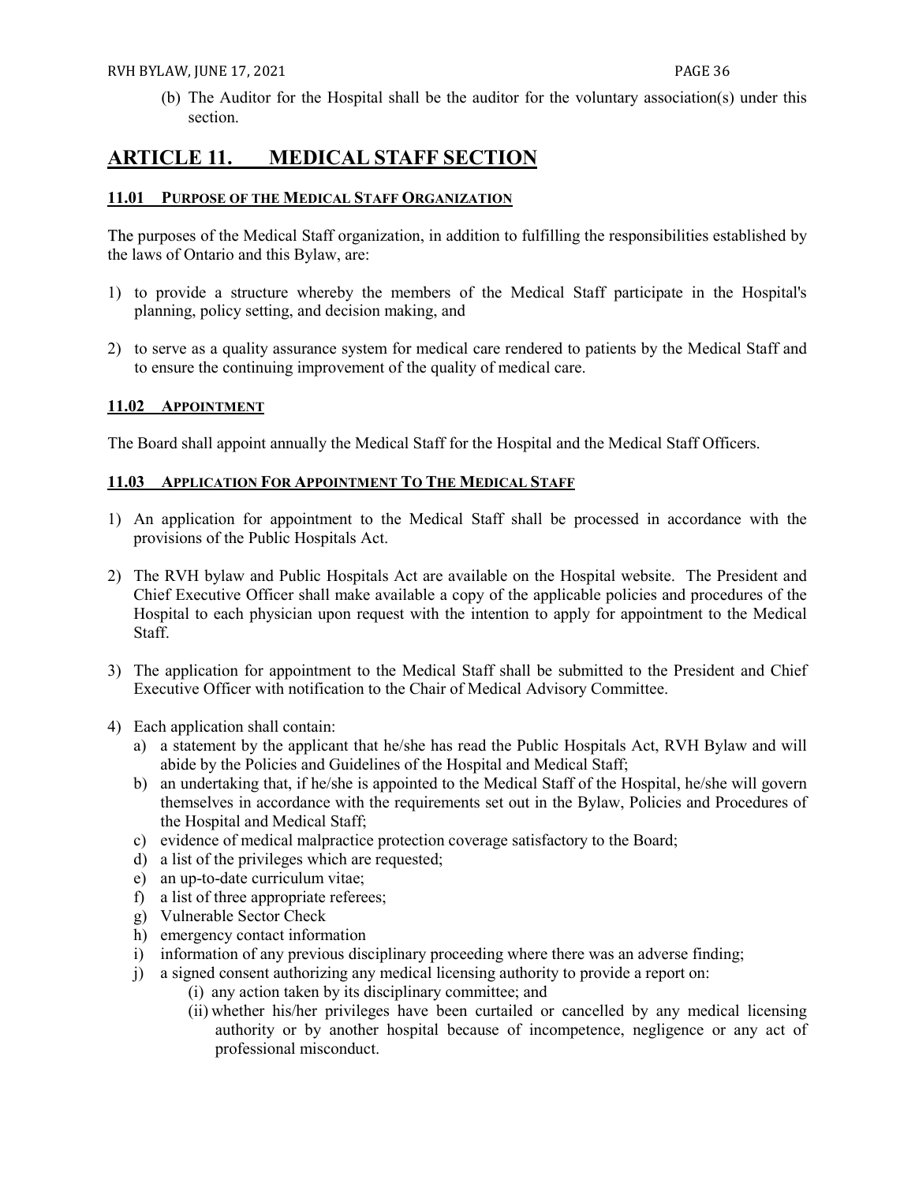(b) The Auditor for the Hospital shall be the auditor for the voluntary association(s) under this section.

# ARTICLE 11. MEDICAL STAFF SECTION

### 11.01 PURPOSE OF THE MEDICAL STAFF ORGANIZATION

The purposes of the Medical Staff organization, in addition to fulfilling the responsibilities established by the laws of Ontario and this Bylaw, are:

1) to provide a structure whereby the members of the Medical Staff participate in the Hospital's planning, policy setting, and decision making, and

2) to serve as a quality assurance system for medical care rendered to patients by the Medical Staff and to ensure the continuing improvement of the quality of medical care.

### 11.02 APPOINTMENT

The Board shall appoint annually the Medical Staff for the Hospital and the Medical Staff Officers.

### 11.03 APPLICATION FOR APPOINTMENT TO THE MEDICAL STAFF

1) An application for appointment to the Medical Staff shall be processed in accordance with the provisions of the Public Hospitals Act.

2) The RVH bylaw and Public Hospitals Act are available on the Hospital website. The President and Chief Executive Officer shall make available a copy of the applicable policies and procedures of the Hospital to each physician upon request with the intention to apply for appointment to the Medical Staff.

3) The application for appointment to the Medical Staff shall be submitted to the President and Chief Executive Officer with notification to the Chair of Medical Advisory Committee.

4) Each application shall contain:
   a) a statement by the applicant that he/she has read the Public Hospitals Act, RVH Bylaw and will abide by the Policies and Guidelines of the Hospital and Medical Staff;
   b) an undertaking that, if he/she is appointed to the Medical Staff of the Hospital, he/she will govern themselves in accordance with the requirements set out in the Bylaw, Policies and Procedures of the Hospital and Medical Staff;
   c) evidence of medical malpractice protection coverage satisfactory to the Board;
   d) a list of the privileges which are requested;
   e) an up-to-date curriculum vitae;
   f) a list of three appropriate referees;
   g) Vulnerable Sector Check
   h) emergency contact information
   i) information of any previous disciplinary proceeding where there was an adverse finding;
   j) a signed consent authorizing any medical licensing authority to provide a report on:
      (i) any action taken by its disciplinary committee; and
      (ii) whether his/her privileges have been curtailed or cancelled by any medical licensing authority or by another hospital because of incompetence, negligence or any act of professional misconduct.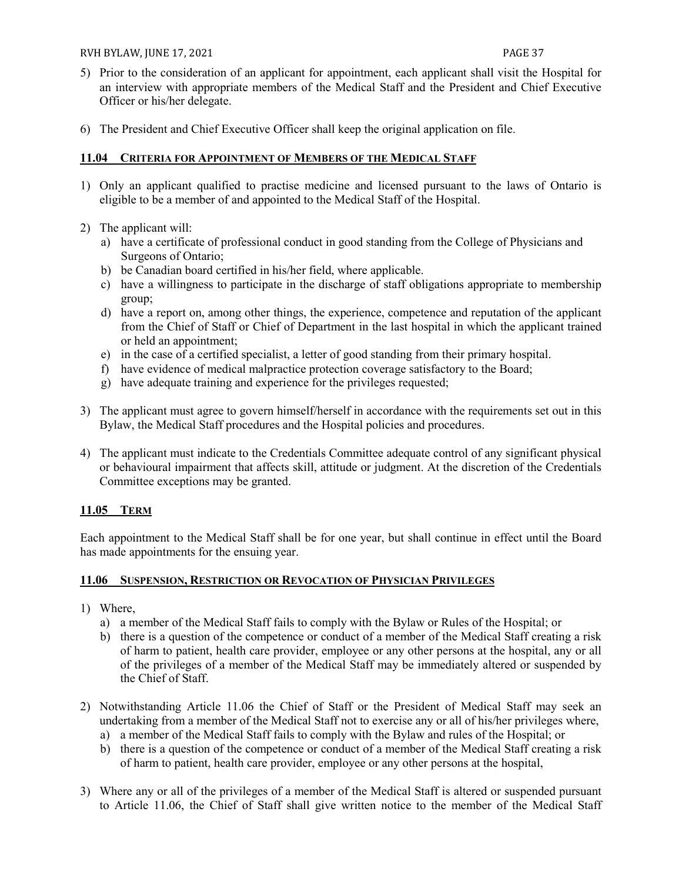5) Prior to the consideration of an applicant for appointment, each applicant shall visit the Hospital for an interview with appropriate members of the Medical Staff and the President and Chief Executive Officer or his/her delegate.

6) The President and Chief Executive Officer shall keep the original application on file.

## 11.04 CRITERIA FOR APPOINTMENT OF MEMBERS OF THE MEDICAL STAFF

1) Only an applicant qualified to practise medicine and licensed pursuant to the laws of Ontario is eligible to be a member of and appointed to the Medical Staff of the Hospital.

2) The applicant will:
   a) have a certificate of professional conduct in good standing from the College of Physicians and Surgeons of Ontario;
   b) be Canadian board certified in his/her field, where applicable.
   c) have a willingness to participate in the discharge of staff obligations appropriate to membership group;
   d) have a report on, among other things, the experience, competence and reputation of the applicant from the Chief of Staff or Chief of Department in the last hospital in which the applicant trained or held an appointment;
   e) in the case of a certified specialist, a letter of good standing from their primary hospital.
   f) have evidence of medical malpractice protection coverage satisfactory to the Board;
   g) have adequate training and experience for the privileges requested;

3) The applicant must agree to govern himself/herself in accordance with the requirements set out in this Bylaw, the Medical Staff procedures and the Hospital policies and procedures.

4) The applicant must indicate to the Credentials Committee adequate control of any significant physical or behavioural impairment that affects skill, attitude or judgment. At the discretion of the Credentials Committee exceptions may be granted.

## 11.05 TERM

Each appointment to the Medical Staff shall be for one year, but shall continue in effect until the Board has made appointments for the ensuing year.

## 11.06 SUSPENSION, RESTRICTION OR REVOCATION OF PHYSICIAN PRIVILEGES

1) Where,
   a) a member of the Medical Staff fails to comply with the Bylaw or Rules of the Hospital; or
   b) there is a question of the competence or conduct of a member of the Medical Staff creating a risk of harm to patient, health care provider, employee or any other persons at the hospital, any or all of the privileges of a member of the Medical Staff may be immediately altered or suspended by the Chief of Staff.

2) Notwithstanding Article 11.06 the Chief of Staff or the President of Medical Staff may seek an undertaking from a member of the Medical Staff not to exercise any or all of his/her privileges where,
   a) a member of the Medical Staff fails to comply with the Bylaw and rules of the Hospital; or
   b) there is a question of the competence or conduct of a member of the Medical Staff creating a risk of harm to patient, health care provider, employee or any other persons at the hospital,

3) Where any or all of the privileges of a member of the Medical Staff is altered or suspended pursuant to Article 11.06, the Chief of Staff shall give written notice to the member of the Medical Staff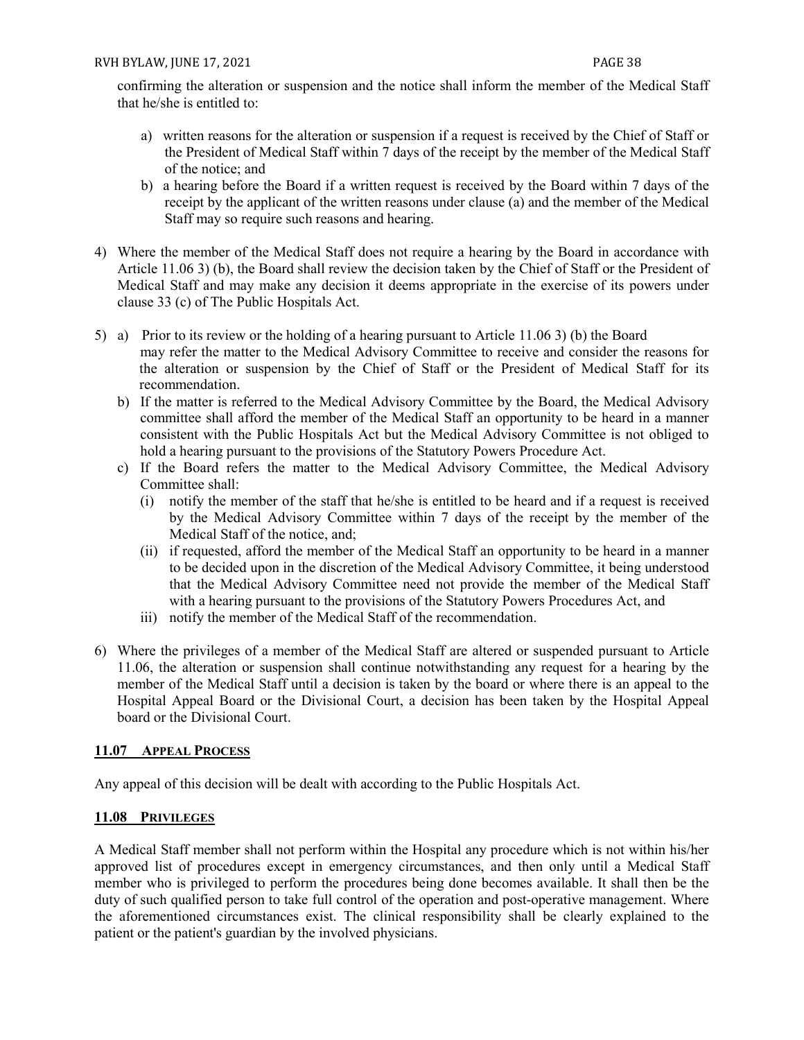confirming the alteration or suspension and the notice shall inform the member of the Medical Staff that he/she is entitled to:

a) written reasons for the alteration or suspension if a request is received by the Chief of Staff or the President of Medical Staff within 7 days of the receipt by the member of the Medical Staff of the notice; and
b) a hearing before the Board if a written request is received by the Board within 7 days of the receipt by the applicant of the written reasons under clause (a) and the member of the Medical Staff may so require such reasons and hearing.

4) Where the member of the Medical Staff does not require a hearing by the Board in accordance with Article 11.06 3) (b), the Board shall review the decision taken by the Chief of Staff or the President of Medical Staff and may make any decision it deems appropriate in the exercise of its powers under clause 33 (c) of The Public Hospitals Act.

5) a) Prior to its review or the holding of a hearing pursuant to Article 11.06 3) (b) the Board may refer the matter to the Medical Advisory Committee to receive and consider the reasons for the alteration or suspension by the Chief of Staff or the President of Medical Staff for its recommendation.
   b) If the matter is referred to the Medical Advisory Committee by the Board, the Medical Advisory committee shall afford the member of the Medical Staff an opportunity to be heard in a manner consistent with the Public Hospitals Act but the Medical Advisory Committee is not obliged to hold a hearing pursuant to the provisions of the Statutory Powers Procedure Act.
   c) If the Board refers the matter to the Medical Advisory Committee, the Medical Advisory Committee shall:
      (i) notify the member of the staff that he/she is entitled to be heard and if a request is received by the Medical Advisory Committee within 7 days of the receipt by the member of the Medical Staff of the notice, and;
      (ii) if requested, afford the member of the Medical Staff an opportunity to be heard in a manner to be decided upon in the discretion of the Medical Advisory Committee, it being understood that the Medical Advisory Committee need not provide the member of the Medical Staff with a hearing pursuant to the provisions of the Statutory Powers Procedures Act, and
      iii) notify the member of the Medical Staff of the recommendation.

6) Where the privileges of a member of the Medical Staff are altered or suspended pursuant to Article 11.06, the alteration or suspension shall continue notwithstanding any request for a hearing by the member of the Medical Staff until a decision is taken by the board or where there is an appeal to the Hospital Appeal Board or the Divisional Court, a decision has been taken by the Hospital Appeal board or the Divisional Court.

### 11.07 APPEAL PROCESS

Any appeal of this decision will be dealt with according to the Public Hospitals Act.

### 11.08 PRIVILEGES

A Medical Staff member shall not perform within the Hospital any procedure which is not within his/her approved list of procedures except in emergency circumstances, and then only until a Medical Staff member who is privileged to perform the procedures being done becomes available. It shall then be the duty of such qualified person to take full control of the operation and post-operative management. Where the aforementioned circumstances exist. The clinical responsibility shall be clearly explained to the patient or the patient's guardian by the involved physicians.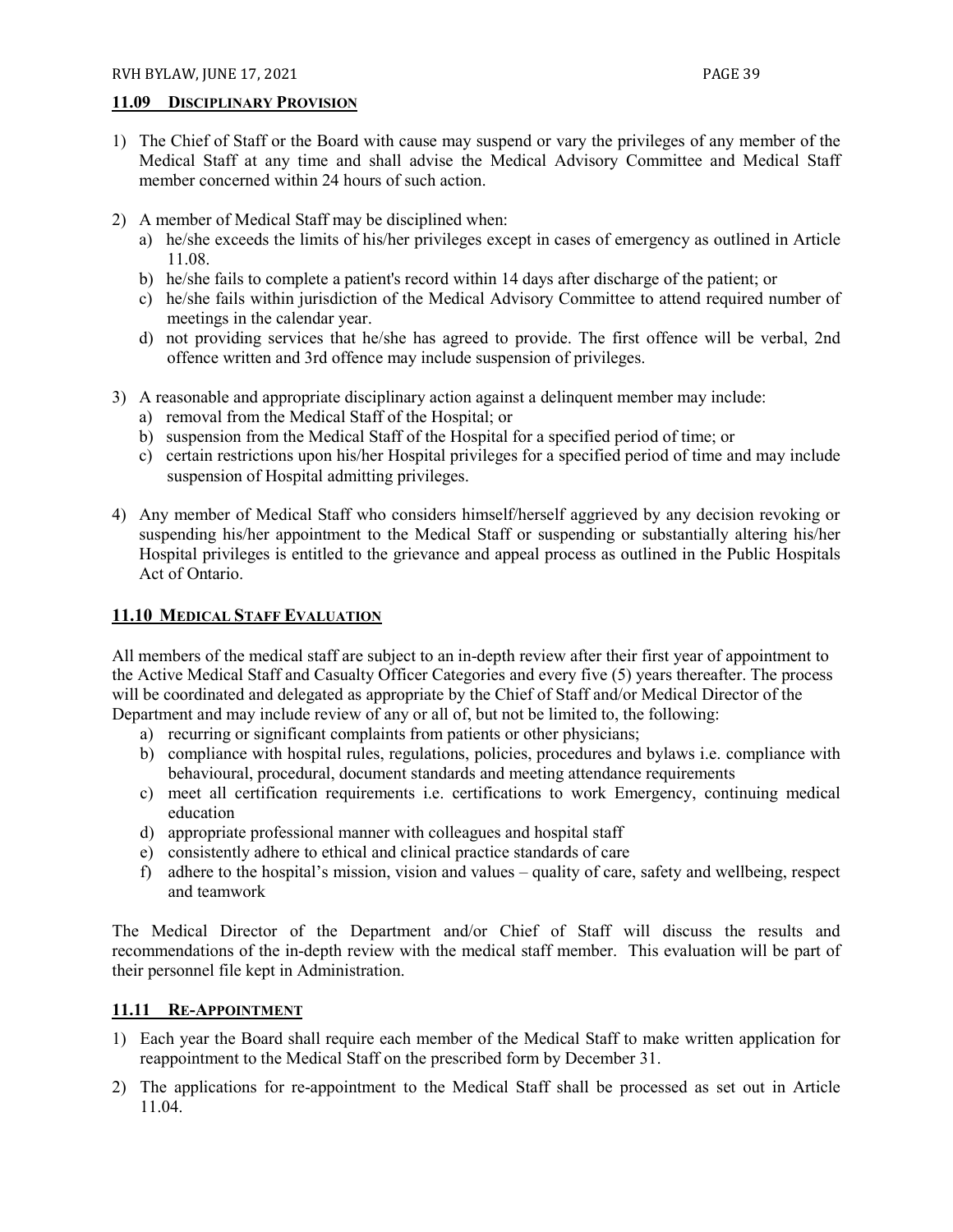### 11.09 DISCIPLINARY PROVISION

1) The Chief of Staff or the Board with cause may suspend or vary the privileges of any member of the Medical Staff at any time and shall advise the Medical Advisory Committee and Medical Staff member concerned within 24 hours of such action.

2) A member of Medical Staff may be disciplined when:
   a) he/she exceeds the limits of his/her privileges except in cases of emergency as outlined in Article 11.08.
   b) he/she fails to complete a patient's record within 14 days after discharge of the patient; or
   c) he/she fails within jurisdiction of the Medical Advisory Committee to attend required number of meetings in the calendar year.
   d) not providing services that he/she has agreed to provide. The first offence will be verbal, 2nd offence written and 3rd offence may include suspension of privileges.

3) A reasonable and appropriate disciplinary action against a delinquent member may include:
   a) removal from the Medical Staff of the Hospital; or
   b) suspension from the Medical Staff of the Hospital for a specified period of time; or
   c) certain restrictions upon his/her Hospital privileges for a specified period of time and may include suspension of Hospital admitting privileges.

4) Any member of Medical Staff who considers himself/herself aggrieved by any decision revoking or suspending his/her appointment to the Medical Staff or suspending or substantially altering his/her Hospital privileges is entitled to the grievance and appeal process as outlined in the Public Hospitals Act of Ontario.

### 11.10 MEDICAL STAFF EVALUATION

All members of the medical staff are subject to an in-depth review after their first year of appointment to the Active Medical Staff and Casualty Officer Categories and every five (5) years thereafter. The process will be coordinated and delegated as appropriate by the Chief of Staff and/or Medical Director of the Department and may include review of any or all of, but not be limited to, the following:

a) recurring or significant complaints from patients or other physicians;
b) compliance with hospital rules, regulations, policies, procedures and bylaws i.e. compliance with behavioural, procedural, document standards and meeting attendance requirements
c) meet all certification requirements i.e. certifications to work Emergency, continuing medical education
d) appropriate professional manner with colleagues and hospital staff
e) consistently adhere to ethical and clinical practice standards of care
f) adhere to the hospital's mission, vision and values – quality of care, safety and wellbeing, respect and teamwork

The Medical Director of the Department and/or Chief of Staff will discuss the results and recommendations of the in-depth review with the medical staff member. This evaluation will be part of their personnel file kept in Administration.

### 11.11 RE-APPOINTMENT

1) Each year the Board shall require each member of the Medical Staff to make written application for reappointment to the Medical Staff on the prescribed form by December 31.

2) The applications for re-appointment to the Medical Staff shall be processed as set out in Article 11.04.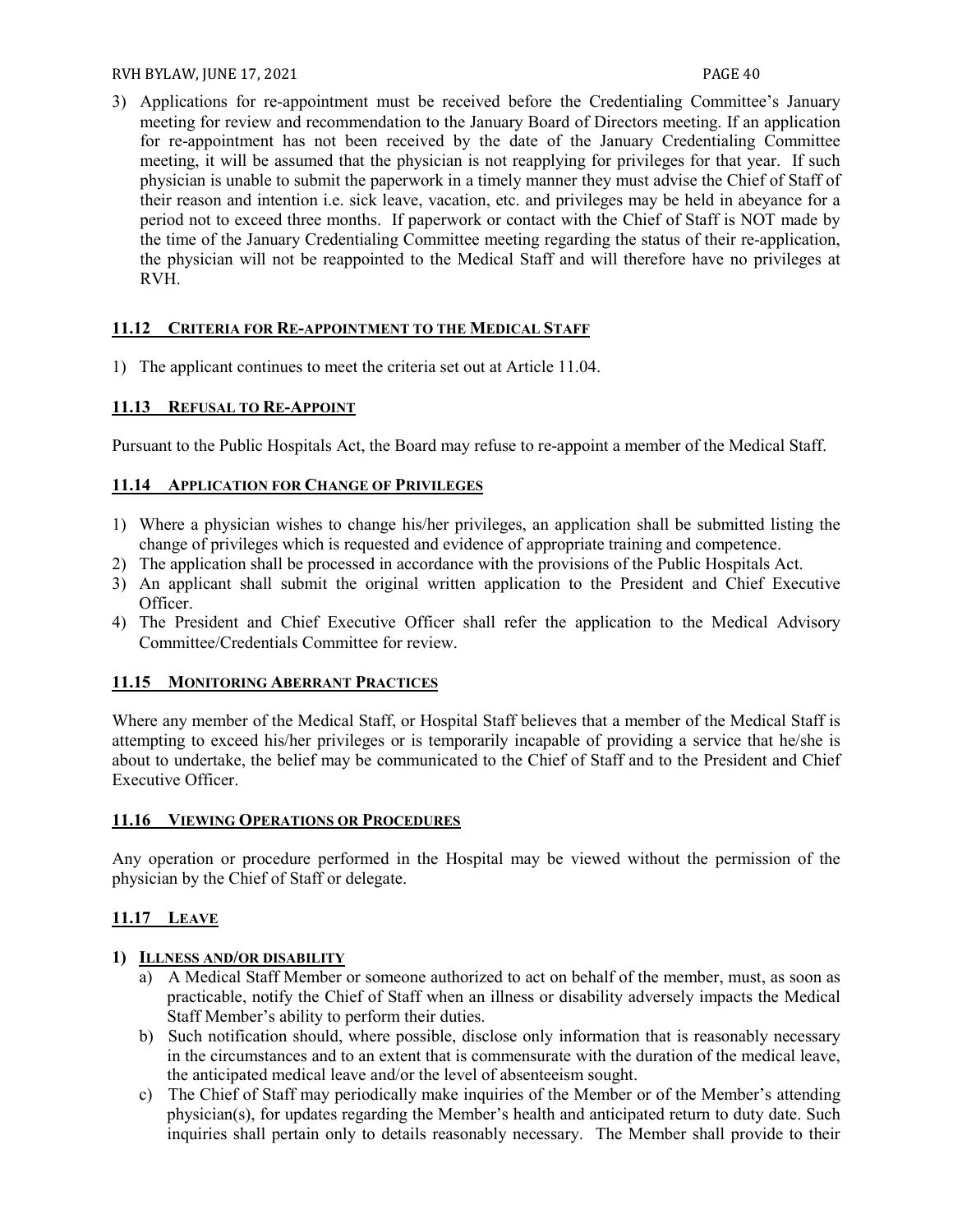3) Applications for re-appointment must be received before the Credentialing Committee's January meeting for review and recommendation to the January Board of Directors meeting. If an application for re-appointment has not been received by the date of the January Credentialing Committee meeting, it will be assumed that the physician is not reapplying for privileges for that year. If such physician is unable to submit the paperwork in a timely manner they must advise the Chief of Staff of their reason and intention i.e. sick leave, vacation, etc. and privileges may be held in abeyance for a period not to exceed three months. If paperwork or contact with the Chief of Staff is NOT made by the time of the January Credentialing Committee meeting regarding the status of their re-application, the physician will not be reappointed to the Medical Staff and will therefore have no privileges at RVH.

### 11.12 Criteria for Re-appointment to the Medical Staff

1) The applicant continues to meet the criteria set out at Article 11.04.

### 11.13 Refusal to Re-Appoint

Pursuant to the Public Hospitals Act, the Board may refuse to re-appoint a member of the Medical Staff.

### 11.14 Application for Change of Privileges

1) Where a physician wishes to change his/her privileges, an application shall be submitted listing the change of privileges which is requested and evidence of appropriate training and competence.
2) The application shall be processed in accordance with the provisions of the Public Hospitals Act.
3) An applicant shall submit the original written application to the President and Chief Executive Officer.
4) The President and Chief Executive Officer shall refer the application to the Medical Advisory Committee/Credentials Committee for review.

### 11.15 Monitoring Aberrant Practices

Where any member of the Medical Staff, or Hospital Staff believes that a member of the Medical Staff is attempting to exceed his/her privileges or is temporarily incapable of providing a service that he/she is about to undertake, the belief may be communicated to the Chief of Staff and to the President and Chief Executive Officer.

### 11.16 Viewing Operations or Procedures

Any operation or procedure performed in the Hospital may be viewed without the permission of the physician by the Chief of Staff or delegate.

### 11.17 Leave

**1) Illness and/or disability**

a) A Medical Staff Member or someone authorized to act on behalf of the member, must, as soon as practicable, notify the Chief of Staff when an illness or disability adversely impacts the Medical Staff Member's ability to perform their duties.

b) Such notification should, where possible, disclose only information that is reasonably necessary in the circumstances and to an extent that is commensurate with the duration of the medical leave, the anticipated medical leave and/or the level of absenteeism sought.

c) The Chief of Staff may periodically make inquiries of the Member or of the Member's attending physician(s), for updates regarding the Member's health and anticipated return to duty date. Such inquiries shall pertain only to details reasonably necessary. The Member shall provide to their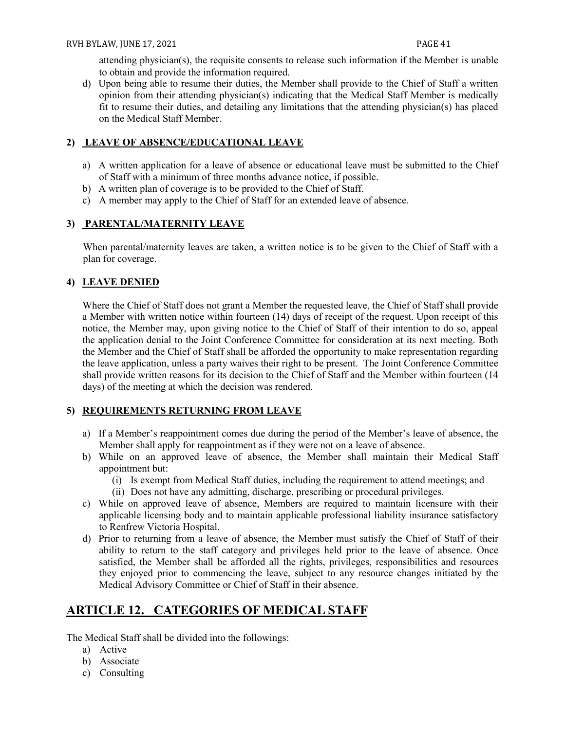attending physician(s), the requisite consents to release such information if the Member is unable to obtain and provide the information required.

d) Upon being able to resume their duties, the Member shall provide to the Chief of Staff a written opinion from their attending physician(s) indicating that the Medical Staff Member is medically fit to resume their duties, and detailing any limitations that the attending physician(s) has placed on the Medical Staff Member.

### 2) LEAVE OF ABSENCE/EDUCATIONAL LEAVE

a) A written application for a leave of absence or educational leave must be submitted to the Chief of Staff with a minimum of three months advance notice, if possible.

b) A written plan of coverage is to be provided to the Chief of Staff.

c) A member may apply to the Chief of Staff for an extended leave of absence.

### 3) PARENTAL/MATERNITY LEAVE

When parental/maternity leaves are taken, a written notice is to be given to the Chief of Staff with a plan for coverage.

### 4) LEAVE DENIED

Where the Chief of Staff does not grant a Member the requested leave, the Chief of Staff shall provide a Member with written notice within fourteen (14) days of receipt of the request. Upon receipt of this notice, the Member may, upon giving notice to the Chief of Staff of their intention to do so, appeal the application denial to the Joint Conference Committee for consideration at its next meeting. Both the Member and the Chief of Staff shall be afforded the opportunity to make representation regarding the leave application, unless a party waives their right to be present. The Joint Conference Committee shall provide written reasons for its decision to the Chief of Staff and the Member within fourteen (14 days) of the meeting at which the decision was rendered.

### 5) REQUIREMENTS RETURNING FROM LEAVE

a) If a Member's reappointment comes due during the period of the Member's leave of absence, the Member shall apply for reappointment as if they were not on a leave of absence.

b) While on an approved leave of absence, the Member shall maintain their Medical Staff appointment but:
   (i) Is exempt from Medical Staff duties, including the requirement to attend meetings; and
   (ii) Does not have any admitting, discharge, prescribing or procedural privileges.

c) While on approved leave of absence, Members are required to maintain licensure with their applicable licensing body and to maintain applicable professional liability insurance satisfactory to Renfrew Victoria Hospital.

d) Prior to returning from a leave of absence, the Member must satisfy the Chief of Staff of their ability to return to the staff category and privileges held prior to the leave of absence. Once satisfied, the Member shall be afforded all the rights, privileges, responsibilities and resources they enjoyed prior to commencing the leave, subject to any resource changes initiated by the Medical Advisory Committee or Chief of Staff in their absence.

## ARTICLE 12. CATEGORIES OF MEDICAL STAFF

The Medical Staff shall be divided into the followings:

a) Active
b) Associate
c) Consulting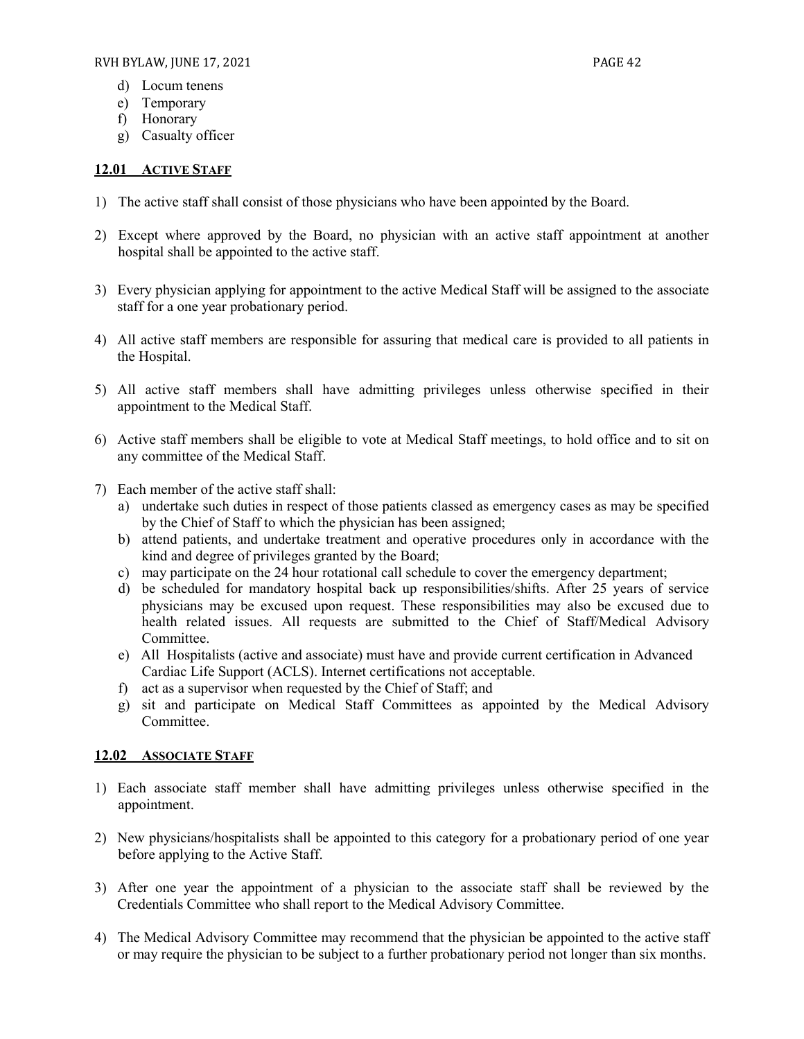d) Locum tenens
e) Temporary
f) Honorary
g) Casualty officer

### 12.01 ACTIVE STAFF

1) The active staff shall consist of those physicians who have been appointed by the Board.

2) Except where approved by the Board, no physician with an active staff appointment at another hospital shall be appointed to the active staff.

3) Every physician applying for appointment to the active Medical Staff will be assigned to the associate staff for a one year probationary period.

4) All active staff members are responsible for assuring that medical care is provided to all patients in the Hospital.

5) All active staff members shall have admitting privileges unless otherwise specified in their appointment to the Medical Staff.

6) Active staff members shall be eligible to vote at Medical Staff meetings, to hold office and to sit on any committee of the Medical Staff.

7) Each member of the active staff shall:
   a) undertake such duties in respect of those patients classed as emergency cases as may be specified by the Chief of Staff to which the physician has been assigned;
   b) attend patients, and undertake treatment and operative procedures only in accordance with the kind and degree of privileges granted by the Board;
   c) may participate on the 24 hour rotational call schedule to cover the emergency department;
   d) be scheduled for mandatory hospital back up responsibilities/shifts. After 25 years of service physicians may be excused upon request. These responsibilities may also be excused due to health related issues. All requests are submitted to the Chief of Staff/Medical Advisory Committee.
   e) All Hospitalists (active and associate) must have and provide current certification in Advanced Cardiac Life Support (ACLS). Internet certifications not acceptable.
   f) act as a supervisor when requested by the Chief of Staff; and
   g) sit and participate on Medical Staff Committees as appointed by the Medical Advisory Committee.

### 12.02 ASSOCIATE STAFF

1) Each associate staff member shall have admitting privileges unless otherwise specified in the appointment.

2) New physicians/hospitalists shall be appointed to this category for a probationary period of one year before applying to the Active Staff.

3) After one year the appointment of a physician to the associate staff shall be reviewed by the Credentials Committee who shall report to the Medical Advisory Committee.

4) The Medical Advisory Committee may recommend that the physician be appointed to the active staff or may require the physician to be subject to a further probationary period not longer than six months.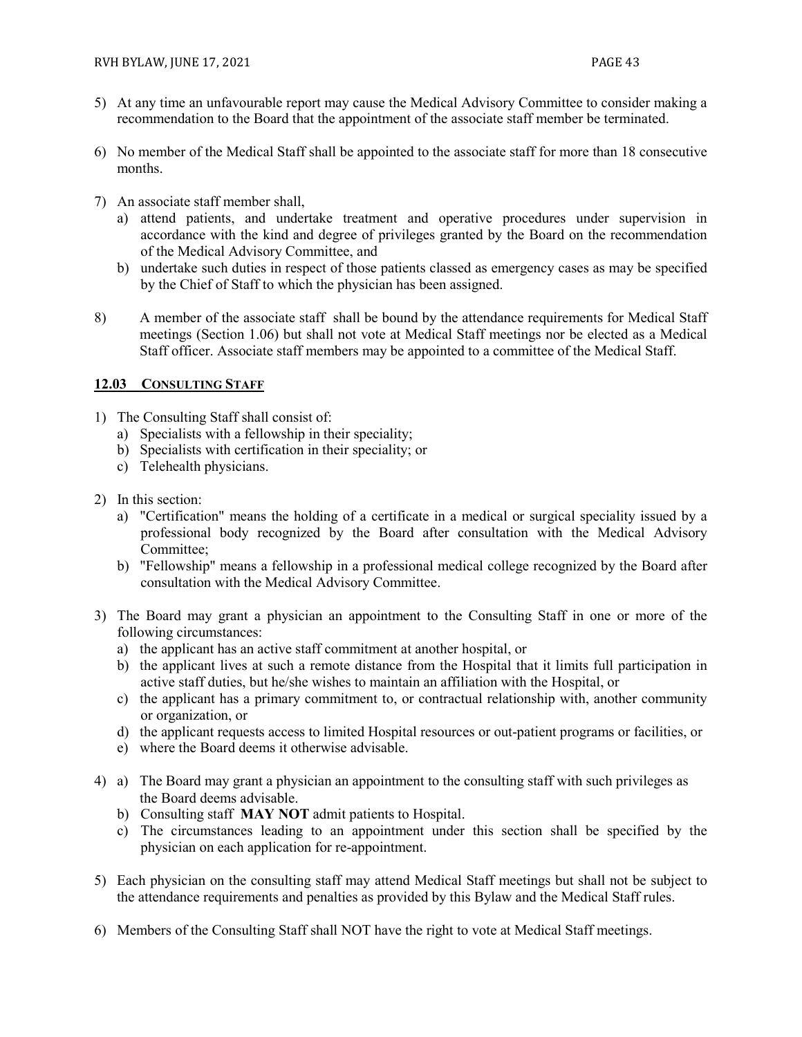5) At any time an unfavourable report may cause the Medical Advisory Committee to consider making a recommendation to the Board that the appointment of the associate staff member be terminated.

6) No member of the Medical Staff shall be appointed to the associate staff for more than 18 consecutive months.

7) An associate staff member shall,
   a) attend patients, and undertake treatment and operative procedures under supervision in accordance with the kind and degree of privileges granted by the Board on the recommendation of the Medical Advisory Committee, and
   b) undertake such duties in respect of those patients classed as emergency cases as may be specified by the Chief of Staff to which the physician has been assigned.

8) A member of the associate staff shall be bound by the attendance requirements for Medical Staff meetings (Section 1.06) but shall not vote at Medical Staff meetings nor be elected as a Medical Staff officer. Associate staff members may be appointed to a committee of the Medical Staff.

## 12.03 CONSULTING STAFF

1) The Consulting Staff shall consist of:
   a) Specialists with a fellowship in their speciality;
   b) Specialists with certification in their speciality; or
   c) Telehealth physicians.

2) In this section:
   a) "Certification" means the holding of a certificate in a medical or surgical speciality issued by a professional body recognized by the Board after consultation with the Medical Advisory Committee;
   b) "Fellowship" means a fellowship in a professional medical college recognized by the Board after consultation with the Medical Advisory Committee.

3) The Board may grant a physician an appointment to the Consulting Staff in one or more of the following circumstances:
   a) the applicant has an active staff commitment at another hospital, or
   b) the applicant lives at such a remote distance from the Hospital that it limits full participation in active staff duties, but he/she wishes to maintain an affiliation with the Hospital, or
   c) the applicant has a primary commitment to, or contractual relationship with, another community or organization, or
   d) the applicant requests access to limited Hospital resources or out-patient programs or facilities, or
   e) where the Board deems it otherwise advisable.

4) a) The Board may grant a physician an appointment to the consulting staff with such privileges as the Board deems advisable.
   b) Consulting staff **MAY NOT** admit patients to Hospital.
   c) The circumstances leading to an appointment under this section shall be specified by the physician on each application for re-appointment.

5) Each physician on the consulting staff may attend Medical Staff meetings but shall not be subject to the attendance requirements and penalties as provided by this Bylaw and the Medical Staff rules.

6) Members of the Consulting Staff shall NOT have the right to vote at Medical Staff meetings.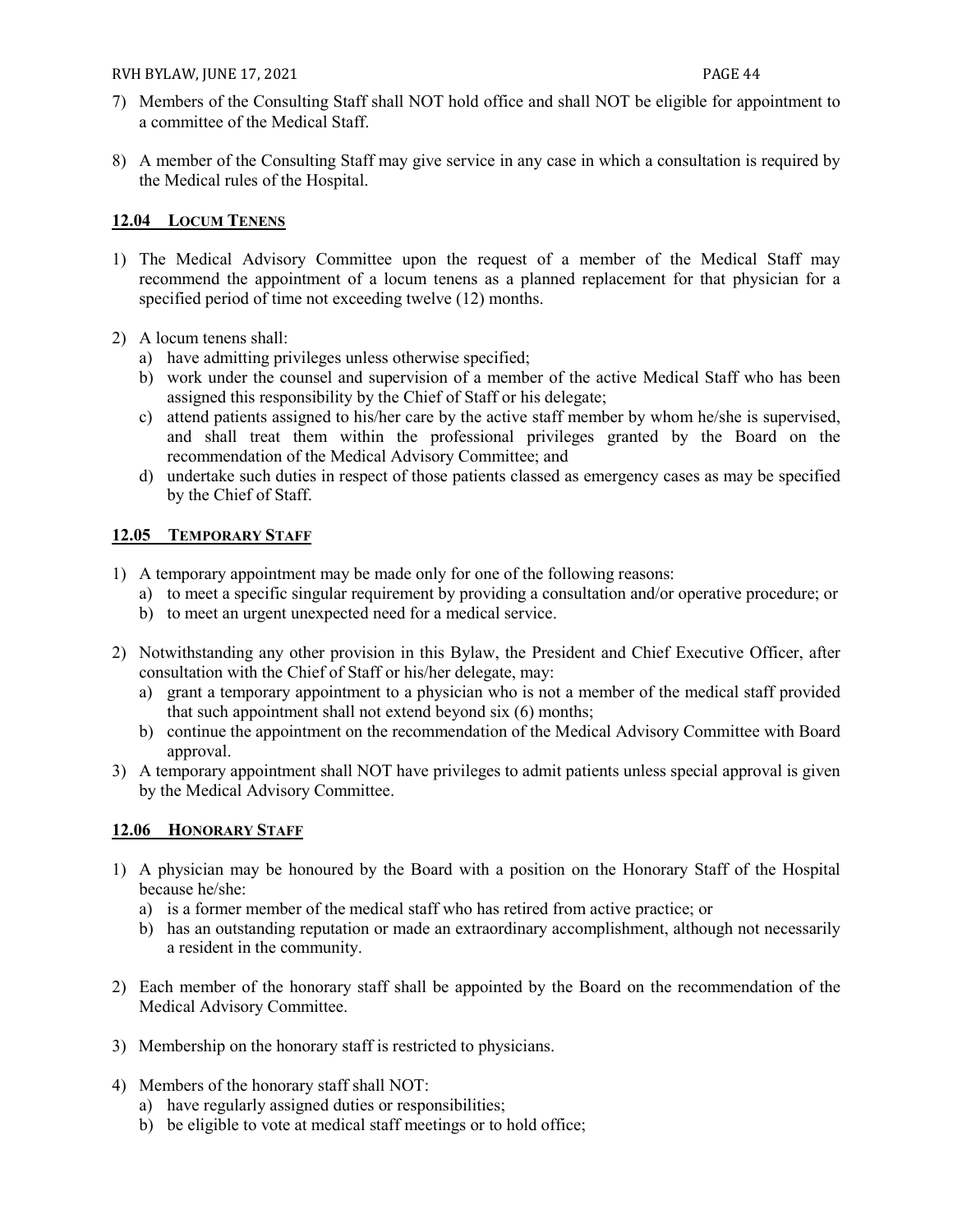7) Members of the Consulting Staff shall NOT hold office and shall NOT be eligible for appointment to a committee of the Medical Staff.

8) A member of the Consulting Staff may give service in any case in which a consultation is required by the Medical rules of the Hospital.

### 12.04 LOCUM TENENS

1) The Medical Advisory Committee upon the request of a member of the Medical Staff may recommend the appointment of a locum tenens as a planned replacement for that physician for a specified period of time not exceeding twelve (12) months.

2) A locum tenens shall:
   a) have admitting privileges unless otherwise specified;
   b) work under the counsel and supervision of a member of the active Medical Staff who has been assigned this responsibility by the Chief of Staff or his delegate;
   c) attend patients assigned to his/her care by the active staff member by whom he/she is supervised, and shall treat them within the professional privileges granted by the Board on the recommendation of the Medical Advisory Committee; and
   d) undertake such duties in respect of those patients classed as emergency cases as may be specified by the Chief of Staff.

### 12.05 TEMPORARY STAFF

1) A temporary appointment may be made only for one of the following reasons:
   a) to meet a specific singular requirement by providing a consultation and/or operative procedure; or
   b) to meet an urgent unexpected need for a medical service.

2) Notwithstanding any other provision in this Bylaw, the President and Chief Executive Officer, after consultation with the Chief of Staff or his/her delegate, may:
   a) grant a temporary appointment to a physician who is not a member of the medical staff provided that such appointment shall not extend beyond six (6) months;
   b) continue the appointment on the recommendation of the Medical Advisory Committee with Board approval.

3) A temporary appointment shall NOT have privileges to admit patients unless special approval is given by the Medical Advisory Committee.

### 12.06 HONORARY STAFF

1) A physician may be honoured by the Board with a position on the Honorary Staff of the Hospital because he/she:
   a) is a former member of the medical staff who has retired from active practice; or
   b) has an outstanding reputation or made an extraordinary accomplishment, although not necessarily a resident in the community.

2) Each member of the honorary staff shall be appointed by the Board on the recommendation of the Medical Advisory Committee.

3) Membership on the honorary staff is restricted to physicians.

4) Members of the honorary staff shall NOT:
   a) have regularly assigned duties or responsibilities;
   b) be eligible to vote at medical staff meetings or to hold office;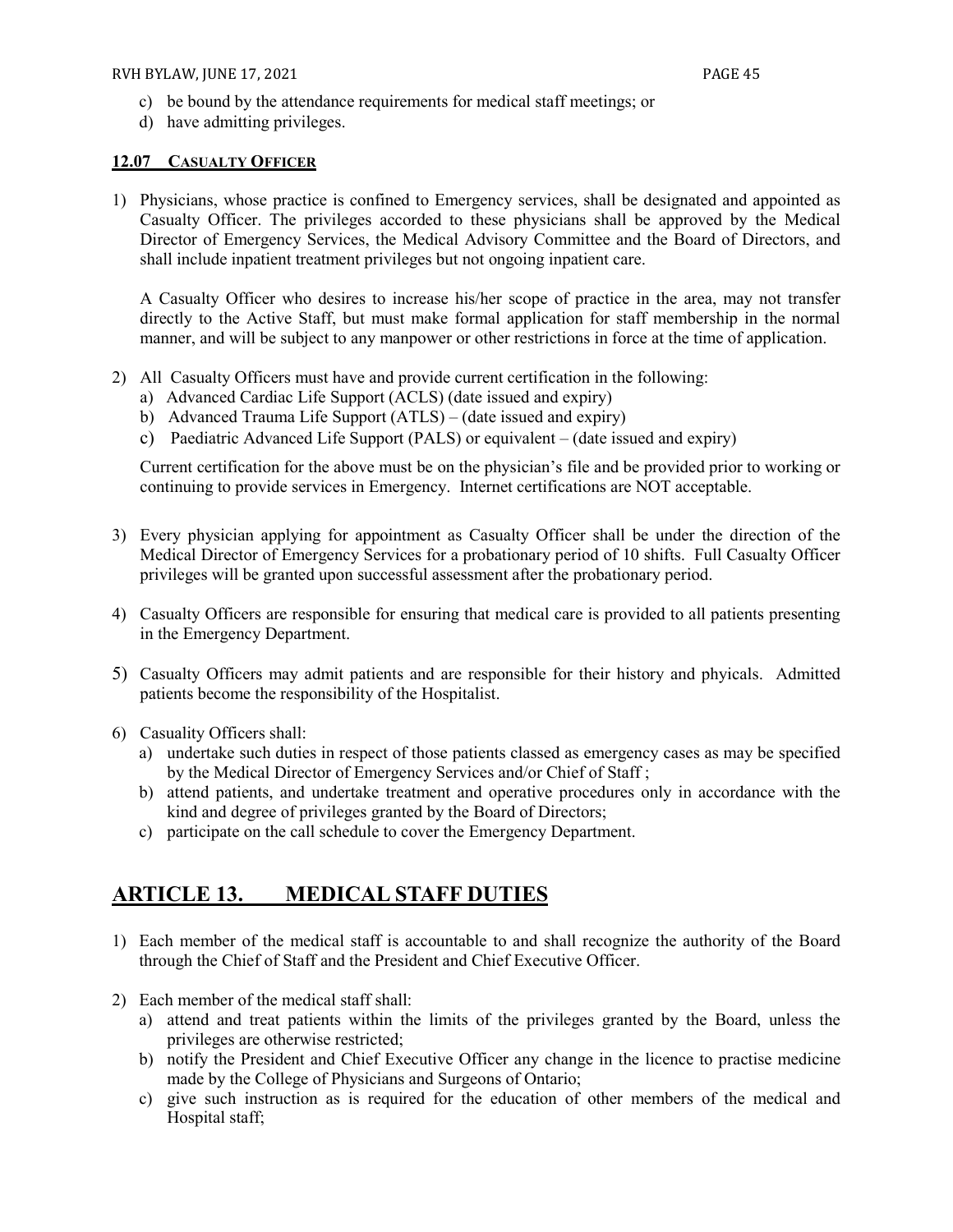c) be bound by the attendance requirements for medical staff meetings; or
d) have admitting privileges.

### 12.07 CASUALTY OFFICER

1) Physicians, whose practice is confined to Emergency services, shall be designated and appointed as Casualty Officer. The privileges accorded to these physicians shall be approved by the Medical Director of Emergency Services, the Medical Advisory Committee and the Board of Directors, and shall include inpatient treatment privileges but not ongoing inpatient care.

   A Casualty Officer who desires to increase his/her scope of practice in the area, may not transfer directly to the Active Staff, but must make formal application for staff membership in the normal manner, and will be subject to any manpower or other restrictions in force at the time of application.

2) All Casualty Officers must have and provide current certification in the following:
   a) Advanced Cardiac Life Support (ACLS) (date issued and expiry)
   b) Advanced Trauma Life Support (ATLS) – (date issued and expiry)
   c) Paediatric Advanced Life Support (PALS) or equivalent – (date issued and expiry)

   Current certification for the above must be on the physician's file and be provided prior to working or continuing to provide services in Emergency. Internet certifications are NOT acceptable.

3) Every physician applying for appointment as Casualty Officer shall be under the direction of the Medical Director of Emergency Services for a probationary period of 10 shifts. Full Casualty Officer privileges will be granted upon successful assessment after the probationary period.

4) Casualty Officers are responsible for ensuring that medical care is provided to all patients presenting in the Emergency Department.

5) Casualty Officers may admit patients and are responsible for their history and phyicals. Admitted patients become the responsibility of the Hospitalist.

6) Casuality Officers shall:
   a) undertake such duties in respect of those patients classed as emergency cases as may be specified by the Medical Director of Emergency Services and/or Chief of Staff ;
   b) attend patients, and undertake treatment and operative procedures only in accordance with the kind and degree of privileges granted by the Board of Directors;
   c) participate on the call schedule to cover the Emergency Department.

## ARTICLE 13. MEDICAL STAFF DUTIES

1) Each member of the medical staff is accountable to and shall recognize the authority of the Board through the Chief of Staff and the President and Chief Executive Officer.

2) Each member of the medical staff shall:
   a) attend and treat patients within the limits of the privileges granted by the Board, unless the privileges are otherwise restricted;
   b) notify the President and Chief Executive Officer any change in the licence to practise medicine made by the College of Physicians and Surgeons of Ontario;
   c) give such instruction as is required for the education of other members of the medical and Hospital staff;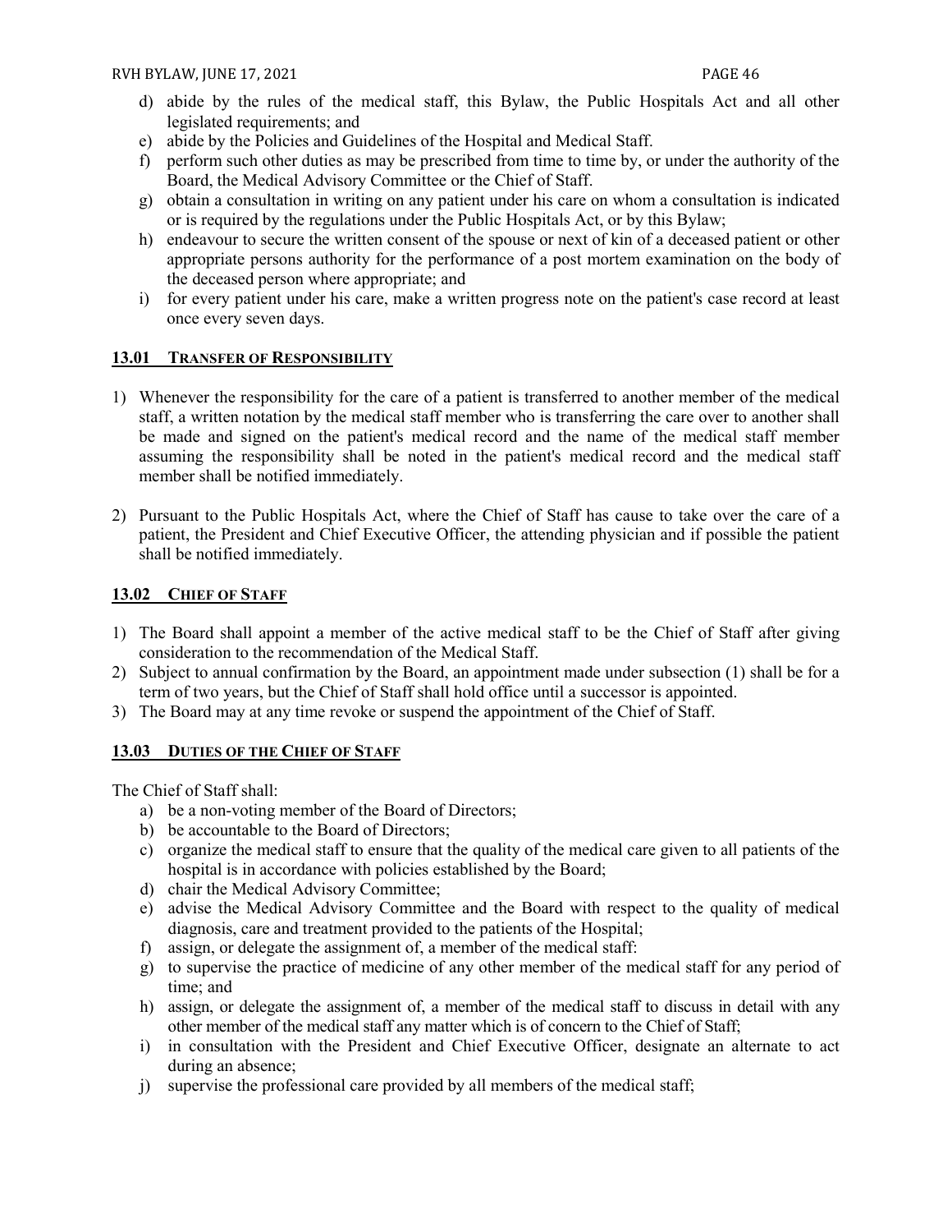d) abide by the rules of the medical staff, this Bylaw, the Public Hospitals Act and all other legislated requirements; and
e) abide by the Policies and Guidelines of the Hospital and Medical Staff.
f) perform such other duties as may be prescribed from time to time by, or under the authority of the Board, the Medical Advisory Committee or the Chief of Staff.
g) obtain a consultation in writing on any patient under his care on whom a consultation is indicated or is required by the regulations under the Public Hospitals Act, or by this Bylaw;
h) endeavour to secure the written consent of the spouse or next of kin of a deceased patient or other appropriate persons authority for the performance of a post mortem examination on the body of the deceased person where appropriate; and
i) for every patient under his care, make a written progress note on the patient's case record at least once every seven days.

### 13.01 TRANSFER OF RESPONSIBILITY

1) Whenever the responsibility for the care of a patient is transferred to another member of the medical staff, a written notation by the medical staff member who is transferring the care over to another shall be made and signed on the patient's medical record and the name of the medical staff member assuming the responsibility shall be noted in the patient's medical record and the medical staff member shall be notified immediately.

2) Pursuant to the Public Hospitals Act, where the Chief of Staff has cause to take over the care of a patient, the President and Chief Executive Officer, the attending physician and if possible the patient shall be notified immediately.

### 13.02 CHIEF OF STAFF

1) The Board shall appoint a member of the active medical staff to be the Chief of Staff after giving consideration to the recommendation of the Medical Staff.
2) Subject to annual confirmation by the Board, an appointment made under subsection (1) shall be for a term of two years, but the Chief of Staff shall hold office until a successor is appointed.
3) The Board may at any time revoke or suspend the appointment of the Chief of Staff.

### 13.03 DUTIES OF THE CHIEF OF STAFF

The Chief of Staff shall:

a) be a non-voting member of the Board of Directors;
b) be accountable to the Board of Directors;
c) organize the medical staff to ensure that the quality of the medical care given to all patients of the hospital is in accordance with policies established by the Board;
d) chair the Medical Advisory Committee;
e) advise the Medical Advisory Committee and the Board with respect to the quality of medical diagnosis, care and treatment provided to the patients of the Hospital;
f) assign, or delegate the assignment of, a member of the medical staff:
g) to supervise the practice of medicine of any other member of the medical staff for any period of time; and
h) assign, or delegate the assignment of, a member of the medical staff to discuss in detail with any other member of the medical staff any matter which is of concern to the Chief of Staff;
i) in consultation with the President and Chief Executive Officer, designate an alternate to act during an absence;
j) supervise the professional care provided by all members of the medical staff;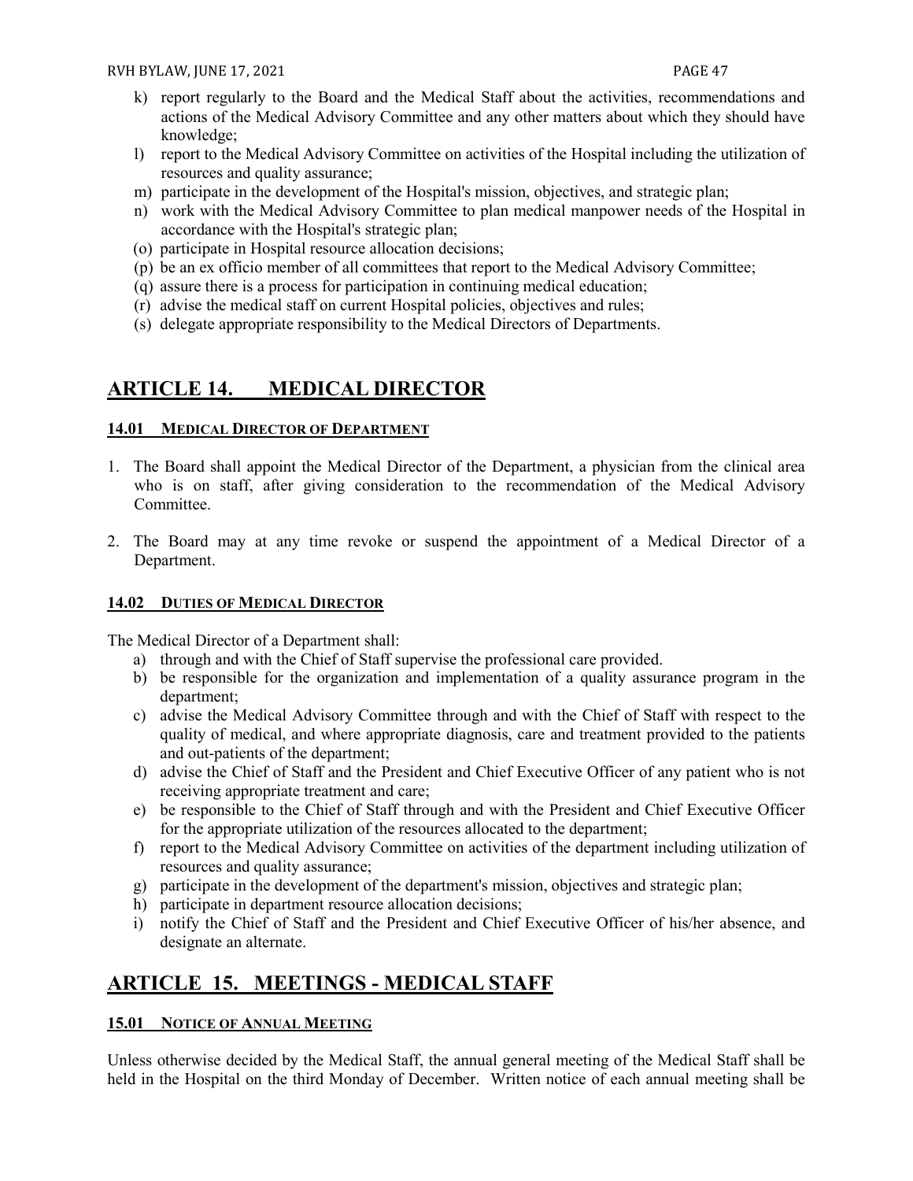k) report regularly to the Board and the Medical Staff about the activities, recommendations and actions of the Medical Advisory Committee and any other matters about which they should have knowledge;
l) report to the Medical Advisory Committee on activities of the Hospital including the utilization of resources and quality assurance;
m) participate in the development of the Hospital's mission, objectives, and strategic plan;
n) work with the Medical Advisory Committee to plan medical manpower needs of the Hospital in accordance with the Hospital's strategic plan;
(o) participate in Hospital resource allocation decisions;
(p) be an ex officio member of all committees that report to the Medical Advisory Committee;
(q) assure there is a process for participation in continuing medical education;
(r) advise the medical staff on current Hospital policies, objectives and rules;
(s) delegate appropriate responsibility to the Medical Directors of Departments.

# ARTICLE 14. MEDICAL DIRECTOR

### 14.01 MEDICAL DIRECTOR OF DEPARTMENT

1. The Board shall appoint the Medical Director of the Department, a physician from the clinical area who is on staff, after giving consideration to the recommendation of the Medical Advisory Committee.

2. The Board may at any time revoke or suspend the appointment of a Medical Director of a Department.

### 14.02 DUTIES OF MEDICAL DIRECTOR

The Medical Director of a Department shall:

a) through and with the Chief of Staff supervise the professional care provided.
b) be responsible for the organization and implementation of a quality assurance program in the department;
c) advise the Medical Advisory Committee through and with the Chief of Staff with respect to the quality of medical, and where appropriate diagnosis, care and treatment provided to the patients and out-patients of the department;
d) advise the Chief of Staff and the President and Chief Executive Officer of any patient who is not receiving appropriate treatment and care;
e) be responsible to the Chief of Staff through and with the President and Chief Executive Officer for the appropriate utilization of the resources allocated to the department;
f) report to the Medical Advisory Committee on activities of the department including utilization of resources and quality assurance;
g) participate in the development of the department's mission, objectives and strategic plan;
h) participate in department resource allocation decisions;
i) notify the Chief of Staff and the President and Chief Executive Officer of his/her absence, and designate an alternate.

# ARTICLE 15. MEETINGS - MEDICAL STAFF

### 15.01 NOTICE OF ANNUAL MEETING

Unless otherwise decided by the Medical Staff, the annual general meeting of the Medical Staff shall be held in the Hospital on the third Monday of December. Written notice of each annual meeting shall be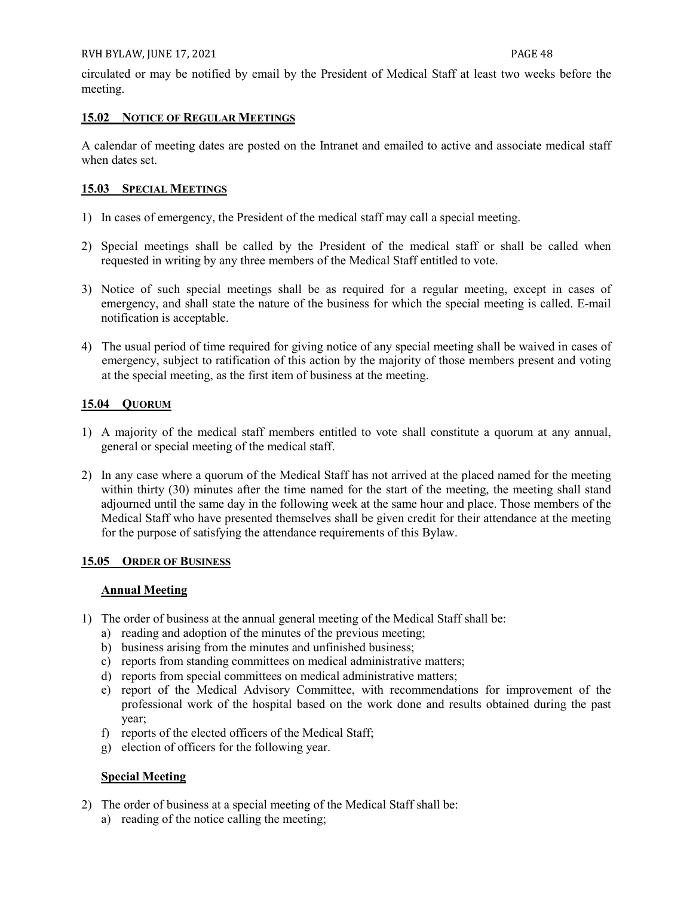circulated or may be notified by email by the President of Medical Staff at least two weeks before the meeting.

### 15.02 NOTICE OF REGULAR MEETINGS

A calendar of meeting dates are posted on the Intranet and emailed to active and associate medical staff when dates set.

### 15.03 SPECIAL MEETINGS

1) In cases of emergency, the President of the medical staff may call a special meeting.

2) Special meetings shall be called by the President of the medical staff or shall be called when requested in writing by any three members of the Medical Staff entitled to vote.

3) Notice of such special meetings shall be as required for a regular meeting, except in cases of emergency, and shall state the nature of the business for which the special meeting is called. E-mail notification is acceptable.

4) The usual period of time required for giving notice of any special meeting shall be waived in cases of emergency, subject to ratification of this action by the majority of those members present and voting at the special meeting, as the first item of business at the meeting.

### 15.04 QUORUM

1) A majority of the medical staff members entitled to vote shall constitute a quorum at any annual, general or special meeting of the medical staff.

2) In any case where a quorum of the Medical Staff has not arrived at the placed named for the meeting within thirty (30) minutes after the time named for the start of the meeting, the meeting shall stand adjourned until the same day in the following week at the same hour and place. Those members of the Medical Staff who have presented themselves shall be given credit for their attendance at the meeting for the purpose of satisfying the attendance requirements of this Bylaw.

### 15.05 ORDER OF BUSINESS

#### Annual Meeting

1) The order of business at the annual general meeting of the Medical Staff shall be:
   a) reading and adoption of the minutes of the previous meeting;
   b) business arising from the minutes and unfinished business;
   c) reports from standing committees on medical administrative matters;
   d) reports from special committees on medical administrative matters;
   e) report of the Medical Advisory Committee, with recommendations for improvement of the professional work of the hospital based on the work done and results obtained during the past year;
   f) reports of the elected officers of the Medical Staff;
   g) election of officers for the following year.

#### Special Meeting

2) The order of business at a special meeting of the Medical Staff shall be:
   a) reading of the notice calling the meeting;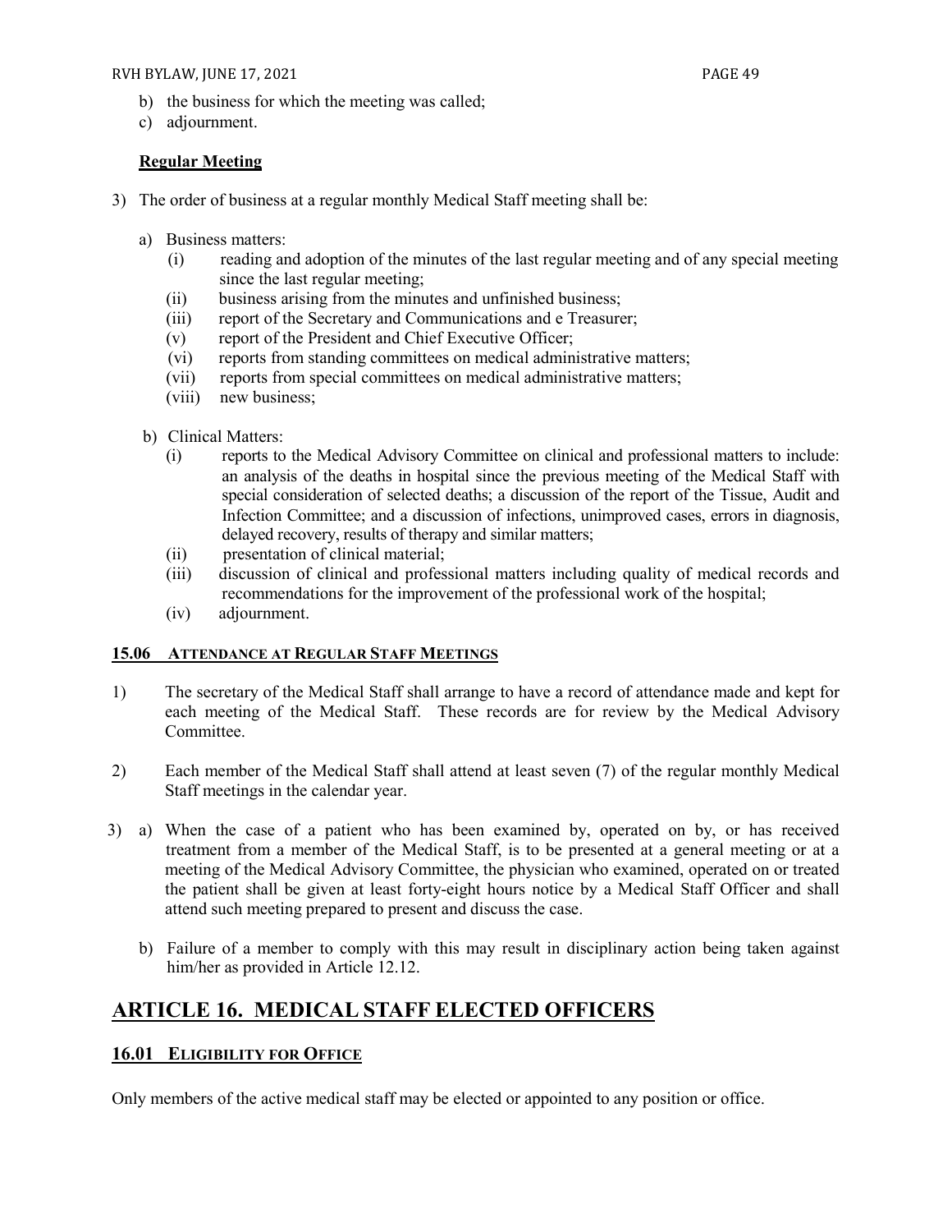b) the business for which the meeting was called;
c) adjournment.

**Regular Meeting**

3) The order of business at a regular monthly Medical Staff meeting shall be:

a) Business matters:
   (i) reading and adoption of the minutes of the last regular meeting and of any special meeting since the last regular meeting;
   (ii) business arising from the minutes and unfinished business;
   (iii) report of the Secretary and Communications and e Treasurer;
   (v) report of the President and Chief Executive Officer;
   (vi) reports from standing committees on medical administrative matters;
   (vii) reports from special committees on medical administrative matters;
   (viii) new business;

b) Clinical Matters:
   (i) reports to the Medical Advisory Committee on clinical and professional matters to include: an analysis of the deaths in hospital since the previous meeting of the Medical Staff with special consideration of selected deaths; a discussion of the report of the Tissue, Audit and Infection Committee; and a discussion of infections, unimproved cases, errors in diagnosis, delayed recovery, results of therapy and similar matters;
   (ii) presentation of clinical material;
   (iii) discussion of clinical and professional matters including quality of medical records and recommendations for the improvement of the professional work of the hospital;
   (iv) adjournment.

### 15.06 ATTENDANCE AT REGULAR STAFF MEETINGS

1) The secretary of the Medical Staff shall arrange to have a record of attendance made and kept for each meeting of the Medical Staff. These records are for review by the Medical Advisory Committee.

2) Each member of the Medical Staff shall attend at least seven (7) of the regular monthly Medical Staff meetings in the calendar year.

3) a) When the case of a patient who has been examined by, operated on by, or has received treatment from a member of the Medical Staff, is to be presented at a general meeting or at a meeting of the Medical Advisory Committee, the physician who examined, operated on or treated the patient shall be given at least forty-eight hours notice by a Medical Staff Officer and shall attend such meeting prepared to present and discuss the case.

   b) Failure of a member to comply with this may result in disciplinary action being taken against him/her as provided in Article 12.12.

## ARTICLE 16. MEDICAL STAFF ELECTED OFFICERS

### 16.01 ELIGIBILITY FOR OFFICE

Only members of the active medical staff may be elected or appointed to any position or office.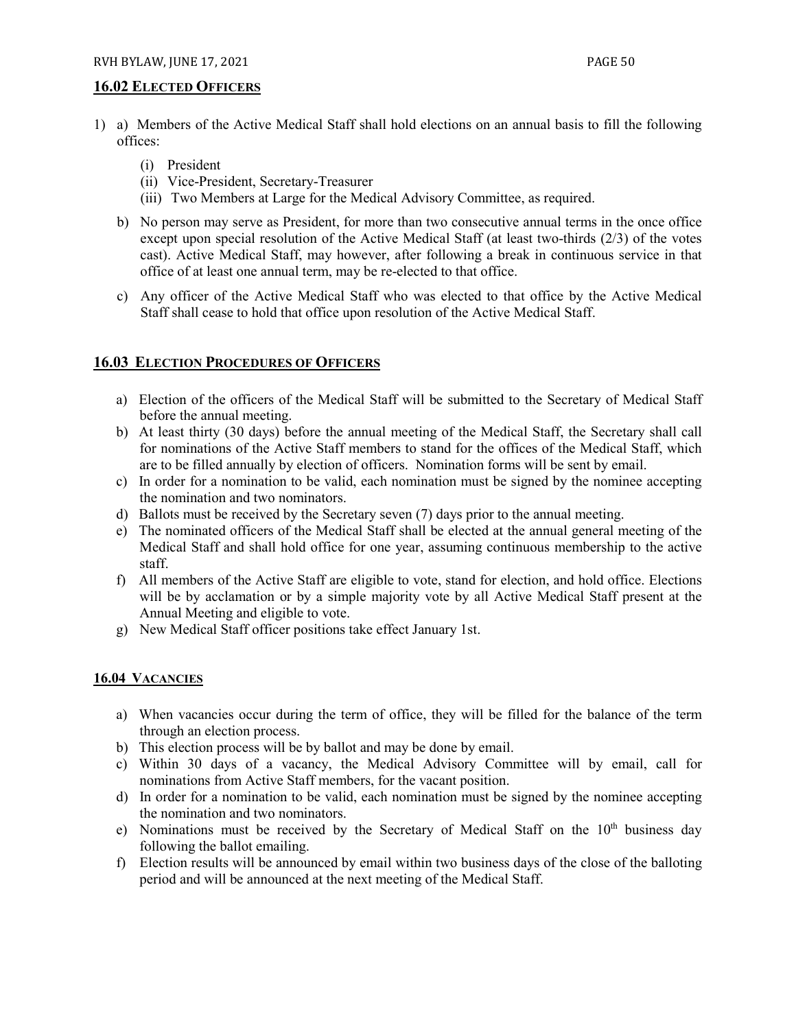## 16.02 ELECTED OFFICERS

1) a) Members of the Active Medical Staff shall hold elections on an annual basis to fill the following offices:

   (i) President
   (ii) Vice-President, Secretary-Treasurer
   (iii) Two Members at Large for the Medical Advisory Committee, as required.

   b) No person may serve as President, for more than two consecutive annual terms in the once office except upon special resolution of the Active Medical Staff (at least two-thirds (2/3) of the votes cast). Active Medical Staff, may however, after following a break in continuous service in that office of at least one annual term, may be re-elected to that office.

   c) Any officer of the Active Medical Staff who was elected to that office by the Active Medical Staff shall cease to hold that office upon resolution of the Active Medical Staff.

## 16.03 ELECTION PROCEDURES OF OFFICERS

a) Election of the officers of the Medical Staff will be submitted to the Secretary of Medical Staff before the annual meeting.
b) At least thirty (30 days) before the annual meeting of the Medical Staff, the Secretary shall call for nominations of the Active Staff members to stand for the offices of the Medical Staff, which are to be filled annually by election of officers. Nomination forms will be sent by email.
c) In order for a nomination to be valid, each nomination must be signed by the nominee accepting the nomination and two nominators.
d) Ballots must be received by the Secretary seven (7) days prior to the annual meeting.
e) The nominated officers of the Medical Staff shall be elected at the annual general meeting of the Medical Staff and shall hold office for one year, assuming continuous membership to the active staff.
f) All members of the Active Staff are eligible to vote, stand for election, and hold office. Elections will be by acclamation or by a simple majority vote by all Active Medical Staff present at the Annual Meeting and eligible to vote.
g) New Medical Staff officer positions take effect January 1st.

## 16.04 VACANCIES

a) When vacancies occur during the term of office, they will be filled for the balance of the term through an election process.
b) This election process will be by ballot and may be done by email.
c) Within 30 days of a vacancy, the Medical Advisory Committee will by email, call for nominations from Active Staff members, for the vacant position.
d) In order for a nomination to be valid, each nomination must be signed by the nominee accepting the nomination and two nominators.
e) Nominations must be received by the Secretary of Medical Staff on the 10th business day following the ballot emailing.
f) Election results will be announced by email within two business days of the close of the balloting period and will be announced at the next meeting of the Medical Staff.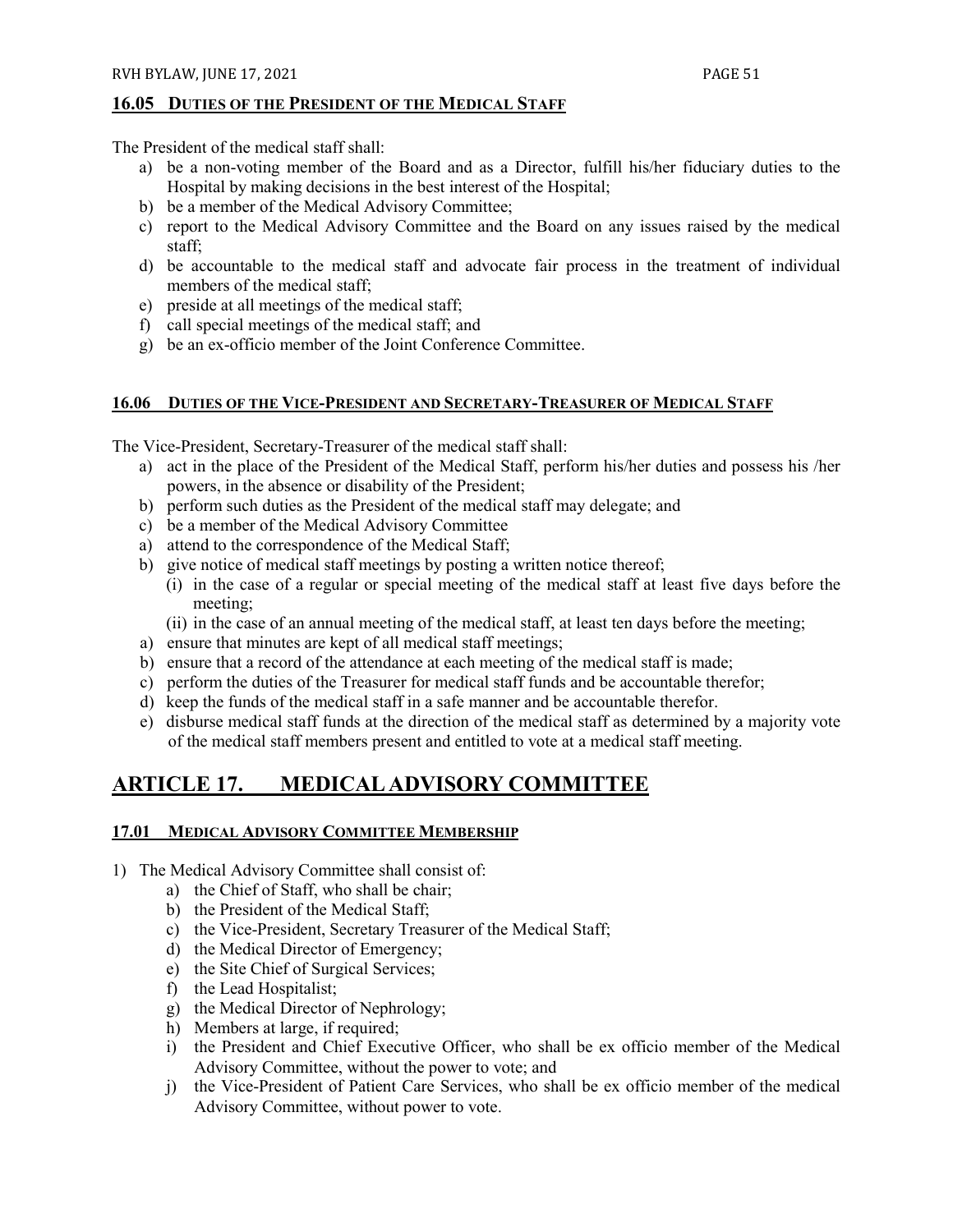## 16.05 DUTIES OF THE PRESIDENT OF THE MEDICAL STAFF

The President of the medical staff shall:

a) be a non-voting member of the Board and as a Director, fulfill his/her fiduciary duties to the Hospital by making decisions in the best interest of the Hospital;
b) be a member of the Medical Advisory Committee;
c) report to the Medical Advisory Committee and the Board on any issues raised by the medical staff;
d) be accountable to the medical staff and advocate fair process in the treatment of individual members of the medical staff;
e) preside at all meetings of the medical staff;
f) call special meetings of the medical staff; and
g) be an ex-officio member of the Joint Conference Committee.

## 16.06 DUTIES OF THE VICE-PRESIDENT AND SECRETARY-TREASURER OF MEDICAL STAFF

The Vice-President, Secretary-Treasurer of the medical staff shall:

a) act in the place of the President of the Medical Staff, perform his/her duties and possess his /her powers, in the absence or disability of the President;
b) perform such duties as the President of the medical staff may delegate; and
c) be a member of the Medical Advisory Committee
a) attend to the correspondence of the Medical Staff;
b) give notice of medical staff meetings by posting a written notice thereof;
   (i) in the case of a regular or special meeting of the medical staff at least five days before the meeting;
   (ii) in the case of an annual meeting of the medical staff, at least ten days before the meeting;
a) ensure that minutes are kept of all medical staff meetings;
b) ensure that a record of the attendance at each meeting of the medical staff is made;
c) perform the duties of the Treasurer for medical staff funds and be accountable therefor;
d) keep the funds of the medical staff in a safe manner and be accountable therefor.
e) disburse medical staff funds at the direction of the medical staff as determined by a majority vote of the medical staff members present and entitled to vote at a medical staff meeting.

# ARTICLE 17. MEDICAL ADVISORY COMMITTEE

## 17.01 MEDICAL ADVISORY COMMITTEE MEMBERSHIP

1) The Medical Advisory Committee shall consist of:
   a) the Chief of Staff, who shall be chair;
   b) the President of the Medical Staff;
   c) the Vice-President, Secretary Treasurer of the Medical Staff;
   d) the Medical Director of Emergency;
   e) the Site Chief of Surgical Services;
   f) the Lead Hospitalist;
   g) the Medical Director of Nephrology;
   h) Members at large, if required;
   i) the President and Chief Executive Officer, who shall be ex officio member of the Medical Advisory Committee, without the power to vote; and
   j) the Vice-President of Patient Care Services, who shall be ex officio member of the medical Advisory Committee, without power to vote.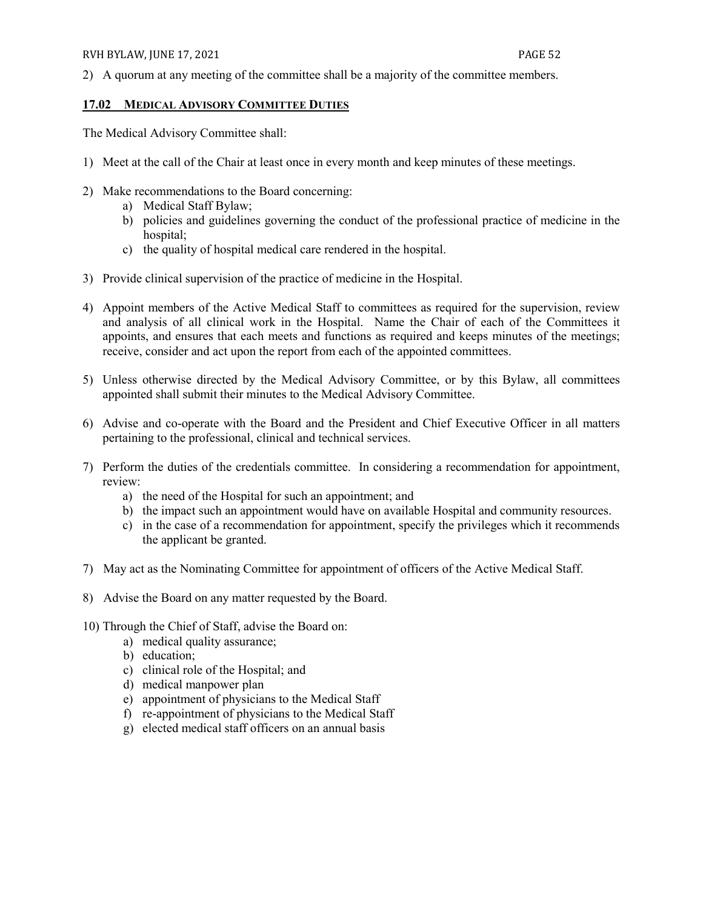2) A quorum at any meeting of the committee shall be a majority of the committee members.

### **17.02 MEDICAL ADVISORY COMMITTEE DUTIES**

The Medical Advisory Committee shall:

1) Meet at the call of the Chair at least once in every month and keep minutes of these meetings.

2) Make recommendations to the Board concerning:
   a) Medical Staff Bylaw;
   b) policies and guidelines governing the conduct of the professional practice of medicine in the hospital;
   c) the quality of hospital medical care rendered in the hospital.

3) Provide clinical supervision of the practice of medicine in the Hospital.

4) Appoint members of the Active Medical Staff to committees as required for the supervision, review and analysis of all clinical work in the Hospital. Name the Chair of each of the Committees it appoints, and ensures that each meets and functions as required and keeps minutes of the meetings; receive, consider and act upon the report from each of the appointed committees.

5) Unless otherwise directed by the Medical Advisory Committee, or by this Bylaw, all committees appointed shall submit their minutes to the Medical Advisory Committee.

6) Advise and co-operate with the Board and the President and Chief Executive Officer in all matters pertaining to the professional, clinical and technical services.

7) Perform the duties of the credentials committee. In considering a recommendation for appointment, review:
   a) the need of the Hospital for such an appointment; and
   b) the impact such an appointment would have on available Hospital and community resources.
   c) in the case of a recommendation for appointment, specify the privileges which it recommends the applicant be granted.

7) May act as the Nominating Committee for appointment of officers of the Active Medical Staff.

8) Advise the Board on any matter requested by the Board.

10) Through the Chief of Staff, advise the Board on:
   a) medical quality assurance;
   b) education;
   c) clinical role of the Hospital; and
   d) medical manpower plan
   e) appointment of physicians to the Medical Staff
   f) re-appointment of physicians to the Medical Staff
   g) elected medical staff officers on an annual basis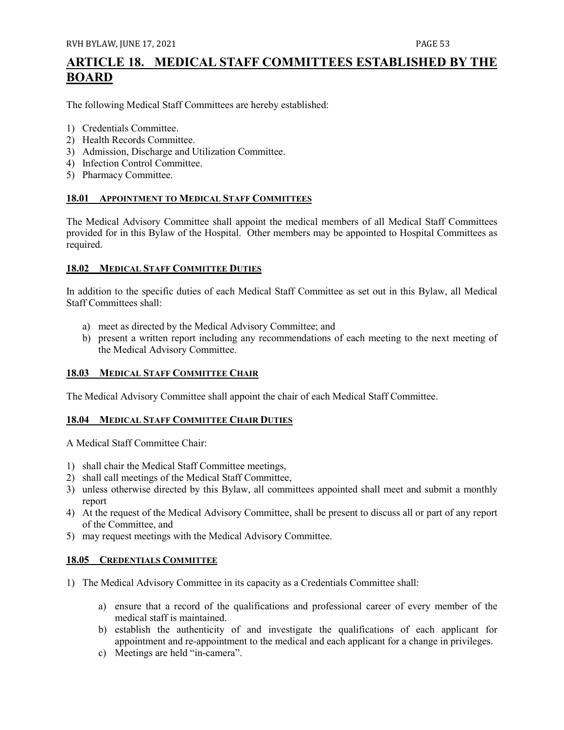# ARTICLE 18. MEDICAL STAFF COMMITTEES ESTABLISHED BY THE BOARD

The following Medical Staff Committees are hereby established:

1) Credentials Committee.
2) Health Records Committee.
3) Admission, Discharge and Utilization Committee.
4) Infection Control Committee.
5) Pharmacy Committee.

## 18.01 APPOINTMENT TO MEDICAL STAFF COMMITTEES

The Medical Advisory Committee shall appoint the medical members of all Medical Staff Committees provided for in this Bylaw of the Hospital. Other members may be appointed to Hospital Committees as required.

## 18.02 MEDICAL STAFF COMMITTEE DUTIES

In addition to the specific duties of each Medical Staff Committee as set out in this Bylaw, all Medical Staff Committees shall:

a) meet as directed by the Medical Advisory Committee; and
b) present a written report including any recommendations of each meeting to the next meeting of the Medical Advisory Committee.

## 18.03 MEDICAL STAFF COMMITTEE CHAIR

The Medical Advisory Committee shall appoint the chair of each Medical Staff Committee.

## 18.04 MEDICAL STAFF COMMITTEE CHAIR DUTIES

A Medical Staff Committee Chair:

1) shall chair the Medical Staff Committee meetings,
2) shall call meetings of the Medical Staff Committee,
3) unless otherwise directed by this Bylaw, all committees appointed shall meet and submit a monthly report
4) At the request of the Medical Advisory Committee, shall be present to discuss all or part of any report of the Committee, and
5) may request meetings with the Medical Advisory Committee.

## 18.05 CREDENTIALS COMMITTEE

1) The Medical Advisory Committee in its capacity as a Credentials Committee shall:

    a) ensure that a record of the qualifications and professional career of every member of the medical staff is maintained.
    b) establish the authenticity of and investigate the qualifications of each applicant for appointment and re-appointment to the medical and each applicant for a change in privileges.
    c) Meetings are held "in-camera".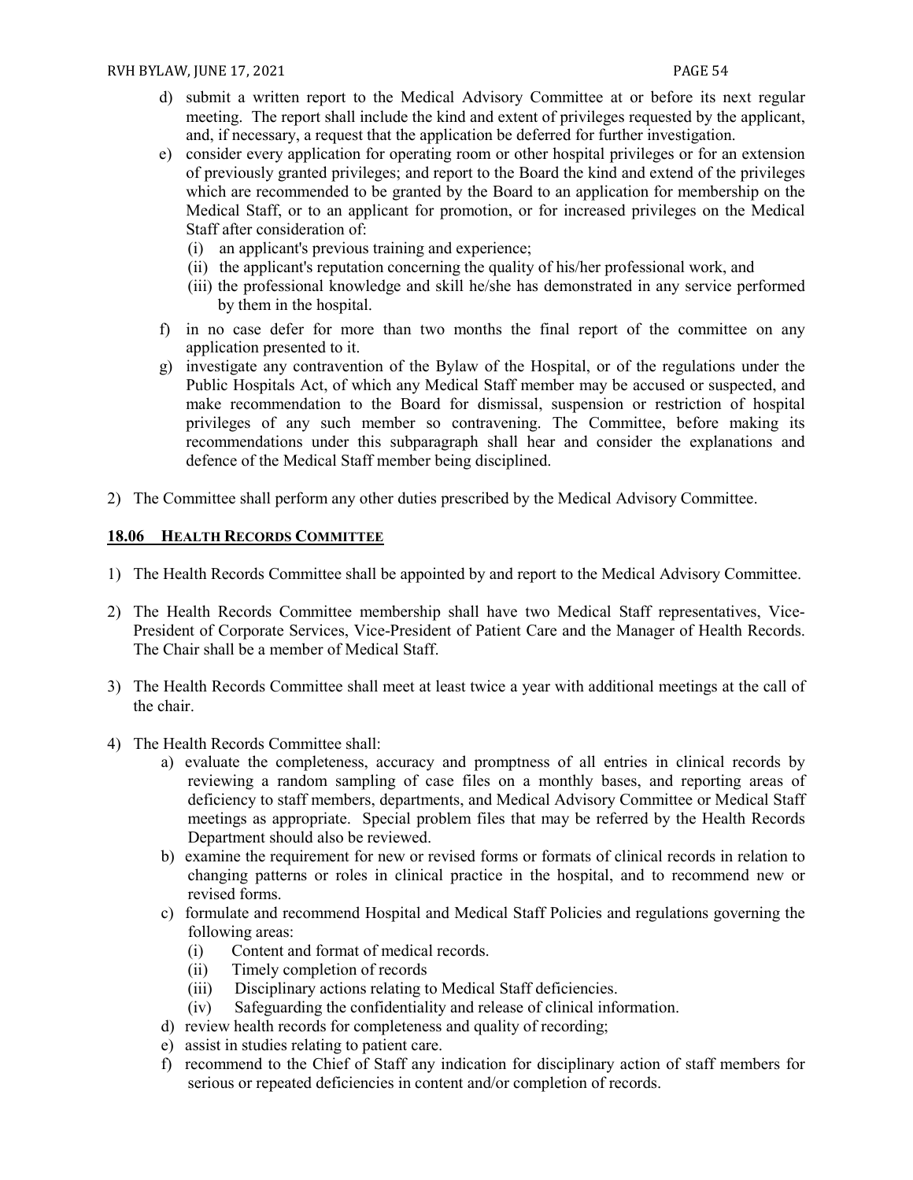d) submit a written report to the Medical Advisory Committee at or before its next regular meeting. The report shall include the kind and extent of privileges requested by the applicant, and, if necessary, a request that the application be deferred for further investigation.

e) consider every application for operating room or other hospital privileges or for an extension of previously granted privileges; and report to the Board the kind and extend of the privileges which are recommended to be granted by the Board to an application for membership on the Medical Staff, or to an applicant for promotion, or for increased privileges on the Medical Staff after consideration of:
   (i) an applicant's previous training and experience;
   (ii) the applicant's reputation concerning the quality of his/her professional work, and
   (iii) the professional knowledge and skill he/she has demonstrated in any service performed by them in the hospital.

f) in no case defer for more than two months the final report of the committee on any application presented to it.

g) investigate any contravention of the Bylaw of the Hospital, or of the regulations under the Public Hospitals Act, of which any Medical Staff member may be accused or suspected, and make recommendation to the Board for dismissal, suspension or restriction of hospital privileges of any such member so contravening. The Committee, before making its recommendations under this subparagraph shall hear and consider the explanations and defence of the Medical Staff member being disciplined.

2) The Committee shall perform any other duties prescribed by the Medical Advisory Committee.

## 18.06 HEALTH RECORDS COMMITTEE

1) The Health Records Committee shall be appointed by and report to the Medical Advisory Committee.

2) The Health Records Committee membership shall have two Medical Staff representatives, Vice-President of Corporate Services, Vice-President of Patient Care and the Manager of Health Records. The Chair shall be a member of Medical Staff.

3) The Health Records Committee shall meet at least twice a year with additional meetings at the call of the chair.

4) The Health Records Committee shall:
   a) evaluate the completeness, accuracy and promptness of all entries in clinical records by reviewing a random sampling of case files on a monthly bases, and reporting areas of deficiency to staff members, departments, and Medical Advisory Committee or Medical Staff meetings as appropriate. Special problem files that may be referred by the Health Records Department should also be reviewed.
   b) examine the requirement for new or revised forms or formats of clinical records in relation to changing patterns or roles in clinical practice in the hospital, and to recommend new or revised forms.
   c) formulate and recommend Hospital and Medical Staff Policies and regulations governing the following areas:
      (i) Content and format of medical records.
      (ii) Timely completion of records
      (iii) Disciplinary actions relating to Medical Staff deficiencies.
      (iv) Safeguarding the confidentiality and release of clinical information.
   d) review health records for completeness and quality of recording;
   e) assist in studies relating to patient care.
   f) recommend to the Chief of Staff any indication for disciplinary action of staff members for serious or repeated deficiencies in content and/or completion of records.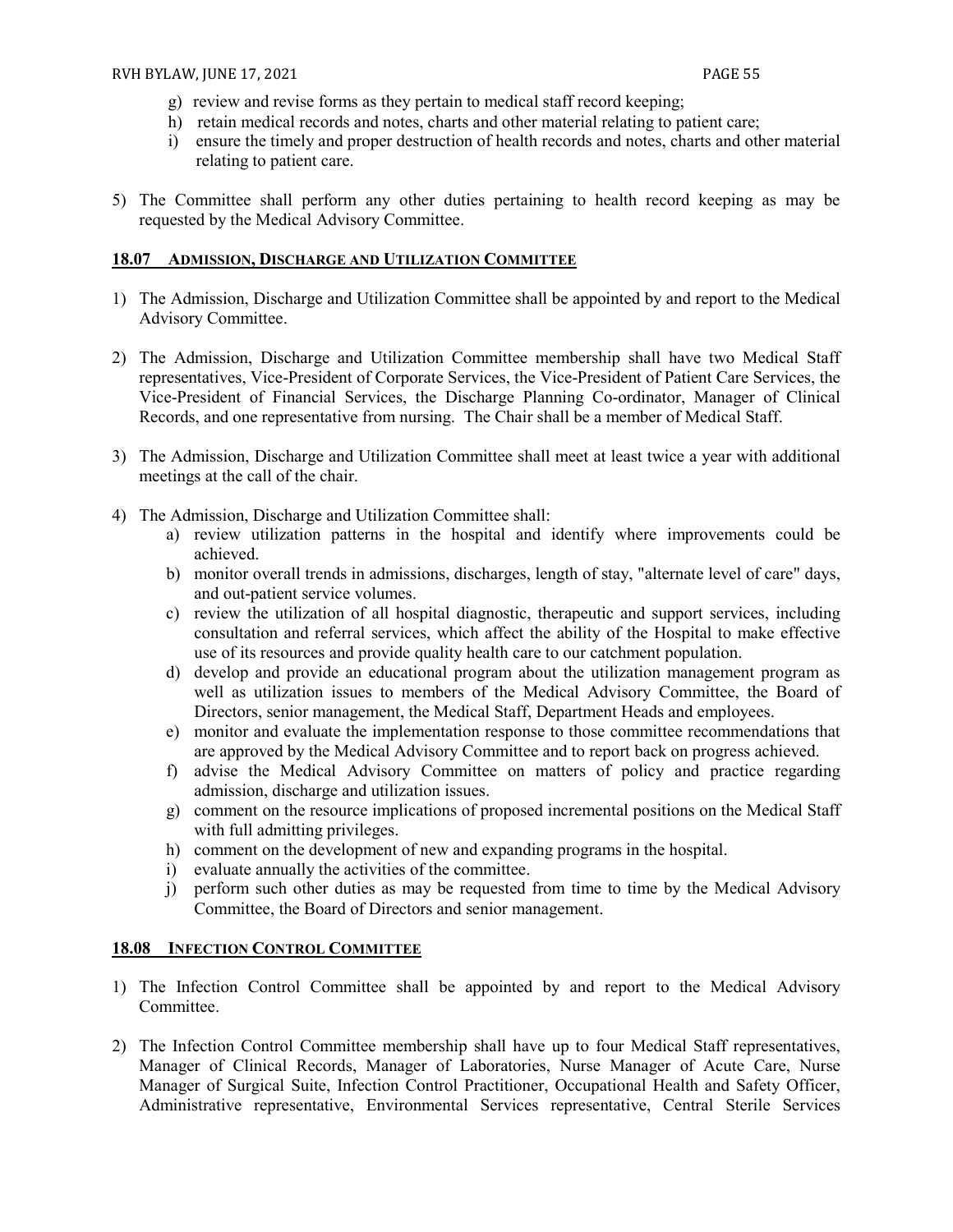g) review and revise forms as they pertain to medical staff record keeping;
h) retain medical records and notes, charts and other material relating to patient care;
i) ensure the timely and proper destruction of health records and notes, charts and other material relating to patient care.

5) The Committee shall perform any other duties pertaining to health record keeping as may be requested by the Medical Advisory Committee.

### 18.07 ADMISSION, DISCHARGE AND UTILIZATION COMMITTEE

1) The Admission, Discharge and Utilization Committee shall be appointed by and report to the Medical Advisory Committee.

2) The Admission, Discharge and Utilization Committee membership shall have two Medical Staff representatives, Vice-President of Corporate Services, the Vice-President of Patient Care Services, the Vice-President of Financial Services, the Discharge Planning Co-ordinator, Manager of Clinical Records, and one representative from nursing. The Chair shall be a member of Medical Staff.

3) The Admission, Discharge and Utilization Committee shall meet at least twice a year with additional meetings at the call of the chair.

4) The Admission, Discharge and Utilization Committee shall:
   a) review utilization patterns in the hospital and identify where improvements could be achieved.
   b) monitor overall trends in admissions, discharges, length of stay, "alternate level of care" days, and out-patient service volumes.
   c) review the utilization of all hospital diagnostic, therapeutic and support services, including consultation and referral services, which affect the ability of the Hospital to make effective use of its resources and provide quality health care to our catchment population.
   d) develop and provide an educational program about the utilization management program as well as utilization issues to members of the Medical Advisory Committee, the Board of Directors, senior management, the Medical Staff, Department Heads and employees.
   e) monitor and evaluate the implementation response to those committee recommendations that are approved by the Medical Advisory Committee and to report back on progress achieved.
   f) advise the Medical Advisory Committee on matters of policy and practice regarding admission, discharge and utilization issues.
   g) comment on the resource implications of proposed incremental positions on the Medical Staff with full admitting privileges.
   h) comment on the development of new and expanding programs in the hospital.
   i) evaluate annually the activities of the committee.
   j) perform such other duties as may be requested from time to time by the Medical Advisory Committee, the Board of Directors and senior management.

### 18.08 INFECTION CONTROL COMMITTEE

1) The Infection Control Committee shall be appointed by and report to the Medical Advisory Committee.

2) The Infection Control Committee membership shall have up to four Medical Staff representatives, Manager of Clinical Records, Manager of Laboratories, Nurse Manager of Acute Care, Nurse Manager of Surgical Suite, Infection Control Practitioner, Occupational Health and Safety Officer, Administrative representative, Environmental Services representative, Central Sterile Services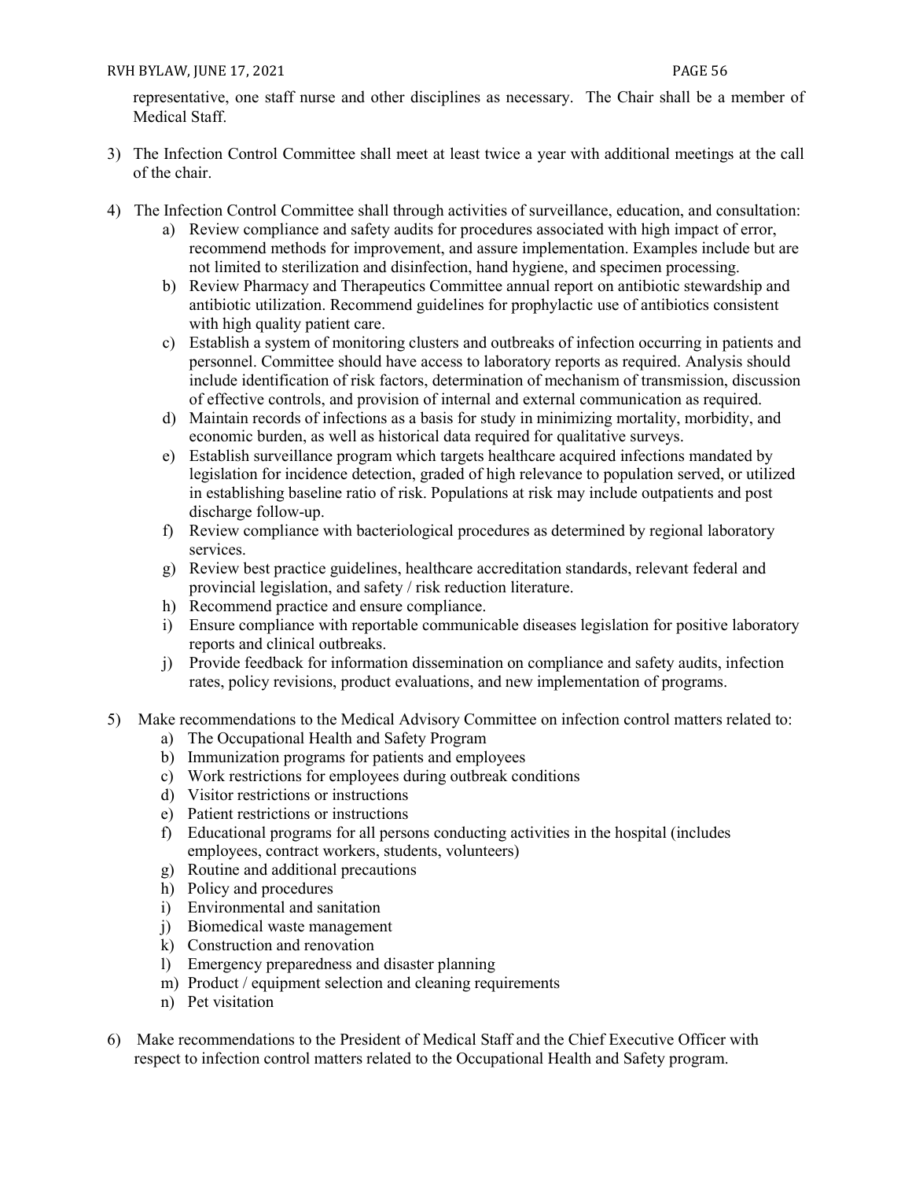representative, one staff nurse and other disciplines as necessary. The Chair shall be a member of Medical Staff.

3) The Infection Control Committee shall meet at least twice a year with additional meetings at the call of the chair.

4) The Infection Control Committee shall through activities of surveillance, education, and consultation:
   a) Review compliance and safety audits for procedures associated with high impact of error, recommend methods for improvement, and assure implementation. Examples include but are not limited to sterilization and disinfection, hand hygiene, and specimen processing.
   b) Review Pharmacy and Therapeutics Committee annual report on antibiotic stewardship and antibiotic utilization. Recommend guidelines for prophylactic use of antibiotics consistent with high quality patient care.
   c) Establish a system of monitoring clusters and outbreaks of infection occurring in patients and personnel. Committee should have access to laboratory reports as required. Analysis should include identification of risk factors, determination of mechanism of transmission, discussion of effective controls, and provision of internal and external communication as required.
   d) Maintain records of infections as a basis for study in minimizing mortality, morbidity, and economic burden, as well as historical data required for qualitative surveys.
   e) Establish surveillance program which targets healthcare acquired infections mandated by legislation for incidence detection, graded of high relevance to population served, or utilized in establishing baseline ratio of risk. Populations at risk may include outpatients and post discharge follow-up.
   f) Review compliance with bacteriological procedures as determined by regional laboratory services.
   g) Review best practice guidelines, healthcare accreditation standards, relevant federal and provincial legislation, and safety / risk reduction literature.
   h) Recommend practice and ensure compliance.
   i) Ensure compliance with reportable communicable diseases legislation for positive laboratory reports and clinical outbreaks.
   j) Provide feedback for information dissemination on compliance and safety audits, infection rates, policy revisions, product evaluations, and new implementation of programs.

5) Make recommendations to the Medical Advisory Committee on infection control matters related to:
   a) The Occupational Health and Safety Program
   b) Immunization programs for patients and employees
   c) Work restrictions for employees during outbreak conditions
   d) Visitor restrictions or instructions
   e) Patient restrictions or instructions
   f) Educational programs for all persons conducting activities in the hospital (includes employees, contract workers, students, volunteers)
   g) Routine and additional precautions
   h) Policy and procedures
   i) Environmental and sanitation
   j) Biomedical waste management
   k) Construction and renovation
   l) Emergency preparedness and disaster planning
   m) Product / equipment selection and cleaning requirements
   n) Pet visitation

6) Make recommendations to the President of Medical Staff and the Chief Executive Officer with respect to infection control matters related to the Occupational Health and Safety program.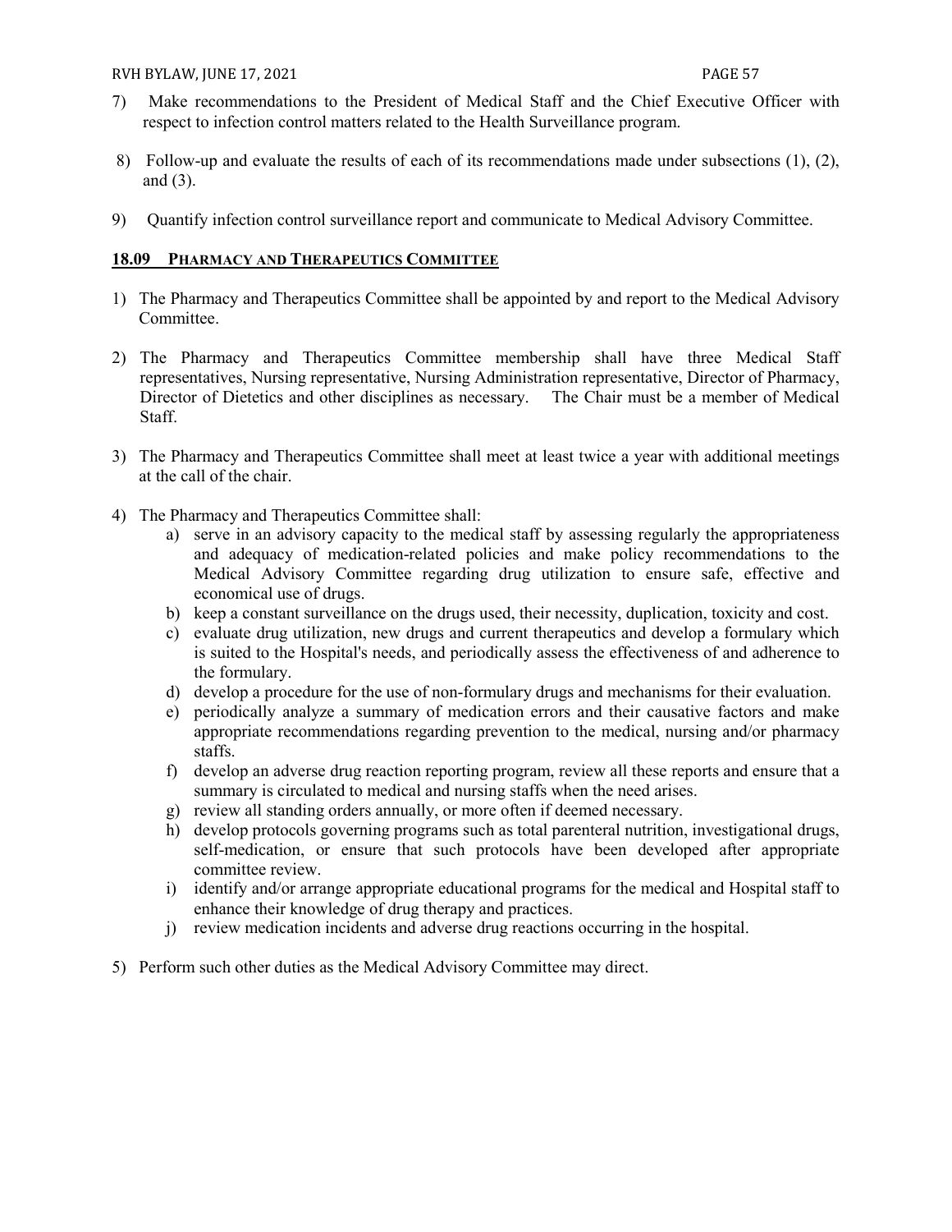7) Make recommendations to the President of Medical Staff and the Chief Executive Officer with respect to infection control matters related to the Health Surveillance program.

8) Follow-up and evaluate the results of each of its recommendations made under subsections (1), (2), and (3).

9) Quantify infection control surveillance report and communicate to Medical Advisory Committee.

## 18.09 PHARMACY AND THERAPEUTICS COMMITTEE

1) The Pharmacy and Therapeutics Committee shall be appointed by and report to the Medical Advisory Committee.

2) The Pharmacy and Therapeutics Committee membership shall have three Medical Staff representatives, Nursing representative, Nursing Administration representative, Director of Pharmacy, Director of Dietetics and other disciplines as necessary. The Chair must be a member of Medical Staff.

3) The Pharmacy and Therapeutics Committee shall meet at least twice a year with additional meetings at the call of the chair.

4) The Pharmacy and Therapeutics Committee shall:
   a) serve in an advisory capacity to the medical staff by assessing regularly the appropriateness and adequacy of medication-related policies and make policy recommendations to the Medical Advisory Committee regarding drug utilization to ensure safe, effective and economical use of drugs.
   b) keep a constant surveillance on the drugs used, their necessity, duplication, toxicity and cost.
   c) evaluate drug utilization, new drugs and current therapeutics and develop a formulary which is suited to the Hospital's needs, and periodically assess the effectiveness of and adherence to the formulary.
   d) develop a procedure for the use of non-formulary drugs and mechanisms for their evaluation.
   e) periodically analyze a summary of medication errors and their causative factors and make appropriate recommendations regarding prevention to the medical, nursing and/or pharmacy staffs.
   f) develop an adverse drug reaction reporting program, review all these reports and ensure that a summary is circulated to medical and nursing staffs when the need arises.
   g) review all standing orders annually, or more often if deemed necessary.
   h) develop protocols governing programs such as total parenteral nutrition, investigational drugs, self-medication, or ensure that such protocols have been developed after appropriate committee review.
   i) identify and/or arrange appropriate educational programs for the medical and Hospital staff to enhance their knowledge of drug therapy and practices.
   j) review medication incidents and adverse drug reactions occurring in the hospital.

5) Perform such other duties as the Medical Advisory Committee may direct.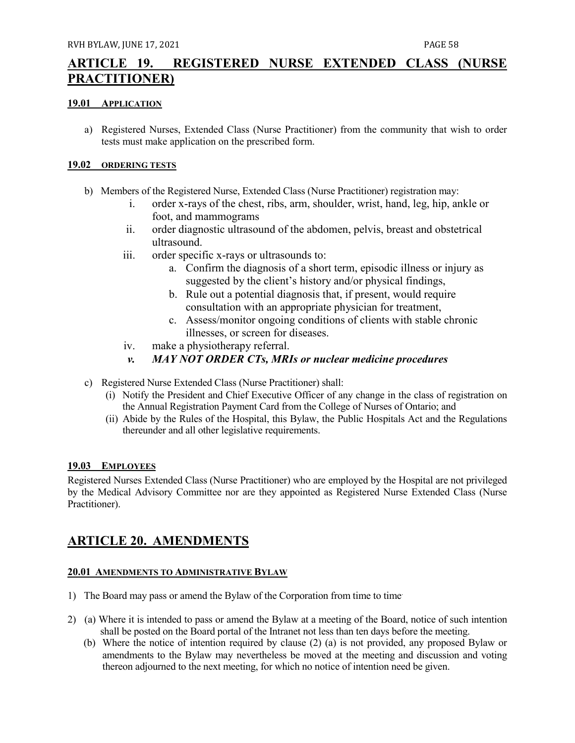## ARTICLE 19. REGISTERED NURSE EXTENDED CLASS (NURSE PRACTITIONER)

### 19.01 APPLICATION

a) Registered Nurses, Extended Class (Nurse Practitioner) from the community that wish to order tests must make application on the prescribed form.

### 19.02 ORDERING TESTS

b) Members of the Registered Nurse, Extended Class (Nurse Practitioner) registration may:
   i. order x-rays of the chest, ribs, arm, shoulder, wrist, hand, leg, hip, ankle or foot, and mammograms
   ii. order diagnostic ultrasound of the abdomen, pelvis, breast and obstetrical ultrasound.
   iii. order specific x-rays or ultrasounds to:
      a. Confirm the diagnosis of a short term, episodic illness or injury as suggested by the client's history and/or physical findings,
      b. Rule out a potential diagnosis that, if present, would require consultation with an appropriate physician for treatment,
      c. Assess/monitor ongoing conditions of clients with stable chronic illnesses, or screen for diseases.
   iv. make a physiotherapy referral.
   ***v. MAY NOT ORDER CTs, MRIs or nuclear medicine procedures***

c) Registered Nurse Extended Class (Nurse Practitioner) shall:
   (i) Notify the President and Chief Executive Officer of any change in the class of registration on the Annual Registration Payment Card from the College of Nurses of Ontario; and
   (ii) Abide by the Rules of the Hospital, this Bylaw, the Public Hospitals Act and the Regulations thereunder and all other legislative requirements.

### 19.03 EMPLOYEES

Registered Nurses Extended Class (Nurse Practitioner) who are employed by the Hospital are not privileged by the Medical Advisory Committee nor are they appointed as Registered Nurse Extended Class (Nurse Practitioner).

## ARTICLE 20. AMENDMENTS

### 20.01 AMENDMENTS TO ADMINISTRATIVE BYLAW

1) The Board may pass or amend the Bylaw of the Corporation from time to time.

2) (a) Where it is intended to pass or amend the Bylaw at a meeting of the Board, notice of such intention shall be posted on the Board portal of the Intranet not less than ten days before the meeting.
   (b) Where the notice of intention required by clause (2) (a) is not provided, any proposed Bylaw or amendments to the Bylaw may nevertheless be moved at the meeting and discussion and voting thereon adjourned to the next meeting, for which no notice of intention need be given.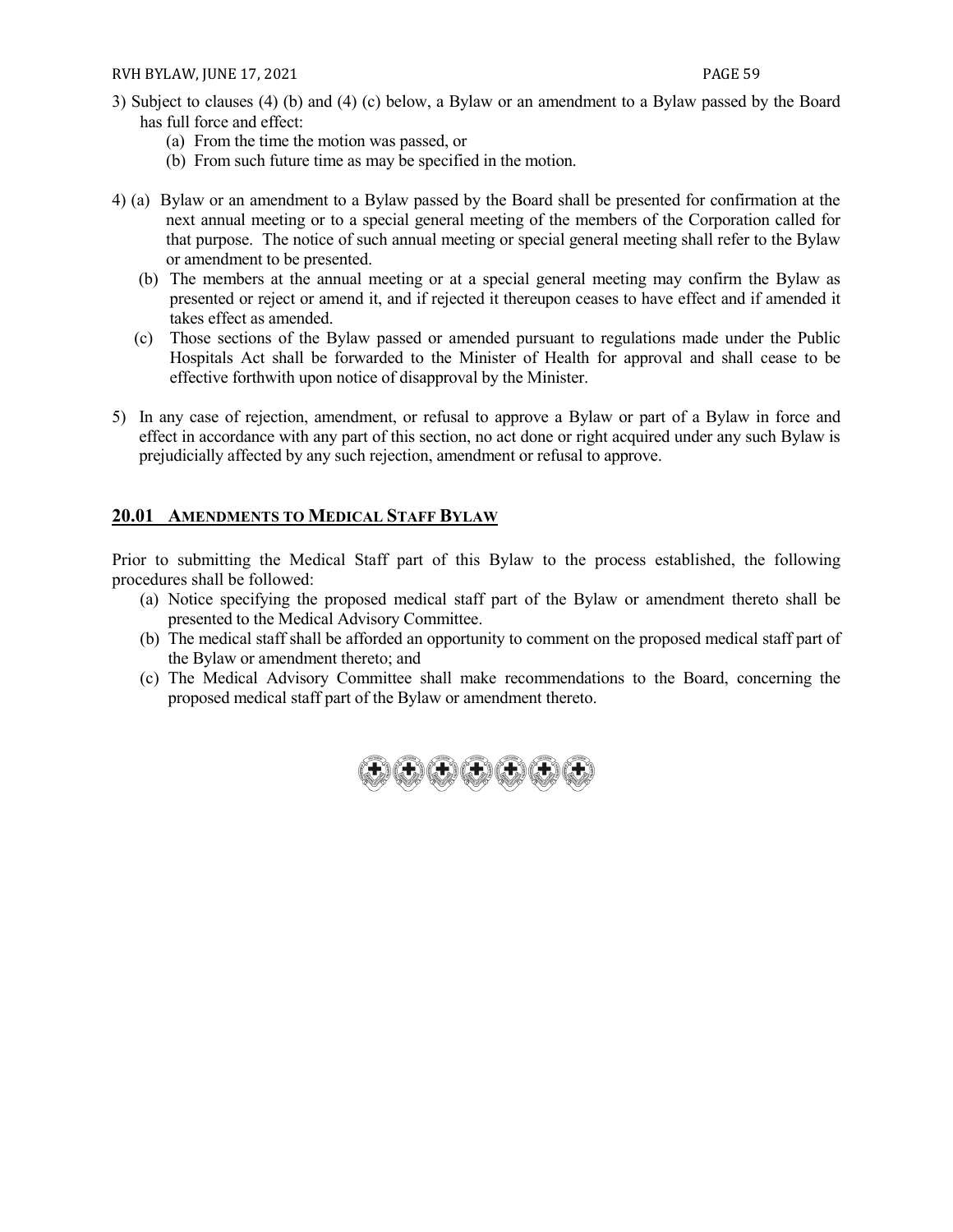3) Subject to clauses (4) (b) and (4) (c) below, a Bylaw or an amendment to a Bylaw passed by the Board has full force and effect:
   - (a) From the time the motion was passed, or
   - (b) From such future time as may be specified in the motion.

4) (a) Bylaw or an amendment to a Bylaw passed by the Board shall be presented for confirmation at the next annual meeting or to a special general meeting of the members of the Corporation called for that purpose. The notice of such annual meeting or special general meeting shall refer to the Bylaw or amendment to be presented.
   - (b) The members at the annual meeting or at a special general meeting may confirm the Bylaw as presented or reject or amend it, and if rejected it thereupon ceases to have effect and if amended it takes effect as amended.
   - (c) Those sections of the Bylaw passed or amended pursuant to regulations made under the Public Hospitals Act shall be forwarded to the Minister of Health for approval and shall cease to be effective forthwith upon notice of disapproval by the Minister.

5) In any case of rejection, amendment, or refusal to approve a Bylaw or part of a Bylaw in force and effect in accordance with any part of this section, no act done or right acquired under any such Bylaw is prejudicially affected by any such rejection, amendment or refusal to approve.

## 20.01 Amendments to Medical Staff Bylaw

Prior to submitting the Medical Staff part of this Bylaw to the process established, the following procedures shall be followed:

- (a) Notice specifying the proposed medical staff part of the Bylaw or amendment thereto shall be presented to the Medical Advisory Committee.
- (b) The medical staff shall be afforded an opportunity to comment on the proposed medical staff part of the Bylaw or amendment thereto; and
- (c) The Medical Advisory Committee shall make recommendations to the Board, concerning the proposed medical staff part of the Bylaw or amendment thereto.